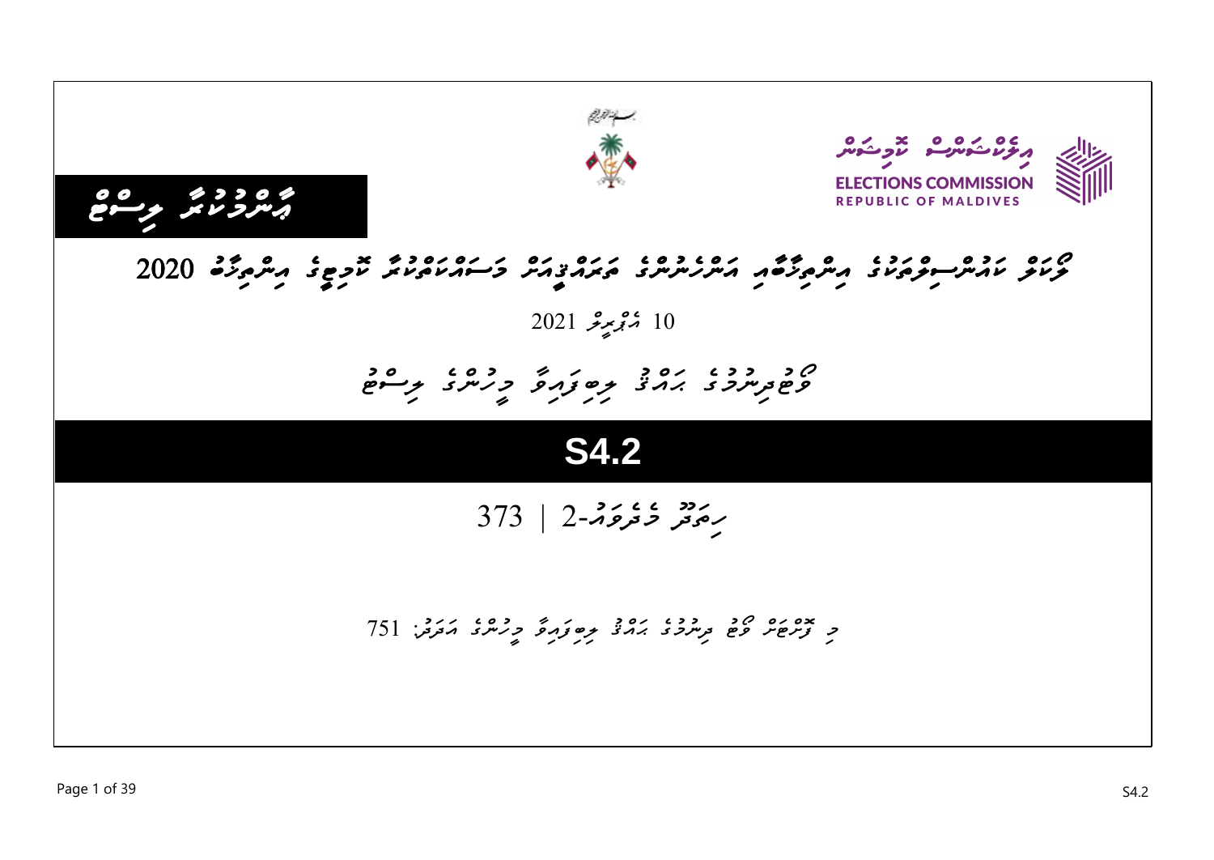ބިސްމިﷲ الرحمن الرحيم

އިލެކްޝަންސް ކޮމިޝަން

ELECTIONS COMMISSION
REPUBLIC OF MALDIVES

އަންހުމާނަ ލިސްޓް

# ލޯކަލް ކައުންސިލްތަކުގެ އިންތިޚާބާއި އަންހެނުންގެ ތަރައްޤީއަށް މަސައްކަތްކުރާ ކޮމިޓީގެ އިންތިޚާބު 2020

10 އޭޕްރިލް 2021

ވޯޓުދިނުމުގެ ހައްޤު ލިބިފައިވާ މީހުންގެ ލިސްޓު

## S4.2

ހިތަދޫ މެދުވަރު-2 | 373

މި ފޯމުގައި ވޯޓު ދިނުމުގެ ހައްޤު ލިބިފައިވާ މީހުންގެ އަދަދު: 751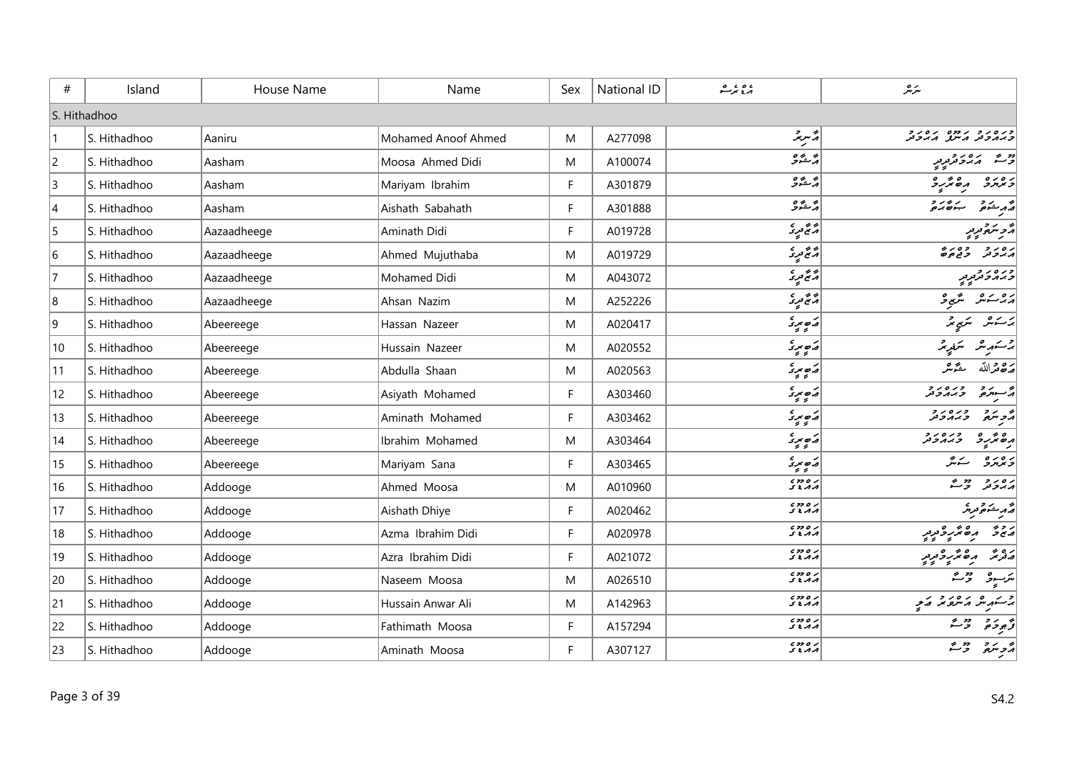| # | Island | House Name | Name | Sex | National ID | ގެއުގެ ނަން | ނަން |
|---|---|---|---|---|---|---|---|
| S. Hithadhoo | | | | | | | |
| 1 | S. Hithadhoo | Aaniru | Mohamed Anoof Ahmed | M | A277098 | އާނިރު | މުހައްމަދު އަނޫފު އަހުމަދު |
| 2 | S. Hithadhoo | Aasham | Moosa Ahmed Didi | M | A100074 | އާޝަމް | މޫސާ އަހުމަދުދީދީ |
| 3 | S. Hithadhoo | Aasham | Mariyam Ibrahim | F | A301879 | އާޝަމް | މަރިޔަމް އިބްރާހީމް |
| 4 | S. Hithadhoo | Aasham | Aishath Sabahath | F | A301888 | އާޝަމް | އާއިޝަތު ސަބާހަތު |
| 5 | S. Hithadhoo | Aazaadheege | Aminath Didi | F | A019728 | އާޒާދީގެ | އާމިނަތުދީދީ |
| 6 | S. Hithadhoo | Aazaadheege | Ahmed Mujuthaba | M | A019729 | އާޒާދީގެ | އަހުމަދު މުޖުތަބާ |
| 7 | S. Hithadhoo | Aazaadheege | Mohamed Didi | M | A043072 | އާޒާދީގެ | މުހައްމަދުދީދީ |
| 8 | S. Hithadhoo | Aazaadheege | Ahsan Nazim | M | A252226 | އާޒާދީގެ | އަހްސަން ނާޒިމް |
| 9 | S. Hithadhoo | Abeereege | Hassan Nazeer | M | A020417 | އަބީރީގެ | ހަސަން ނަޒީރު |
| 10 | S. Hithadhoo | Abeereege | Hussain Nazeer | M | A020552 | އަބީރީގެ | ހުސައިން ނަޒީރު |
| 11 | S. Hithadhoo | Abeereege | Abdulla Shaan | M | A020563 | އަބީރީގެ | އަބްދުﷲ ޝާން |
| 12 | S. Hithadhoo | Abeereege | Asiyath Mohamed | F | A303460 | އަބީރީގެ | އާސިޔަތު މުހައްމަދު |
| 13 | S. Hithadhoo | Abeereege | Aminath Mohamed | F | A303462 | އަބީރީގެ | އާމިނަތު މުހައްމަދު |
| 14 | S. Hithadhoo | Abeereege | Ibrahim Mohamed | M | A303464 | އަބީރީގެ | އިބްރާހީމް މުހައްމަދު |
| 15 | S. Hithadhoo | Abeereege | Mariyam Sana | F | A303465 | އަބީރީގެ | މަރިޔަމް ސަނާ |
| 16 | S. Hithadhoo | Addooge | Ahmed Moosa | M | A010960 | އައްޑޫގެ | އަހުމަދު މޫސާ |
| 17 | S. Hithadhoo | Addooge | Aishath Dhiye | F | A020462 | އައްޑޫގެ | އާއިޝަތުދިޔެ |
| 18 | S. Hithadhoo | Addooge | Azma Ibrahim Didi | F | A020978 | އައްޑޫގެ | އަޒުމާ އިބްރާހީމްދީދީ |
| 19 | S. Hithadhoo | Addooge | Azra Ibrahim Didi | F | A021072 | އައްޑޫގެ | އަޒްރާ އިބްރާހީމްދީދީ |
| 20 | S. Hithadhoo | Addooge | Naseem Moosa | M | A026510 | އައްޑޫގެ | ނަސީމް މޫސާ |
| 21 | S. Hithadhoo | Addooge | Hussain Anwar Ali | M | A142963 | އައްޑޫގެ | ހުސައިން އަންވަރު އަލި |
| 22 | S. Hithadhoo | Addooge | Fathimath Moosa | F | A157294 | އައްޑޫގެ | ފާތިމަތު މޫސާ |
| 23 | S. Hithadhoo | Addooge | Aminath Moosa | F | A307127 | އައްޑޫގެ | އާމިނަތު މޫސާ |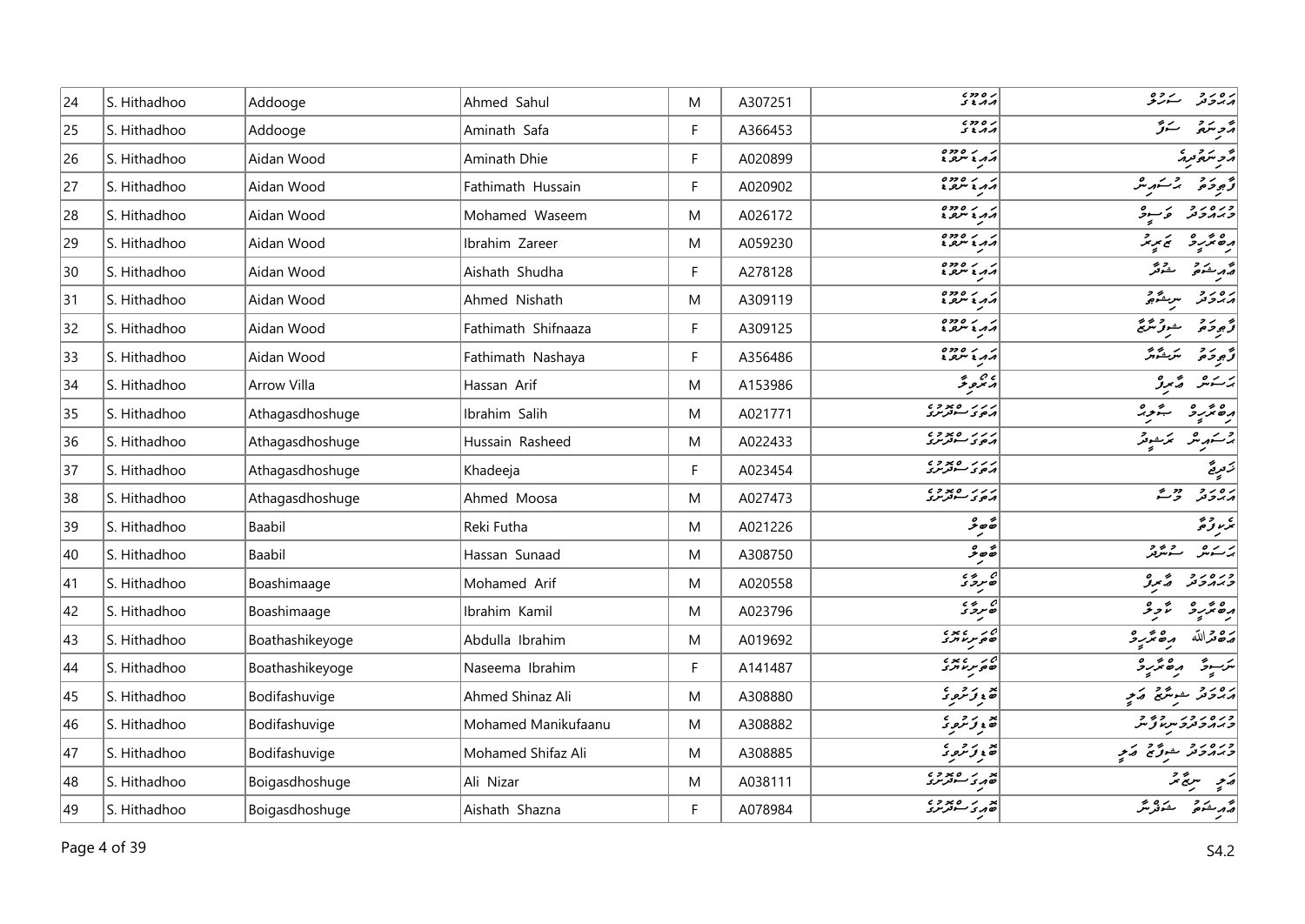| 24 | S. Hithadhoo | Addooge | Ahmed Sahul | M | A307251 | އައްޑޫގެ | އަހުމަދު ސަހުލް |
|---|---|---|---|---|---|---|---|
| 25 | S. Hithadhoo | Addooge | Aminath Safa | F | A366453 | އައްޑޫގެ | އާމިނަތު ސަފާ |
| 26 | S. Hithadhoo | Aidan Wood | Aminath Dhie | F | A020899 | އައިޑަން ވުޑް | އާމިނަތުދިއް |
| 27 | S. Hithadhoo | Aidan Wood | Fathimath Hussain | F | A020902 | އައިޑަން ވުޑް | ފާތިމަތު ހުސައިން |
| 28 | S. Hithadhoo | Aidan Wood | Mohamed Waseem | M | A026172 | އައިޑަން ވުޑް | މުހައްމަދު ވަސީމް |
| 29 | S. Hithadhoo | Aidan Wood | Ibrahim Zareer | M | A059230 | އައިޑަން ވުޑް | އިބްރާހީމް ޒަރީރު |
| 30 | S. Hithadhoo | Aidan Wood | Aishath Shudha | F | A278128 | އައިޑަން ވުޑް | އާއިޝަތު ޝުދާ |
| 31 | S. Hithadhoo | Aidan Wood | Ahmed Nishath | M | A309119 | އައިޑަން ވުޑް | އަހުމަދު ނިޝާތު |
| 32 | S. Hithadhoo | Aidan Wood | Fathimath Shifnaaza | F | A309125 | އައިޑަން ވުޑް | ފާތިމަތު ޝިފްނާޒާ |
| 33 | S. Hithadhoo | Aidan Wood | Fathimath Nashaya | F | A356486 | އައިޑަން ވުޑް | ފާތިމަތު ނަޝާޔާ |
| 34 | S. Hithadhoo | Arrow Villa | Hassan Arif | M | A153986 | އެރޯވިލާ | ހަސަން އާރިފު |
| 35 | S. Hithadhoo | Athagasdhoshuge | Ibrahim Salih | M | A021771 | އަތަގަސްދޮށުގެ | އިބްރާހީމް ސާލިހު |
| 36 | S. Hithadhoo | Athagasdhoshuge | Hussain Rasheed | M | A022433 | އަތަގަސްދޮށުގެ | ހުސައިން ރަޝީދު |
| 37 | S. Hithadhoo | Athagasdhoshuge | Khadeeja | F | A023454 | އަތަގަސްދޮށުގެ | ޚަދީޖާ |
| 38 | S. Hithadhoo | Athagasdhoshuge | Ahmed Moosa | M | A027473 | އަތަގަސްދޮށުގެ | އަހުމަދު މޫސާ |
| 39 | S. Hithadhoo | Baabil | Reki Futha | M | A021226 | ބާބިލް | ރެކިފުތާ |
| 40 | S. Hithadhoo | Baabil | Hassan Sunaad | M | A308750 | ބާބިލް | ހަސަން ސުނާދު |
| 41 | S. Hithadhoo | Boashimaage | Mohamed Arif | M | A020558 | ބޯށިމާގެ | މުހައްމަދު އާރިފު |
| 42 | S. Hithadhoo | Boashimaage | Ibrahim Kamil | M | A023796 | ބޯށިމާގެ | އިބްރާހީމް ކާމިލް |
| 43 | S. Hithadhoo | Boathashikeyoge | Abdulla Ibrahim | M | A019692 | ބޯތަށިކެޔޮގެ | އަބްދުﷲ އިބްރާހީމް |
| 44 | S. Hithadhoo | Boathashikeyoge | Naseema Ibrahim | F | A141487 | ބޯތަށިކެޔޮގެ | ނަސީމާ އިބްރާހީމް |
| 45 | S. Hithadhoo | Bodifashuvige | Ahmed Shinaz Ali | M | A308880 | ބޮޑުފަށުވިގެ | އަހުމަދު ޝިނާޒް އަލި |
| 46 | S. Hithadhoo | Bodifashuvige | Mohamed Manikufaanu | M | A308882 | ބޮޑުފަށުވިގެ | މުހައްމަދުމަނިކުފާނު |
| 47 | S. Hithadhoo | Bodifashuvige | Mohamed Shifaz Ali | M | A308885 | ބޮޑުފަށުވިގެ | މުހައްމަދު ޝިފާޒް އަލި |
| 48 | S. Hithadhoo | Boigasdhoshuge | Ali Nizar | M | A038111 | ބޮއިގަސްދޮށުގެ | އަލި ނިޒާރު |
| 49 | S. Hithadhoo | Boigasdhoshuge | Aishath Shazna | F | A078984 | ބޮއިގަސްދޮށުގެ | އާއިޝަތު ޝަޒްނާ |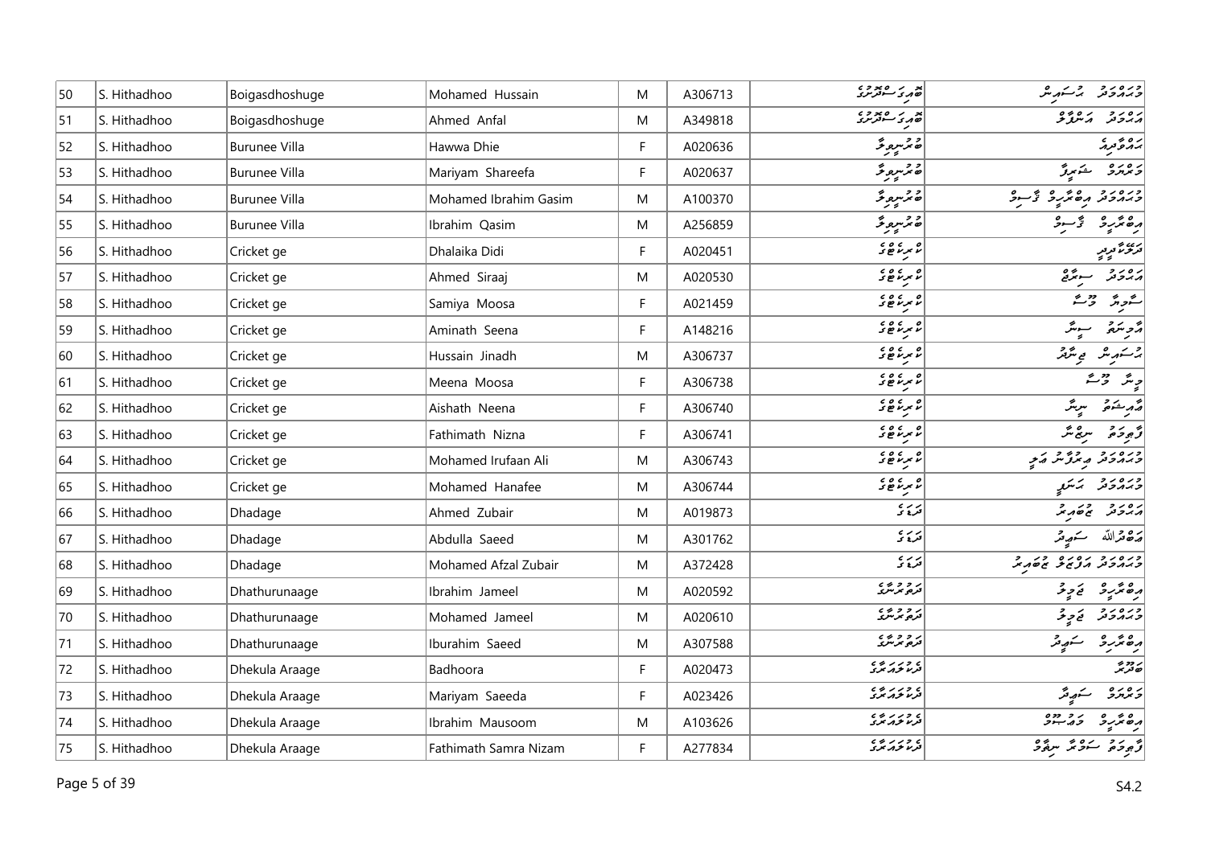| 50 | S. Hithadhoo | Boigasdhoshuge | Mohamed Hussain | M | A306713 | ބޮއިގަސްދޮށުގެ | މުހައްމަދު ހުސައިން |
|---|---|---|---|---|---|---|---|
| 51 | S. Hithadhoo | Boigasdhoshuge | Ahmed Anfal | M | A349818 | ބޮއިގަސްދޮށުގެ | އަހުމަދު އަންފާލް |
| 52 | S. Hithadhoo | Burunee Villa | Hawwa Dhie | F | A020636 | ބުރުނީވިލާ | ހައްވާދިއެ |
| 53 | S. Hithadhoo | Burunee Villa | Mariyam Shareefa | F | A020637 | ބުރުނީވިލާ | މަރިޔަމް شަރީފާ |
| 54 | S. Hithadhoo | Burunee Villa | Mohamed Ibrahim Gasim | M | A100370 | ބުރުނީވިލާ | މުހައްމަދު އިބްރާހިމް ޤާސިމް |
| 55 | S. Hithadhoo | Burunee Villa | Ibrahim Qasim | M | A256859 | ބުރުނީވިލާ | އިބްރާހިމް ޤާސިމް |
| 56 | S. Hithadhoo | Cricket ge | Dhalaika Didi | F | A020451 | ކްރިކެޓްގެ | ދަލައިކާދީދީ |
| 57 | S. Hithadhoo | Cricket ge | Ahmed Siraaj | M | A020530 | ކްރިކެޓްގެ | އަހުމަދު ސިރާޖު |
| 58 | S. Hithadhoo | Cricket ge | Samiya Moosa | F | A021459 | ކްރިކެޓްގެ | ސާމިޔާ މޫސާ |
| 59 | S. Hithadhoo | Cricket ge | Aminath Seena | F | A148216 | ކްރިކެޓްގެ | އާމިނަތު ސީނާ |
| 60 | S. Hithadhoo | Cricket ge | Hussain Jinadh | M | A306737 | ކްރިކެޓްގެ | ހުސައިން ޖިނާދު |
| 61 | S. Hithadhoo | Cricket ge | Meena Moosa | F | A306738 | ކްރިކެޓްގެ | މީނާ މޫސާ |
| 62 | S. Hithadhoo | Cricket ge | Aishath Neena | F | A306740 | ކްރިކެޓްގެ | އައިشަތު ނީނާ |
| 63 | S. Hithadhoo | Cricket ge | Fathimath Nizna | F | A306741 | ކްރިކެޓްގެ | ފާތިމަތު ނިޒްނާ |
| 64 | S. Hithadhoo | Cricket ge | Mohamed Irufaan Ali | M | A306743 | ކްރިކެޓްގެ | މުހައްމަދު އިރުފާން އަލި |
| 65 | S. Hithadhoo | Cricket ge | Mohamed Hanafee | M | A306744 | ކްރިކެޓްގެ | މުހައްމަދު ހަނަފީ |
| 66 | S. Hithadhoo | Dhadage | Ahmed Zubair | M | A019873 | ދަދަގެ | އަހުމަދު ޒުބައިރު |
| 67 | S. Hithadhoo | Dhadage | Abdulla Saeed | M | A301762 | ދަދަގެ | އަބްދުﷲ ސަޢީދު |
| 68 | S. Hithadhoo | Dhadage | Mohamed Afzal Zubair | M | A372428 | ދަދަގެ | މުހައްމަދު އަފްޟަލް ޒުބައިރު |
| 69 | S. Hithadhoo | Dhathurunaage | Ibrahim Jameel | M | A020592 | ދަތުރުނާގެ | އިބްރާހިމް ޖަމީލް |
| 70 | S. Hithadhoo | Dhathurunaage | Mohamed Jameel | M | A020610 | ދަތުރުނާގެ | މުހައްމަދު ޖަމީލް |
| 71 | S. Hithadhoo | Dhathurunaage | Iburahim Saeed | M | A307588 | ދަތުރުނާގެ | އިބްރާހިމް ސަޢީދު |
| 72 | S. Hithadhoo | Dhekula Araage | Badhoora | F | A020473 | ދެކުލައަރާގެ | ބަދޫރާ |
| 73 | S. Hithadhoo | Dhekula Araage | Mariyam Saeeda | F | A023426 | ދެކުލައަރާގެ | މަރިޔަމް ސަޢީދާ |
| 74 | S. Hithadhoo | Dhekula Araage | Ibrahim Mausoom | M | A103626 | ދެކުލައަރާގެ | އިބްރާހިމް މައުސޫމް |
| 75 | S. Hithadhoo | Dhekula Araage | Fathimath Samra Nizam | F | A277834 | ދެކުލައަރާގެ | ފާތިމަތު ސަމްރާ ނިޒާމް |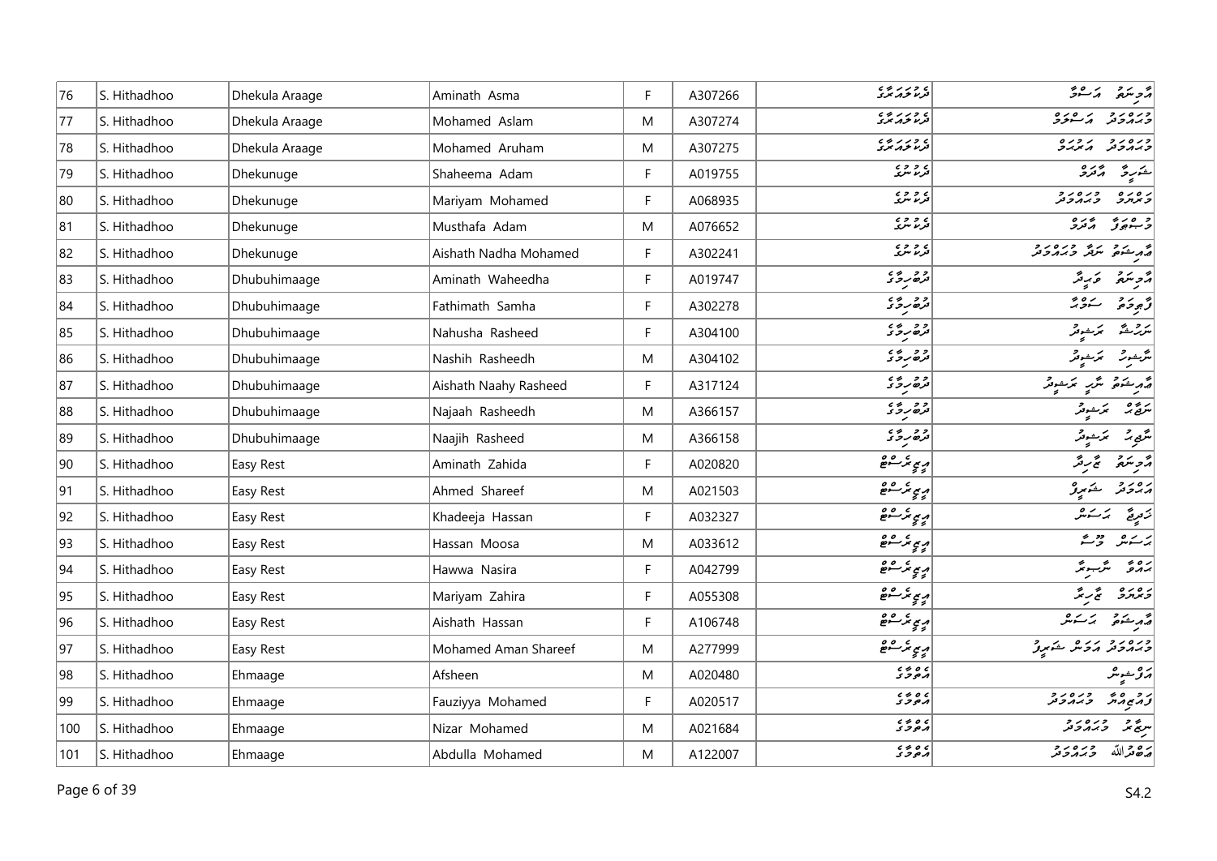| 76 | S. Hithadhoo | Dhekula Araage | Aminath Asma | F | A307266 | ދެކުލަ އަރާގެ | އާމިނަތު އަސްމާ |
|---|---|---|---|---|---|---|---|
| 77 | S. Hithadhoo | Dhekula Araage | Mohamed Aslam | M | A307274 | ދެކުލަ އަރާގެ | މުހައްމަދު އަސްލަމް |
| 78 | S. Hithadhoo | Dhekula Araage | Mohamed Aruham | M | A307275 | ދެކުލަ އަރާގެ | މުހައްމަދު އަރުހަމް |
| 79 | S. Hithadhoo | Dhekunuge | Shaheema Adam | F | A019755 | ދެކުނުގެ | ޝަހީމާ އާދަމް |
| 80 | S. Hithadhoo | Dhekunuge | Mariyam Mohamed | F | A068935 | ދެކުނުގެ | މަރިޔަމް މުހައްމަދު |
| 81 | S. Hithadhoo | Dhekunuge | Musthafa Adam | M | A076652 | ދެކުނުގެ | މުސްތަފާ އާދަމް |
| 82 | S. Hithadhoo | Dhekunuge | Aishath Nadha Mohamed | F | A302241 | ދެކުނުގެ | އާއިޝަތު ނަދާ މުހައްމަދު |
| 83 | S. Hithadhoo | Dhubuhimaage | Aminath Waheedha | F | A019747 | ދުބުހިމާގެ | އާމިނަތު ވަހީދާ |
| 84 | S. Hithadhoo | Dhubuhimaage | Fathimath Samha | F | A302278 | ދުބުހިމާގެ | ފާތިމަތު ސަމްހާ |
| 85 | S. Hithadhoo | Dhubuhimaage | Nahusha Rasheed | F | A304100 | ދުބުހިމާގެ | ނަހުޝާ ރަޝީދު |
| 86 | S. Hithadhoo | Dhubuhimaage | Nashih Rasheedh | M | A304102 | ދުބުހިމާގެ | ނާޝިހު ރަޝީދު |
| 87 | S. Hithadhoo | Dhubuhimaage | Aishath Naahy Rasheed | F | A317124 | ދުބުހިމާގެ | އާއިޝަތު ނާހީ ރަޝީދު |
| 88 | S. Hithadhoo | Dhubuhimaage | Najaah Rasheedh | M | A366157 | ދުބުހިމާގެ | ނަޖާހު ރަޝީދު |
| 89 | S. Hithadhoo | Dhubuhimaage | Naajih Rasheed | M | A366158 | ދުބުހިމާގެ | ނާޖިހު ރަޝީދު |
| 90 | S. Hithadhoo | Easy Rest | Aminath Zahida | F | A020820 | އީޒީރެސްޓް | އާމިނަތު ޒާހިދާ |
| 91 | S. Hithadhoo | Easy Rest | Ahmed Shareef | M | A021503 | އީޒީރެސްޓް | އަހުމަދު ޝަރީފު |
| 92 | S. Hithadhoo | Easy Rest | Khadeeja Hassan | F | A032327 | އީޒީރެސްޓް | ޚަދީޖާ ހަސަން |
| 93 | S. Hithadhoo | Easy Rest | Hassan Moosa | M | A033612 | އީޒީރެސްޓް | ހަސަން މޫސާ |
| 94 | S. Hithadhoo | Easy Rest | Hawwa Nasira | F | A042799 | އީޒީރެސްޓް | ހައްވާ ނާސިރާ |
| 95 | S. Hithadhoo | Easy Rest | Mariyam Zahira | F | A055308 | އީޒީރެސްޓް | މަރިޔަމް ޒާހިރާ |
| 96 | S. Hithadhoo | Easy Rest | Aishath Hassan | F | A106748 | އީޒީރެސްޓް | އާއިޝަތު ހަސަން |
| 97 | S. Hithadhoo | Easy Rest | Mohamed Aman Shareef | M | A277999 | އީޒީރެސްޓް | މުހައްމަދު އަމަން ޝަރީފު |
| 98 | S. Hithadhoo | Ehmaage | Afsheen | M | A020480 | އެހްމާގެ | އަފްޝީން |
| 99 | S. Hithadhoo | Ehmaage | Fauziyya Mohamed | F | A020517 | އެހްމާގެ | ފައުޒިއްޔާ މުހައްމަދު |
| 100 | S. Hithadhoo | Ehmaage | Nizar Mohamed | M | A021684 | އެހްމާގެ | ނިޒާރު މުހައްމަދު |
| 101 | S. Hithadhoo | Ehmaage | Abdulla Mohamed | M | A122007 | އެހްމާގެ | އަބްދުﷲ މުހައްމަދު |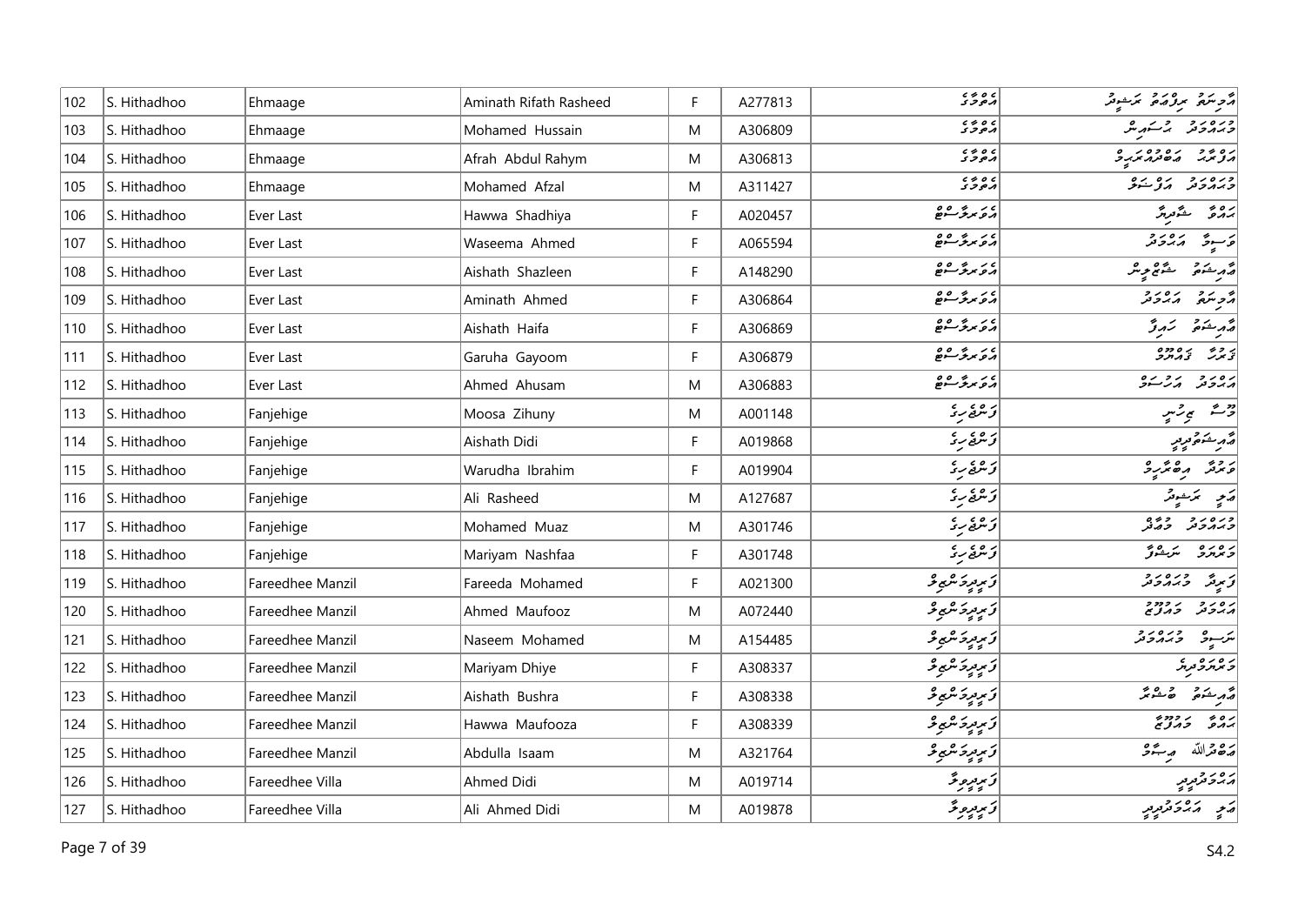| 102 | S. Hithadhoo | Ehmaage | Aminath Rifath Rasheed | F | A277813 | އެހްމާގެ | އާމިނަތު ރިފްއަތު ރަޝީދު |
|---|---|---|---|---|---|---|---|
| 103 | S. Hithadhoo | Ehmaage | Mohamed Hussain | M | A306809 | އެހްމާގެ | މުހައްމަދު ހުސައިން |
| 104 | S. Hithadhoo | Ehmaage | Afrah Abdul Rahym | M | A306813 | އެހްމާގެ | އަފްރާހް އަބްދުއްރަހީމް |
| 105 | S. Hithadhoo | Ehmaage | Mohamed Afzal | M | A311427 | އެހްމާގެ | މުހައްމަދު އަފްޒަލް |
| 106 | S. Hithadhoo | Ever Last | Hawwa Shadhiya | F | A020457 | އެވަރލާސްޓް | ހައްވާ ޝާދިޔާ |
| 107 | S. Hithadhoo | Ever Last | Waseema Ahmed | F | A065594 | އެވަރލާސްޓް | ވަސީމާ އަހްމަދު |
| 108 | S. Hithadhoo | Ever Last | Aishath Shazleen | F | A148290 | އެވަރލާސްޓް | އާއިޝަތު ޝާޒްލީން |
| 109 | S. Hithadhoo | Ever Last | Aminath Ahmed | F | A306864 | އެވަރލާސްޓް | އާމިނަތު އަހްމަދު |
| 110 | S. Hithadhoo | Ever Last | Aishath Haifa | F | A306869 | އެވަރލާސްޓް | އާއިޝަތުހައިފާ |
| 111 | S. Hithadhoo | Ever Last | Garuha Gayoom | F | A306879 | އެވަރލާސްޓް | ގަރުހާ ގައްޔޫމް |
| 112 | S. Hithadhoo | Ever Last | Ahmed Ahusam | M | A306883 | އެވަރލާސްޓް | އަހްމަދު އަހުސަމް |
| 113 | S. Hithadhoo | Fanjehige | Moosa Zihuny | M | A001148 | ފަންޖެހިގެ | މޫސާ ޒިހުނީ |
| 114 | S. Hithadhoo | Fanjehige | Aishath Didi | F | A019868 | ފަންޖެހިގެ | އާއިޝަތުދީދީ |
| 115 | S. Hithadhoo | Fanjehige | Warudha Ibrahim | F | A019904 | ފަންޖެހިގެ | ވަރުދާ އިބްރާހީމް |
| 116 | S. Hithadhoo | Fanjehige | Ali Rasheed | M | A127687 | ފަންޖެހިގެ | އަލި ރަޝީދު |
| 117 | S. Hithadhoo | Fanjehige | Mohamed Muaz | M | A301746 | ފަންޖެހިގެ | މުހައްމަދު މުއާޒު |
| 118 | S. Hithadhoo | Fanjehige | Mariyam Nashfaa | F | A301748 | ފަންޖެހިގެ | މަރިޔަމް ނަޝްފާ |
| 119 | S. Hithadhoo | Fareedhee Manzil | Fareeda Mohamed | F | A021300 | ފަރީދީމަންޒިލް | ފަރީދާ މުހައްމަދު |
| 120 | S. Hithadhoo | Fareedhee Manzil | Ahmed Maufooz | M | A072440 | ފަރީދީމަންޒިލް | އަހްމަދު މައުފޫޒު |
| 121 | S. Hithadhoo | Fareedhee Manzil | Naseem Mohamed | M | A154485 | ފަރީދީމަންޒިލް | ނަސީމް މުހައްމަދު |
| 122 | S. Hithadhoo | Fareedhee Manzil | Mariyam Dhiye | F | A308337 | ފަރީދީމަންޒިލް | މަރިޔަމްދިޔޭ |
| 123 | S. Hithadhoo | Fareedhee Manzil | Aishath Bushra | F | A308338 | ފަރީދީމަންޒިލް | އާއިޝަތު ބުޝްރާ |
| 124 | S. Hithadhoo | Fareedhee Manzil | Hawwa Maufooza | F | A308339 | ފަރީދީމަންޒިލް | ހައްވާ މައުފޫޒާ |
| 125 | S. Hithadhoo | Fareedhee Manzil | Abdulla Isaam | M | A321764 | ފަރީދީމަންޒިލް | އަބްދުﷲ އިސާމް |
| 126 | S. Hithadhoo | Fareedhee Villa | Ahmed Didi | M | A019714 | ފަރީދީވިލާ | އަހްމަދުދީދީ |
| 127 | S. Hithadhoo | Fareedhee Villa | Ali Ahmed Didi | M | A019878 | ފަރީދީވިލާ | އަލި އަހްމަދުދީދީ |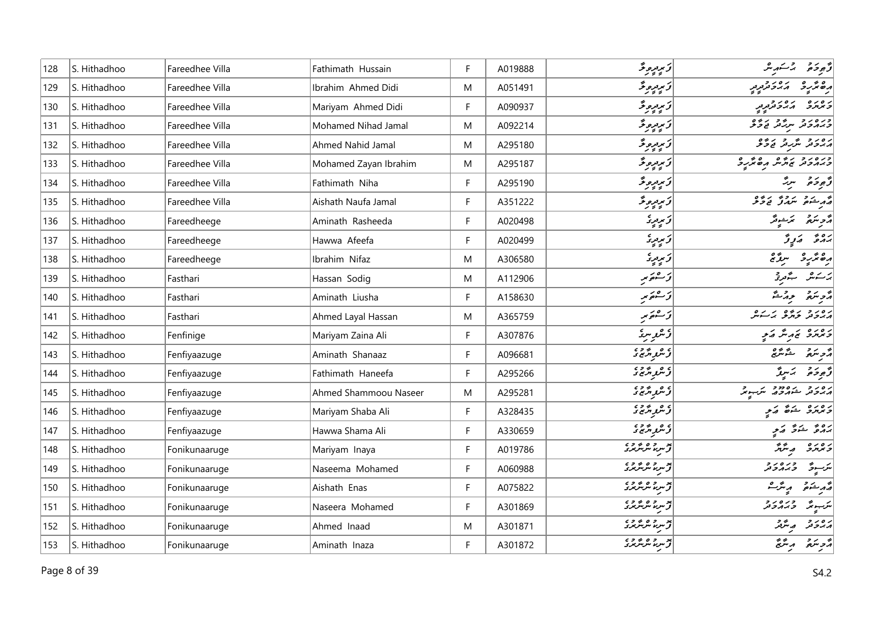| 128 | S. Hithadhoo | Fareedhee Villa | Fathimath Hussain | F | A019888 | وَمِرِمِرِ وِگَ | وَّجِوَدَمُ بِرْسَهرِ سْ |
|---|---|---|---|---|---|---|---|
| 129 | S. Hithadhoo | Fareedhee Villa | Ibrahim Ahmed Didi | M | A051491 | وَمِرِمِرِ وِگَ | مِرْهُ بَرْرِدْ | مَرْدُ دَمْرِمِرِ |
| 130 | S. Hithadhoo | Fareedhee Villa | Mariyam Ahmed Didi | F | A090937 | وَمِرِمِرِ وِگَ | دَ بَرْمَرْ دُ مَرْدُ دَمْرِمِرِ |
| 131 | S. Hithadhoo | Fareedhee Villa | Mohamed Nihad Jamal | M | A092214 | وَمِرِمِرِ وِگَ | دِ بَرْمَرْ دُ سِرْتَرْ مَرْ دُوَّ |
| 132 | S. Hithadhoo | Fareedhee Villa | Ahmed Nahid Jamal | M | A295180 | وَمِرِمِرِ وِگَ | مَرْ دُ دَمْ شَرْ بِرْ مَرْ دُوَّ |
| 133 | S. Hithadhoo | Fareedhee Villa | Mohamed Zayan Ibrahim | M | A295187 | وَمِرِمِرِ وِگَ | دِ بَرْمَرْ دُ سَرْ مَرْ سْ مِرْهُ بَرْرِدْ |
| 134 | S. Hithadhoo | Fareedhee Villa | Fathimath Niha | F | A295190 | وَمِرِمِرِ وِگَ | وَّجِوَدَمُ سِرِرَّ |
| 135 | S. Hithadhoo | Fareedhee Villa | Aishath Naufa Jamal | F | A351222 | وَمِرِمِرِ وِگَ | مَّرِشَوَمُ سَرَمَرْوَّ مَرْ دُوَّ |
| 136 | S. Hithadhoo | Fareedheege | Aminath Rasheeda | F | A020498 | وَمِرِمِرِیْ | مَّرْ حِسَرَمُ مَرْشِیْ مَّرْ |
| 137 | S. Hithadhoo | Fareedheege | Hawwa Afeefa | F | A020499 | وَمِرِمِرِیْ | بَرْ دُ وَّ مَرْ وِیْ وَّ |
| 138 | S. Hithadhoo | Fareedheege | Ibrahim Nifaz | M | A306580 | وَمِرِمِرِیْ | مِرْهُ بَرْرِدْ سِرْدَّ یْ |
| 139 | S. Hithadhoo | Fasthari | Hassan Sodig | M | A112906 | وَسْهُوَ بِرِ | بَرْسَهْ سْ سِرْدُّمِرِیْ |
| 140 | S. Hithadhoo | Fasthari | Aminath Liusha | F | A158630 | وَسْهُوَ بِرِ | مَّرْ حِسَرَمُ مِرِ دُشَّ |
| 141 | S. Hithadhoo | Fasthari | Ahmed Layal Hassan | M | A365759 | وَسْهُوَ بِرِ | مَرْ دُ دَمْ دُمَرْ دُ بَرْسَهْ سْ |
| 142 | S. Hithadhoo | Fenfinige | Mariyam Zaina Ali | F | A307876 | وُ سْرُ وِ سِرِیْ | دَ بَرْمَرْ دُ سَرِ سَّرْ مَرْ وِ |
| 143 | S. Hithadhoo | Fenfiyaazuge | Aminath Shanaaz | F | A096681 | وُ سْرُ وِ مَرْ یْ | مَّرْ حِسَرَمُ شَرْ سَّرْ یْ |
| 144 | S. Hithadhoo | Fenfiyaazuge | Fathimath Haneefa | F | A295266 | وُ سْرُ وِ مَرْ یْ | وَّجِوَدَمُ بَرْسِرِرَّ |
| 145 | S. Hithadhoo | Fenfiyaazuge | Ahmed Shammoou Naseer | M | A295281 | وُ سْرُ وِ مَرْ یْ | مَرْ دُ دَمْ شَرْ دُ دُ دُ سَرْ سِوِ بِرْ |
| 146 | S. Hithadhoo | Fenfiyaazuge | Mariyam Shaba Ali | F | A328435 | وُ سْرُ وِ مَرْ یْ | دَ بَرْمَرْ دُ شَرْ ھُ مَرْ وِ |
| 147 | S. Hithadhoo | Fenfiyaazuge | Hawwa Shama Ali | F | A330659 | وُ سْرُ وِ مَرْ یْ | بَرْ دُ وَّ شَرْ دُ مَرْ وِ |
| 148 | S. Hithadhoo | Fonikunaaruge | Mariyam Inaya | F | A019786 | وُّ سِرِ مَرْ سْرُ سَّرْ بَرْ یْ | دَ بَرْمَرْ دُ مِرِ سَّرْ مَّرْ |
| 149 | S. Hithadhoo | Fonikunaaruge | Naseema Mohamed | F | A060988 | وُّ سِرِ مَرْ سْرُ سَّرْ بَرْ یْ | سَرْسِوِ دَّ دِ بَرْمَرْ دُ |
| 150 | S. Hithadhoo | Fonikunaaruge | Aishath Enas | F | A075822 | وُّ سِرِ مَرْ سْرُ سَّرْ بَرْ یْ | مَّرِشَوَمُ مِرِ سَّرْ سْ |
| 151 | S. Hithadhoo | Fonikunaaruge | Naseera Mohamed | F | A301869 | وُّ سِرِ مَرْ سْرُ سَّرْ بَرْ یْ | سَرْسِوِ بِرَّ دِ بَرْمَرْ دُ |
| 152 | S. Hithadhoo | Fonikunaaruge | Ahmed Inaad | M | A301871 | وُّ سِرِ مَرْ سْرُ سَّرْ بَرْ یْ | مَرْ دُ دَمْ مِرِ سَّرْ دُ |
| 153 | S. Hithadhoo | Fonikunaaruge | Aminath Inaza | F | A301872 | وُّ سِرِ مَرْ سْرُ سَّرْ بَرْ یْ | مَّرْ حِسَرَمُ مِرِ سَّرْ یَّ |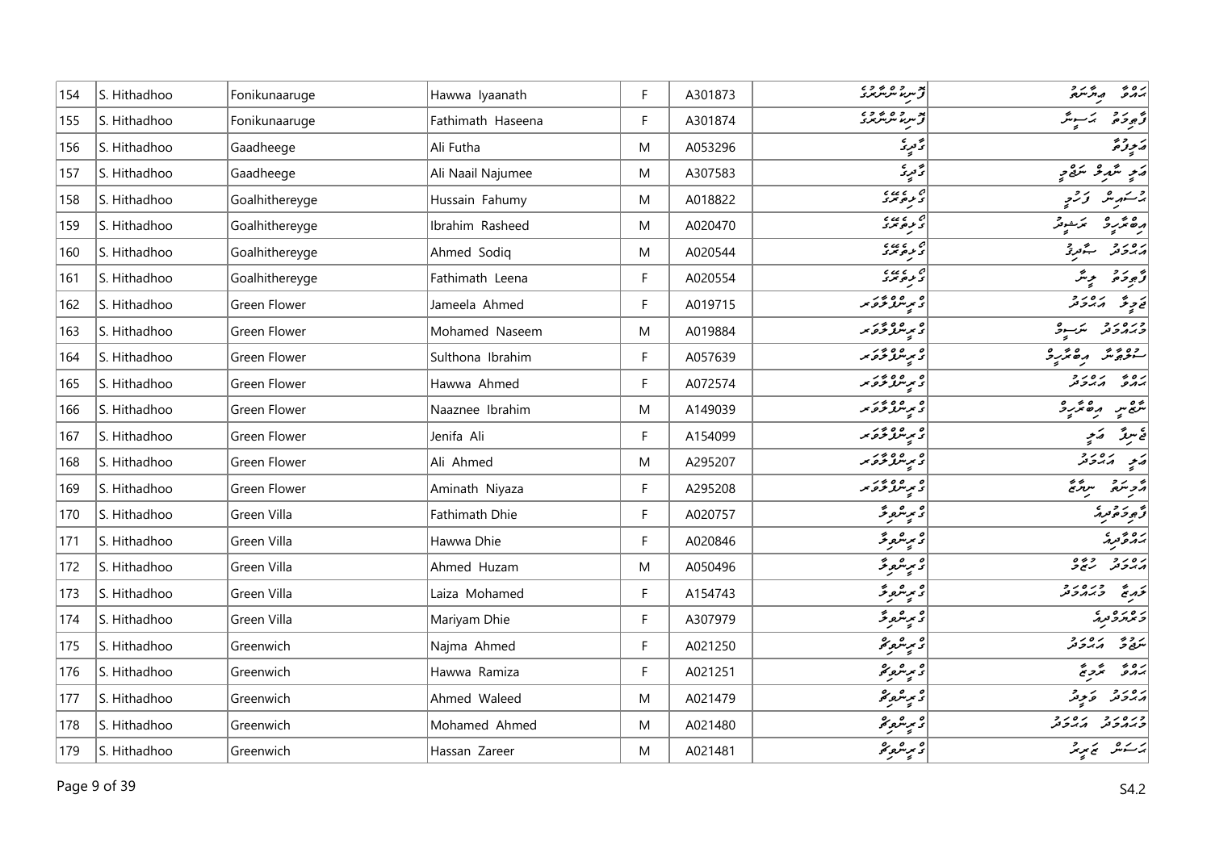| 154 | S. Hithadhoo | Fonikunaaruge | Hawwa Iyaanath | F | A301873 | ؋ޮނިކުނާރުގެ | ހައްވާ އިޔާނަތު |
|---|---|---|---|---|---|---|---|
| 155 | S. Hithadhoo | Fonikunaaruge | Fathimath Haseena | F | A301874 | ؋ޮނިކުނާރުގެ | ފާތިމަތު ހަސީނާ |
| 156 | S. Hithadhoo | Gaadheege | Ali Futha | M | A053296 | ގާދީގެ | އަލިފުތާ |
| 157 | S. Hithadhoo | Gaadheege | Ali Naail Najumee | M | A307583 | ގާދީގެ | އަލި ނާއިލް ނަޖުމީ |
| 158 | S. Hithadhoo | Goalhithereyge | Hussain Fahumy | M | A018822 | ގޯޅިތެރޭގެ | ހުސައިން ފަހުމީ |
| 159 | S. Hithadhoo | Goalhithereyge | Ibrahim Rasheed | M | A020470 | ގޯޅިތެރޭގެ | އިބްރާހީމް ރަޝީދު |
| 160 | S. Hithadhoo | Goalhithereyge | Ahmed Sodiq | M | A020544 | ގޯޅިތެރޭގެ | އަހްމަދު ޞާދިޤު |
| 161 | S. Hithadhoo | Goalhithereyge | Fathimath Leena | F | A020554 | ގޯޅިތެރޭގެ | ފާތިމަތު ލީނާ |
| 162 | S. Hithadhoo | Green Flower | Jameela Ahmed | F | A019715 | ގްރީންފްލާވަރ | ޖަމީލާ އަހްމަދު |
| 163 | S. Hithadhoo | Green Flower | Mohamed Naseem | M | A019884 | ގްރީންފްލާވަރ | މުހައްމަދު ނަސީމު |
| 164 | S. Hithadhoo | Green Flower | Sulthona Ibrahim | F | A057639 | ގްރީންފްލާވަރ | ސުލްތޯނާ އިބްރާހިމް |
| 165 | S. Hithadhoo | Green Flower | Hawwa Ahmed | F | A072574 | ގްރީންފްލާވަރ | ހައްވާ އަހްމަދު |
| 166 | S. Hithadhoo | Green Flower | Naaznee Ibrahim | M | A149039 | ގްރީންފްލާވަރ | ނާޒްނީ އިބްރާހިމް |
| 167 | S. Hithadhoo | Green Flower | Jenifa Ali | F | A154099 | ގްރީންފްލާވަރ | ޖެނީފާ އަލި |
| 168 | S. Hithadhoo | Green Flower | Ali Ahmed | M | A295207 | ގްރީންފްލާވަރ | އަލި އަހްމަދު |
| 169 | S. Hithadhoo | Green Flower | Aminath Niyaza | F | A295208 | ގްރީންފްލާވަރ | އާމިނަތު ނިޔާޒާ |
| 170 | S. Hithadhoo | Green Villa | Fathimath Dhie | F | A020757 | ގްރީންވިލާ | ފާތިމަތުދިއު |
| 171 | S. Hithadhoo | Green Villa | Hawwa Dhie | F | A020846 | ގްރީންވިލާ | ހައްވާދިއު |
| 172 | S. Hithadhoo | Green Villa | Ahmed Huzam | M | A050496 | ގްރީންވިލާ | އަހްމަދު ހުޒާމް |
| 173 | S. Hithadhoo | Green Villa | Laiza Mohamed | F | A154743 | ގްރީންވިލާ | ލައިޒާ މުހައްމަދު |
| 174 | S. Hithadhoo | Green Villa | Mariyam Dhie | F | A307979 | ގްރީންވިލާ | މަރިޔަމްދިއު |
| 175 | S. Hithadhoo | Greenwich | Najma Ahmed | F | A021250 | ގްރީންވިޗް | ނަޖުމާ އަހްމަދު |
| 176 | S. Hithadhoo | Greenwich | Hawwa Ramiza | F | A021251 | ގްރީންވިޗް | ހައްވާ ރާމިޒާ |
| 177 | S. Hithadhoo | Greenwich | Ahmed Waleed | M | A021479 | ގްރީންވިޗް | އަހްމަދު ވަލީދު |
| 178 | S. Hithadhoo | Greenwich | Mohamed Ahmed | M | A021480 | ގްރީންވިޗް | މުހައްމަދު އަހްމަދު |
| 179 | S. Hithadhoo | Greenwich | Hassan Zareer | M | A021481 | ގްރީންވިޗް | ހަސަން ޒަރީރު |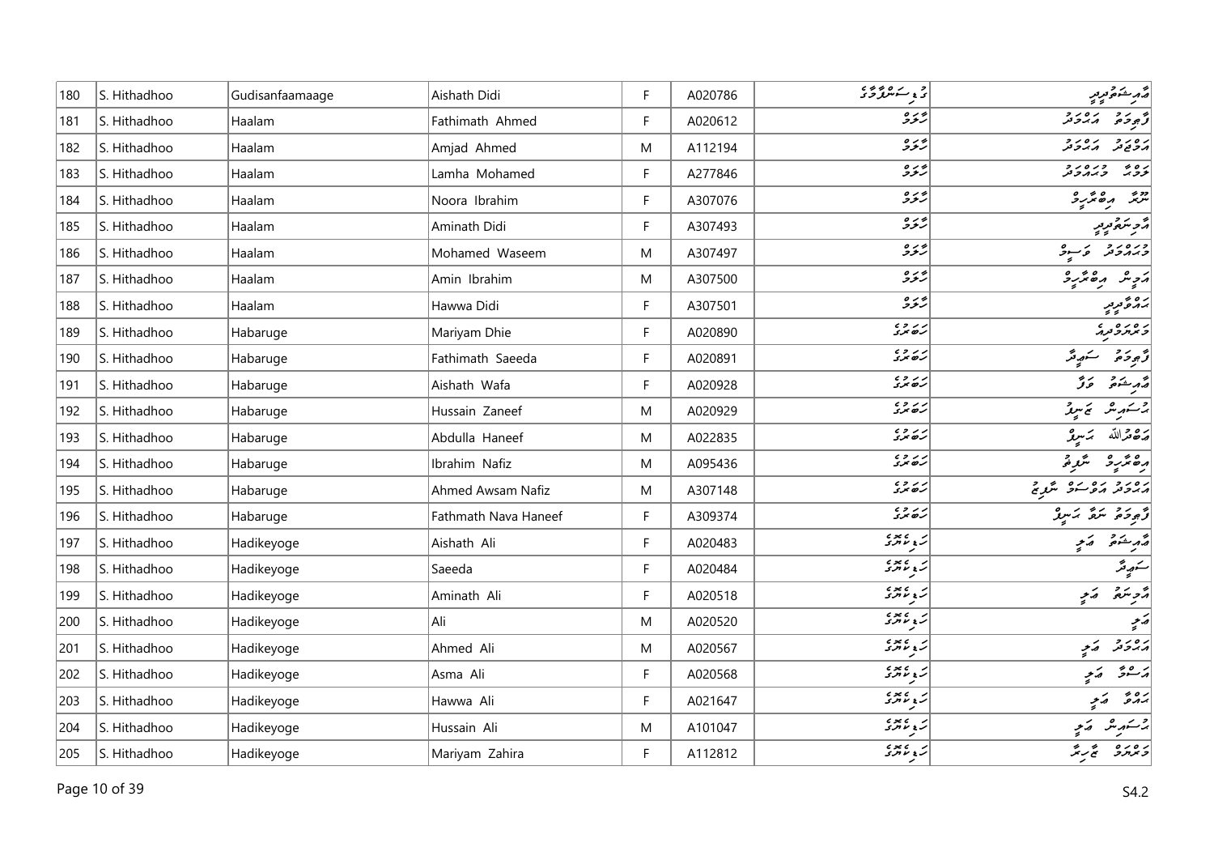| 180 | S. Hithadhoo | Gudisanfaamaage | Aishath Didi | F | A020786 | ގުޑިސަންފާމާގެ | އާއިޝަތުދީދީ |
|---|---|---|---|---|---|---|---|
| 181 | S. Hithadhoo | Haalam | Fathimath Ahmed | F | A020612 | ހާލަމް | ފާތިމަތު އަހުމަދު |
| 182 | S. Hithadhoo | Haalam | Amjad Ahmed | M | A112194 | ހާލަމް | އަމްޖަދު އަހުމަދު |
| 183 | S. Hithadhoo | Haalam | Lamha Mohamed | F | A277846 | ހާލަމް | ލަމްހާ މުހައްމަދު |
| 184 | S. Hithadhoo | Haalam | Noora Ibrahim | F | A307076 | ހާލަމް | ނޫރާ އިބްރާހިމް |
| 185 | S. Hithadhoo | Haalam | Aminath Didi | F | A307493 | ހާލަމް | އާމިނަތުދީދީ |
| 186 | S. Hithadhoo | Haalam | Mohamed Waseem | M | A307497 | ހާލަމް | މުހައްމަދު ވަސީމް |
| 187 | S. Hithadhoo | Haalam | Amin Ibrahim | M | A307500 | ހާލަމް | އަމީން އިބްރާހިމް |
| 188 | S. Hithadhoo | Haalam | Hawwa Didi | F | A307501 | ހާލަމް | ހައްވާދީދީ |
| 189 | S. Hithadhoo | Habaruge | Mariyam Dhie | F | A020890 | ހަބަރުގެ | މަރިޔަމްދިއު |
| 190 | S. Hithadhoo | Habaruge | Fathimath Saeeda | F | A020891 | ހަބަރުގެ | ފާތިމަތު ސައީދާ |
| 191 | S. Hithadhoo | Habaruge | Aishath Wafa | F | A020928 | ހަބަރުގެ | އާއިޝަތު ވަފާ |
| 192 | S. Hithadhoo | Habaruge | Hussain Zaneef | M | A020929 | ހަބަރުގެ | ޙުސައިން ޒަނީފު |
| 193 | S. Hithadhoo | Habaruge | Abdulla Haneef | M | A022835 | ހަބަރުގެ | އަބްދުﷲ ހަނީފު |
| 194 | S. Hithadhoo | Habaruge | Ibrahim Nafiz | M | A095436 | ހަބަރުގެ | އިބްރާހިމް ނާފިޒު |
| 195 | S. Hithadhoo | Habaruge | Ahmed Awsam Nafiz | M | A307148 | ހަބަރުގެ | އަހުމަދު އައުސަމް ނާފިޒް |
| 196 | S. Hithadhoo | Habaruge | Fathmath Nava Haneef | F | A309374 | ހަބަރުގެ | ފާތިމަތު ނަވާ ހަނީފު |
| 197 | S. Hithadhoo | Hadikeyoge | Aishath Ali | F | A020483 | ހަދިކެޔޮގެ | އާއިޝަތު އަލި |
| 198 | S. Hithadhoo | Hadikeyoge | Saeeda | F | A020484 | ހަދިކެޔޮގެ | ސައީދާ |
| 199 | S. Hithadhoo | Hadikeyoge | Aminath Ali | F | A020518 | ހަދިކެޔޮގެ | އާމިނަތު އަލި |
| 200 | S. Hithadhoo | Hadikeyoge | Ali | M | A020520 | ހަދިކެޔޮގެ | އަލި |
| 201 | S. Hithadhoo | Hadikeyoge | Ahmed Ali | M | A020567 | ހަދިކެޔޮގެ | އަހުމަދު އަލި |
| 202 | S. Hithadhoo | Hadikeyoge | Asma Ali | F | A020568 | ހަދިކެޔޮގެ | އަސްމާ އަލި |
| 203 | S. Hithadhoo | Hadikeyoge | Hawwa Ali | F | A021647 | ހަދިކެޔޮގެ | ހައްވާ އަލި |
| 204 | S. Hithadhoo | Hadikeyoge | Hussain Ali | M | A101047 | ހަދިކެޔޮގެ | ޙުސައިން އަލި |
| 205 | S. Hithadhoo | Hadikeyoge | Mariyam Zahira | F | A112812 | ހަދިކެޔޮގެ | މަރިޔަމް ޒާހިރާ |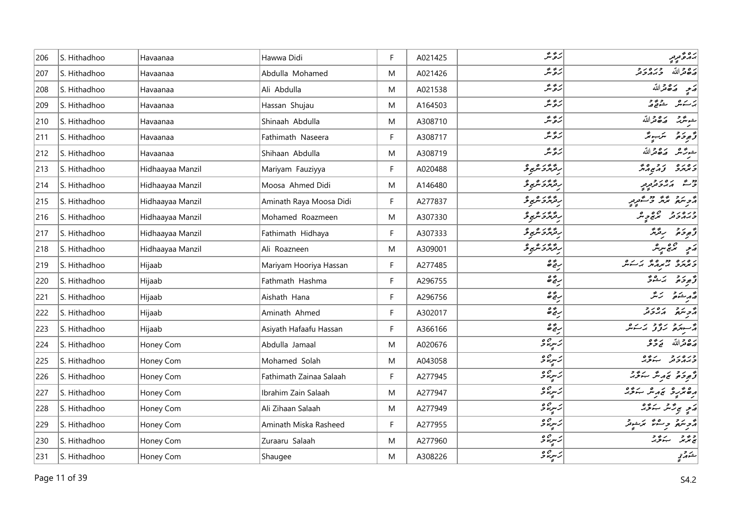| 206 | S. Hithadhoo | Havaanaa | Hawwa Didi | F | A021425 | ހަވާނާ | ހައްވާދިދި |
|---|---|---|---|---|---|---|---|
| 207 | S. Hithadhoo | Havaanaa | Abdulla Mohamed | M | A021426 | ހަވާނާ | އަބްدُالله މުޙައްމަދު |
| 208 | S. Hithadhoo | Havaanaa | Ali Abdulla | M | A021538 | ހަވާނާ | އަލި އަބްدُالله |
| 209 | S. Hithadhoo | Havaanaa | Hassan Shujau | M | A164503 | ހަވާނާ | ހަސަން ޝުޖާޢު |
| 210 | S. Hithadhoo | Havaanaa | Shinaah Abdulla | M | A308710 | ހަވާނާ | ޝިނާހް އަބްدُالله |
| 211 | S. Hithadhoo | Havaanaa | Fathimath Naseera | F | A308717 | ހަވާނާ | ފާތިމަތު ނަސީރާ |
| 212 | S. Hithadhoo | Havaanaa | Shihaan Abdulla | M | A308719 | ހަވާނާ | ޝިހާން އަބްدُالله |
| 213 | S. Hithadhoo | Hidhaayaa Manzil | Mariyam Fauziyya | F | A020488 | ހިދާޔާމަންޒިލް | މަރްޔަމް ފައުޒިއްޔާ |
| 214 | S. Hithadhoo | Hidhaayaa Manzil | Moosa Ahmed Didi | M | A146480 | ހިދާޔާމަންޒިލް | މޫސާ އަޙްމަދުދިދި |
| 215 | S. Hithadhoo | Hidhaayaa Manzil | Aminath Raya Moosa Didi | F | A277837 | ހިދާޔާމަންޒިލް | އާމިނަތު ރާޔާ މޫސާދިދި |
| 216 | S. Hithadhoo | Hidhaayaa Manzil | Mohamed Roazmeen | M | A307330 | ހިދާޔާމަންޒިލް | މުޙައްމަދު ރޯޒްމީން |
| 217 | S. Hithadhoo | Hidhaayaa Manzil | Fathimath Hidhaya | F | A307333 | ހިދާޔާމަންޒިލް | ފާތިމަތު ހިދާޔާ |
| 218 | S. Hithadhoo | Hidhaayaa Manzil | Ali Roazneen | M | A309001 | ހިދާޔާމަންޒިލް | އަލި ރޯޒްނީން |
| 219 | S. Hithadhoo | Hijaab | Mariyam Hooriya Hassan | F | A277485 | ހިޖާބް | މަރްޔަމް ހޫރިއްޔާ ހަސަން |
| 220 | S. Hithadhoo | Hijaab | Fathmath Hashma | F | A296755 | ހިޖާބް | ފާތިމަތު ހަޝްމާ |
| 221 | S. Hithadhoo | Hijaab | Aishath Hana | F | A296756 | ހިޖާބް | އާއިޝަތު ހަނާ |
| 222 | S. Hithadhoo | Hijaab | Aminath Ahmed | F | A302017 | ހިޖާބް | އާމިނަތު އަޙްމަދު |
| 223 | S. Hithadhoo | Hijaab | Asiyath Hafaafu Hassan | F | A366166 | ހިޖާބް | އާސިޔަތު ހަފާފު ހަސަން |
| 224 | S. Hithadhoo | Honey Com | Abdulla Jamaal | M | A020676 | ހަނީކޮމް | އަބްدُالله ޖަމާލް |
| 225 | S. Hithadhoo | Honey Com | Mohamed Solah | M | A043058 | ހަނީކޮމް | މުޙައްމަދު ސަލާޙް |
| 226 | S. Hithadhoo | Honey Com | Fathimath Zainaa Salaah | F | A277945 | ހަނީކޮމް | ފާތިމަތު ޒައިނާ ސަލާޙް |
| 227 | S. Hithadhoo | Honey Com | Ibrahim Zain Salaah | M | A277947 | ހަނީކޮމް | އިބްރާހީމް ޒައިން ސަލާޙް |
| 228 | S. Hithadhoo | Honey Com | Ali Zihaan Salaah | M | A277949 | ހަނީކޮމް | އަލި ޒިހާން ސަލާޙް |
| 229 | S. Hithadhoo | Honey Com | Aminath Miska Rasheed | F | A277955 | ހަނީކޮމް | އާމިނަތު މިސްކާ ރަޝީދު |
| 230 | S. Hithadhoo | Honey Com | Zuraaru Salaah | M | A277960 | ހަނީކޮމް | ޒުރާރު ސަލާޙް |
| 231 | S. Hithadhoo | Honey Com | Shaugee | M | A308226 | ހަނީކޮމް | ޝައުޤީ |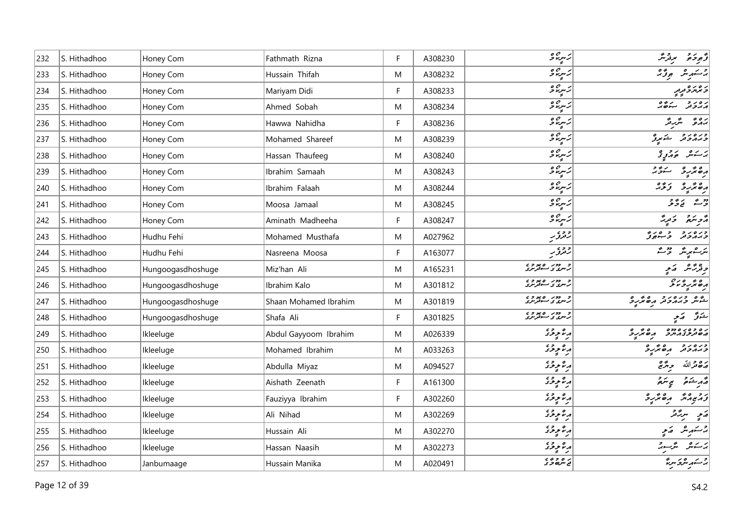| 232 | S. Hithadhoo | Honey Com | Fathmath Rizna | F | A308230 | ހަނީކޮމް | ފާތިމަތު ރިޒްނާ |
|---|---|---|---|---|---|---|---|
| 233 | S. Hithadhoo | Honey Com | Hussain Thifah | M | A308232 | ހަނީކޮމް | ހުސައިން ތިފާހް |
| 234 | S. Hithadhoo | Honey Com | Mariyam Didi | F | A308233 | ހަނީކޮމް | މަރިޔަމްދީދީ |
| 235 | S. Hithadhoo | Honey Com | Ahmed Sobah | M | A308234 | ހަނީކޮމް | އަޙްމަދު ސަބާހް |
| 236 | S. Hithadhoo | Honey Com | Hawwa Nahidha | F | A308236 | ހަނީކޮމް | ޙައްވާ ނާހިދާ |
| 237 | S. Hithadhoo | Honey Com | Mohamed Shareef | M | A308239 | ހަނީކޮމް | މުޙައްމަދު ޝަރީފް |
| 238 | S. Hithadhoo | Honey Com | Hassan Thaufeeg | M | A308240 | ހަނީކޮމް | ޙަސަން ތައުފީގު |
| 239 | S. Hithadhoo | Honey Com | Ibrahim Samaah | M | A308243 | ހަނީކޮމް | އިބްރާހީމް ސަމާހް |
| 240 | S. Hithadhoo | Honey Com | Ibrahim Falaah | M | A308244 | ހަނީކޮމް | އިބްރާހީމް ފަލާހް |
| 241 | S. Hithadhoo | Honey Com | Moosa Jamaal | M | A308245 | ހަނީކޮމް | މޫސާ ޖަމާލު |
| 242 | S. Hithadhoo | Honey Com | Aminath Madheeha | F | A308247 | ހަނީކޮމް | އާމިނަތު މަދީހާ |
| 243 | S. Hithadhoo | Hudhu Fehi | Mohamed Musthafa | M | A027962 | ހުދުފެހި | މުޙައްމަދު މުސްތަފާ |
| 244 | S. Hithadhoo | Hudhu Fehi | Nasreena Moosa | F | A163077 | ހުދުފެހި | ނަސްރީނާ މޫސާ |
| 245 | S. Hithadhoo | Hungoogasdhoshuge | Miz'han Ali | M | A165231 | ހުނގޫގަސްދޮށުގެ | މިޒްހާން ޢަލީ |
| 246 | S. Hithadhoo | Hungoogasdhoshuge | Ibrahim Kalo | M | A301812 | ހުނގޫގަސްދޮށުގެ | އިބްރާހީމްކަލޯ |
| 247 | S. Hithadhoo | Hungoogasdhoshuge | Shaan Mohamed Ibrahim | M | A301819 | ހުނގޫގަސްދޮށުގެ | ޝާން މުޙައްމަދު އިބްރާހީމް |
| 248 | S. Hithadhoo | Hungoogasdhoshuge | Shafa Ali | F | A301825 | ހުނގޫގަސްދޮށުގެ | ޝަފާ ޢަލީ |
| 249 | S. Hithadhoo | Ikleeluge | Abdul Gayyoom Ibrahim | M | A026339 | އިކްލީލުގެ | ޢަބްދުލްގައްޔޫމް އިބްރާހީމް |
| 250 | S. Hithadhoo | Ikleeluge | Mohamed Ibrahim | M | A033263 | އިކްލީލުގެ | މުޙައްމަދު އިބްރާހީމް |
| 251 | S. Hithadhoo | Ikleeluge | Abdulla Miyaz | M | A094527 | އިކްލީލުގެ | ޢަބްދުﷲ މިޔާޒް |
| 252 | S. Hithadhoo | Ikleeluge | Aishath Zeenath | F | A161300 | އިކްލީލުގެ | ޢާއިޝަތު ޒީނަތު |
| 253 | S. Hithadhoo | Ikleeluge | Fauziyya Ibrahim | F | A302260 | އިކްލީލުގެ | ފައުޒިއްޔާ އިބްރާހީމް |
| 254 | S. Hithadhoo | Ikleeluge | Ali Nihad | M | A302269 | އިކްލީލުގެ | ޢަލީ ނިހާދު |
| 255 | S. Hithadhoo | Ikleeluge | Hussain Ali | M | A302270 | އިކްލީލުގެ | ހުސައިން ޢަލީ |
| 256 | S. Hithadhoo | Ikleeluge | Hassan Naasih | M | A302273 | އިކްލީލުގެ | ޙަސަން ނާސިޙު |
| 257 | S. Hithadhoo | Janbumaage | Hussain Manika | M | A020491 | ޖަންބުމާގެ | ހުސައިންމަނިކަ |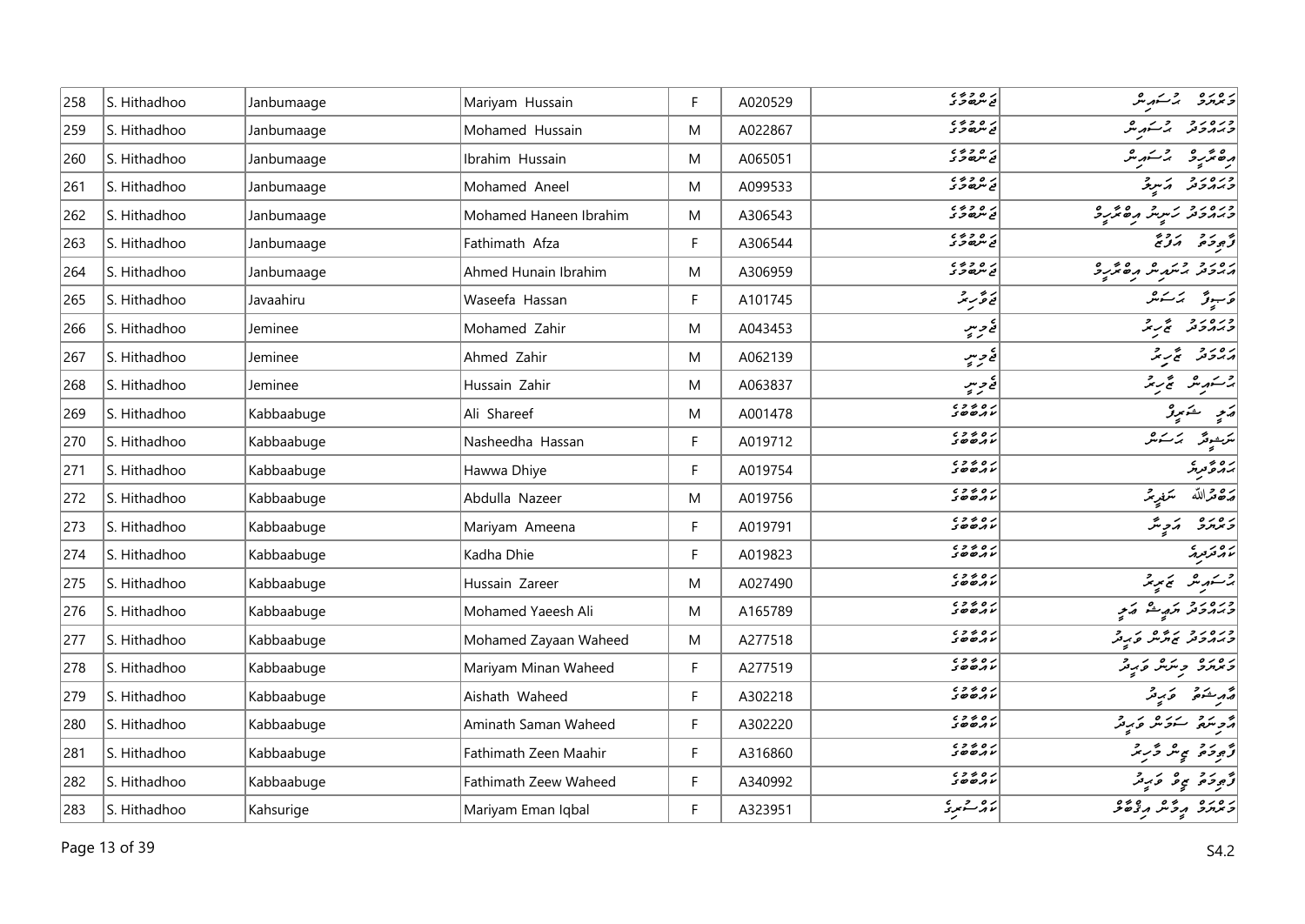| 258 | S. Hithadhoo | Janbumaage | Mariyam Hussain | F | A020529 | ގަންބުމާގެ | މަރިޔަމް ހުސައިން |
|---|---|---|---|---|---|---|---|
| 259 | S. Hithadhoo | Janbumaage | Mohamed Hussain | M | A022867 | ގަންބުމާގެ | މުހައްމަދު ހުސައިން |
| 260 | S. Hithadhoo | Janbumaage | Ibrahim Hussain | M | A065051 | ގަންބުމާގެ | އިބްރާހީމް ހުސައިން |
| 261 | S. Hithadhoo | Janbumaage | Mohamed Aneel | M | A099533 | ގަންބުމާގެ | މުހައްމަދު އަނީލް |
| 262 | S. Hithadhoo | Janbumaage | Mohamed Haneen Ibrahim | M | A306543 | ގަންބުމާގެ | މުހައްމަދު ހަނީން އިބްރާހީމް |
| 263 | S. Hithadhoo | Janbumaage | Fathimath Afza | F | A306544 | ގަންބުމާގެ | ފާތިމަތު އަފްޒާ |
| 264 | S. Hithadhoo | Janbumaage | Ahmed Hunain Ibrahim | M | A306959 | ގަންބުމާގެ | އަހްމަދު ހުނައިން އިބްރާހީމް |
| 265 | S. Hithadhoo | Javaahiru | Waseefa Hassan | F | A101745 | ޖަވާހިރު | ވަސީފާ ހަސަން |
| 266 | S. Hithadhoo | Jeminee | Mohamed Zahir | M | A043453 | ޖެމިނީ | މުހައްމަދު ޒާހިރު |
| 267 | S. Hithadhoo | Jeminee | Ahmed Zahir | M | A062139 | ޖެމިނީ | އަހްމަދު ޒާހިރު |
| 268 | S. Hithadhoo | Jeminee | Hussain Zahir | M | A063837 | ޖެމިނީ | ހުސައިން ޒާހިރު |
| 269 | S. Hithadhoo | Kabbaabuge | Ali Shareef | M | A001478 | ކައްބާބުގެ | އަލި ޝަރީފް |
| 270 | S. Hithadhoo | Kabbaabuge | Nasheedha Hassan | F | A019712 | ކައްބާބުގެ | ނަޝީދާ ހަސަން |
| 271 | S. Hithadhoo | Kabbaabuge | Hawwa Dhiye | F | A019754 | ކައްބާބުގެ | ހައްވާދިޔެ |
| 272 | S. Hithadhoo | Kabbaabuge | Abdulla Nazeer | M | A019756 | ކައްބާބުގެ | އަބްދުﷲ ނަޒީރު |
| 273 | S. Hithadhoo | Kabbaabuge | Mariyam Ameena | F | A019791 | ކައްބާބުގެ | މަރިޔަމް އަމީނާ |
| 274 | S. Hithadhoo | Kabbaabuge | Kadha Dhie | F | A019823 | ކައްބާބުގެ | ކައްދަދިއެ |
| 275 | S. Hithadhoo | Kabbaabuge | Hussain Zareer | M | A027490 | ކައްބާބުގެ | ހުސައިން ޒަރީރު |
| 276 | S. Hithadhoo | Kabbaabuge | Mohamed Yaeesh Ali | M | A165789 | ކައްބާބުގެ | މުހައްމަދު ޔައީޝް އަލި |
| 277 | S. Hithadhoo | Kabbaabuge | Mohamed Zayaan Waheed | M | A277518 | ކައްބާބުގެ | މުހައްމަދު ޒަޔާން ވަހީދު |
| 278 | S. Hithadhoo | Kabbaabuge | Mariyam Minan Waheed | F | A277519 | ކައްބާބުގެ | މަރިޔަމް މިނަން ވަހީދު |
| 279 | S. Hithadhoo | Kabbaabuge | Aishath Waheed | F | A302218 | ކައްބާބުގެ | އައިޝަތު ވަހީދު |
| 280 | S. Hithadhoo | Kabbaabuge | Aminath Saman Waheed | F | A302220 | ކައްބާބުގެ | އާމިނަތު ސަމަން ވަހީދު |
| 281 | S. Hithadhoo | Kabbaabuge | Fathimath Zeen Maahir | F | A316860 | ކައްބާބުގެ | ފާތިމަތު ޒީން މާހިރު |
| 282 | S. Hithadhoo | Kabbaabuge | Fathimath Zeew Waheed | F | A340992 | ކައްބާބުގެ | ފާތިމަތު ޒީވް ވަހީދު |
| 283 | S. Hithadhoo | Kahsurige | Mariyam Eman Iqbal | F | A323951 | ކަހްސުރިގެ | މަރިޔަމް އީމާން އިޤްބާލް |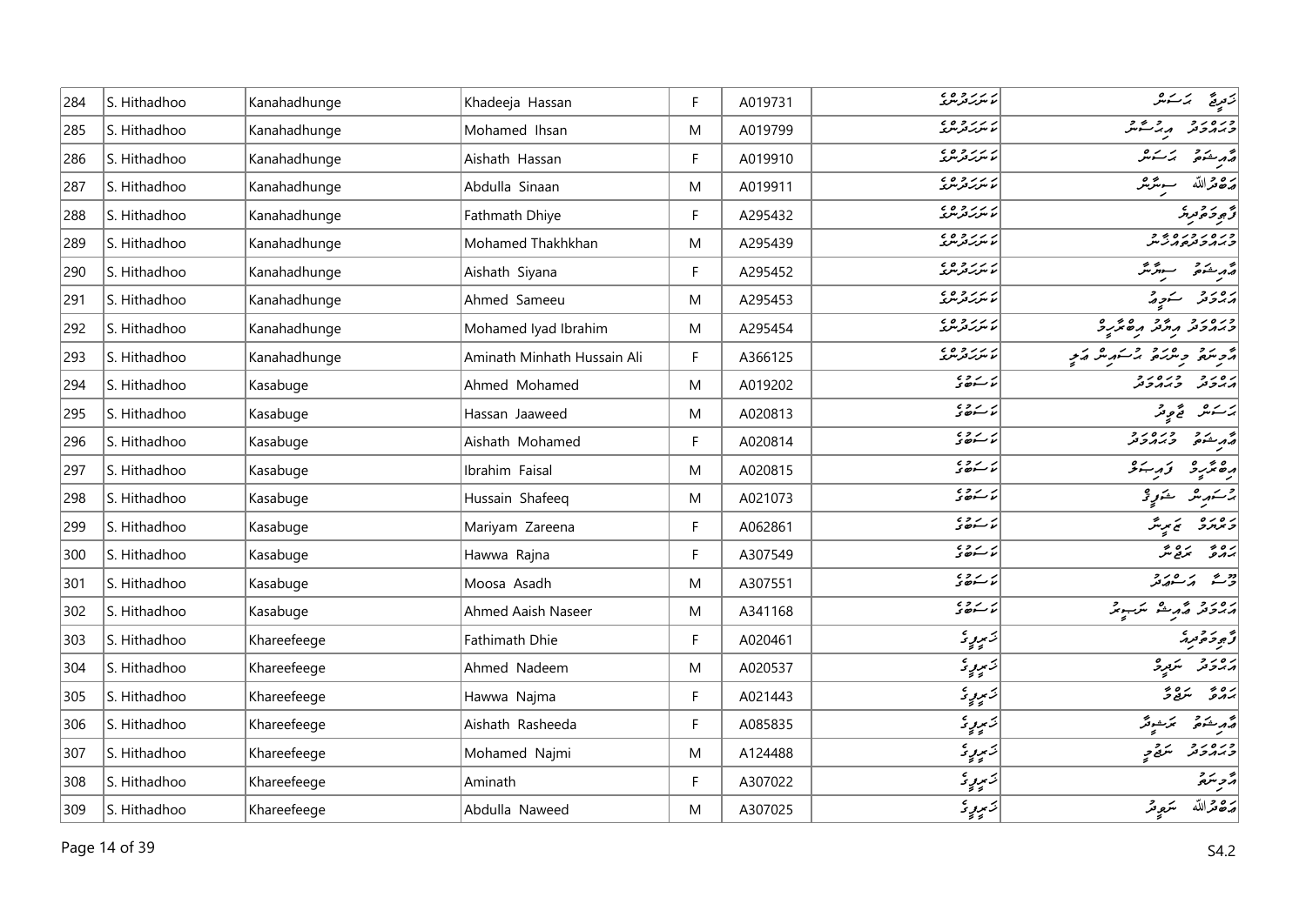| 284 | S. Hithadhoo | Kanahadhunge | Khadeeja Hassan | F | A019731 | ކަނަހަދުންގެ | ހަދީޖާ ހަސަން |
|---|---|---|---|---|---|---|---|
| 285 | S. Hithadhoo | Kanahadhunge | Mohamed Ihsan | M | A019799 | ކަނަހަދުންގެ | މުހައްމަދު އިޙްސާން |
| 286 | S. Hithadhoo | Kanahadhunge | Aishath Hassan | F | A019910 | ކަނަހަދުންގެ | އައިޝަތު ހަސަން |
| 287 | S. Hithadhoo | Kanahadhunge | Abdulla Sinaan | M | A019911 | ކަނަހަދުންގެ | އަބްދުﷲ ސިނާން |
| 288 | S. Hithadhoo | Kanahadhunge | Fathmath Dhiye | F | A295432 | ކަނަހަދުންގެ | ފާތިމަތުދިޔެ |
| 289 | S. Hithadhoo | Kanahadhunge | Mohamed Thakhkhan | M | A295439 | ކަނަހަދުންގެ | މުހައްމަދުތައްޚާން |
| 290 | S. Hithadhoo | Kanahadhunge | Aishath Siyana | F | A295452 | ކަނަހަދުންގެ | އައިޝަތު ސިޔާނާ |
| 291 | S. Hithadhoo | Kanahadhunge | Ahmed Sameeu | M | A295453 | ކަނަހަދުންގެ | އަޙްމަދު ސަމީޢު |
| 292 | S. Hithadhoo | Kanahadhunge | Mohamed Iyad Ibrahim | M | A295454 | ކަނަހަދުންގެ | މުހައްމަދު އިޔާދު އިބްރާހީމް |
| 293 | S. Hithadhoo | Kanahadhunge | Aminath Minhath Hussain Ali | F | A366125 | ކަނަހަދުންގެ | އާމިނަތު މިންހަތު ހުސައިން އަލި |
| 294 | S. Hithadhoo | Kasabuge | Ahmed Mohamed | M | A019202 | ކަސަބުގެ | އަޙްމަދު މުހައްމަދު |
| 295 | S. Hithadhoo | Kasabuge | Hassan Jaaweed | M | A020813 | ކަސަބުގެ | ހަސަން ޖާވީދު |
| 296 | S. Hithadhoo | Kasabuge | Aishath Mohamed | F | A020814 | ކަސަބުގެ | އައިޝަތު މުހައްމަދު |
| 297 | S. Hithadhoo | Kasabuge | Ibrahim Faisal | M | A020815 | ކަސަބުގެ | އިބްރާހީމް ފައިސަލް |
| 298 | S. Hithadhoo | Kasabuge | Hussain Shafeeq | M | A021073 | ކަސަބުގެ | ހުސައިން ޝަފީޤު |
| 299 | S. Hithadhoo | Kasabuge | Mariyam Zareena | F | A062861 | ކަސަބުގެ | މަރިޔަމް ޒަރީނާ |
| 300 | S. Hithadhoo | Kasabuge | Hawwa Rajna | F | A307549 | ކަސަބުގެ | ހައްވާ ރަޖްނާ |
| 301 | S. Hithadhoo | Kasabuge | Moosa Asadh | M | A307551 | ކަސަބުގެ | މޫސާ އަސްޢަދު |
| 302 | S. Hithadhoo | Kasabuge | Ahmed Aaish Naseer | M | A341168 | ކަސަބުގެ | އަޙްމަދު އާއިޝް ނަސީރު |
| 303 | S. Hithadhoo | Khareefeege | Fathimath Dhie | F | A020461 | ޚަރީފީގެ | ފާތިމަތުދިއެ |
| 304 | S. Hithadhoo | Khareefeege | Ahmed Nadeem | M | A020537 | ޚަރީފީގެ | އަޙްމަދު ނަދީމް |
| 305 | S. Hithadhoo | Khareefeege | Hawwa Najma | F | A021443 | ޚަރީފީގެ | ހައްވާ ނަޖްމާ |
| 306 | S. Hithadhoo | Khareefeege | Aishath Rasheeda | F | A085835 | ޚަރީފީގެ | އައިޝަތު ރަޝީދާ |
| 307 | S. Hithadhoo | Khareefeege | Mohamed Najmi | M | A124488 | ޚަރީފީގެ | މުހައްމަދު ނަޖްމީ |
| 308 | S. Hithadhoo | Khareefeege | Aminath | F | A307022 | ޚަރީފީގެ | އާމިނަތު |
| 309 | S. Hithadhoo | Khareefeege | Abdulla Naweed | M | A307025 | ޚަރީފީގެ | އަބްދުﷲ ނަވީދު |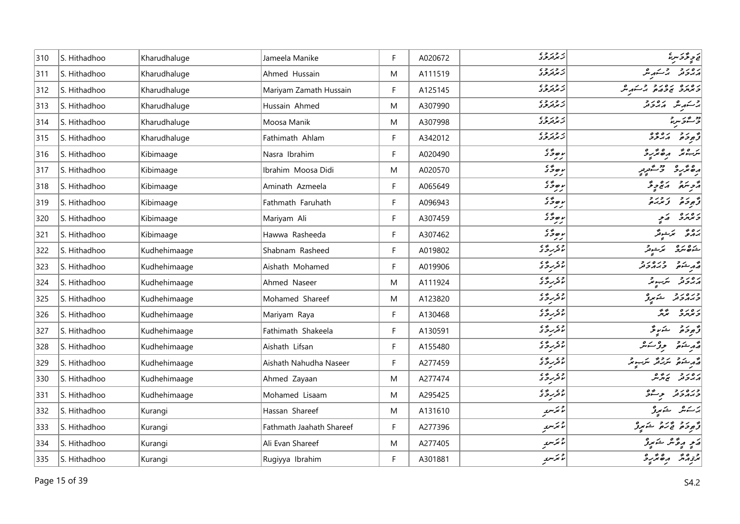| 310 | S. Hithadhoo | Kharudhaluge | Jameela Manike | F | A020672 | ޚަރުދަލުގެ | ޖަމީލާމަނިކެ |
|---|---|---|---|---|---|---|---|
| 311 | S. Hithadhoo | Kharudhaluge | Ahmed Hussain | M | A111519 | ޚަރުދަލުގެ | އަޙްމަދު ޙުސައިން |
| 312 | S. Hithadhoo | Kharudhaluge | Mariyam Zamath Hussain | F | A125145 | ޚަރުދަލުގެ | މަރިޔަމް ޒަމާތު ޙުސައިން |
| 313 | S. Hithadhoo | Kharudhaluge | Hussain Ahmed | M | A307990 | ޚަރުދަލުގެ | ޙުސައިން އަޙްމަދު |
| 314 | S. Hithadhoo | Kharudhaluge | Moosa Manik | M | A307998 | ޚަރުދަލުގެ | މޫސާމަނިކު |
| 315 | S. Hithadhoo | Kharudhaluge | Fathimath Ahlam | F | A342012 | ޚަރުދަލުގެ | ފާތިމަތު އަހްލާމް |
| 316 | S. Hithadhoo | Kibimaage | Nasra Ibrahim | F | A020490 | ކިބިމާގެ | ނަސްރާ އިބްރާހީމް |
| 317 | S. Hithadhoo | Kibimaage | Ibrahim Moosa Didi | M | A020570 | ކިބިމާގެ | އިބްރާހީމް މޫސާދީދީ |
| 318 | S. Hithadhoo | Kibimaage | Aminath Azmeela | F | A065649 | ކިބިމާގެ | އާމިނަތު އަޒްމީލާ |
| 319 | S. Hithadhoo | Kibimaage | Fathmath Faruhath | F | A096943 | ކިބިމާގެ | ފާތިމަތު ފަރުހަތު |
| 320 | S. Hithadhoo | Kibimaage | Mariyam Ali | F | A307459 | ކިބިމާގެ | މަރިޔަމް އަލި |
| 321 | S. Hithadhoo | Kibimaage | Hawwa Rasheeda | F | A307462 | ކިބިމާގެ | ހައްވާ ރަޝީދާ |
| 322 | S. Hithadhoo | Kudhehimaage | Shabnam Rasheed | F | A019802 | ކުދެހިމާގެ | ޝަބްނަމް ރަޝީދު |
| 323 | S. Hithadhoo | Kudhehimaage | Aishath Mohamed | F | A019906 | ކުދެހިމާގެ | އާއިޝަތު މުޙައްމަދު |
| 324 | S. Hithadhoo | Kudhehimaage | Ahmed Naseer | M | A111924 | ކުދެހިމާގެ | އަޙްމަދު ނަސީރު |
| 325 | S. Hithadhoo | Kudhehimaage | Mohamed Shareef | M | A123820 | ކުދެހިމާގެ | މުޙައްމަދު ޝަރީފު |
| 326 | S. Hithadhoo | Kudhehimaage | Mariyam Raya | F | A130468 | ކުދެހިމާގެ | މަރިޔަމް ރާޔާ |
| 327 | S. Hithadhoo | Kudhehimaage | Fathimath Shakeela | F | A130591 | ކުދެހިމާގެ | ފާތިމަތު ޝަކީލާ |
| 328 | S. Hithadhoo | Kudhehimaage | Aishath Lifsan | F | A155480 | ކުދެހިމާގެ | އާއިޝަތު ލިފްސަން |
| 329 | S. Hithadhoo | Kudhehimaage | Aishath Nahudha Naseer | F | A277459 | ކުދެހިމާގެ | އާއިޝަތު ނަހުދާ ނަސީރު |
| 330 | S. Hithadhoo | Kudhehimaage | Ahmed Zayaan | M | A277474 | ކުދެހިމާގެ | އަޙްމަދު ޒަޔާން |
| 331 | S. Hithadhoo | Kudhehimaage | Mohamed Lisaam | M | A295425 | ކުދެހިމާގެ | މުޙައްމަދު ލިސާމް |
| 332 | S. Hithadhoo | Kurangi | Hassan Shareef | M | A131610 | ކުރަނގި | ޙަސަން ޝަރީފު |
| 333 | S. Hithadhoo | Kurangi | Fathmath Jaahath Shareef | F | A277396 | ކުރަނގި | ފާތިމަތު ޖާހަތު ޝަރީފު |
| 334 | S. Hithadhoo | Kurangi | Ali Evan Shareef | M | A277405 | ކުރަނގި | އަލި އިވާން ޝަރީފު |
| 335 | S. Hithadhoo | Kurangi | Rugiyya Ibrahim | F | A301881 | ކުރަނގި | ރުގިއްޔާ އިބްރާހީމް |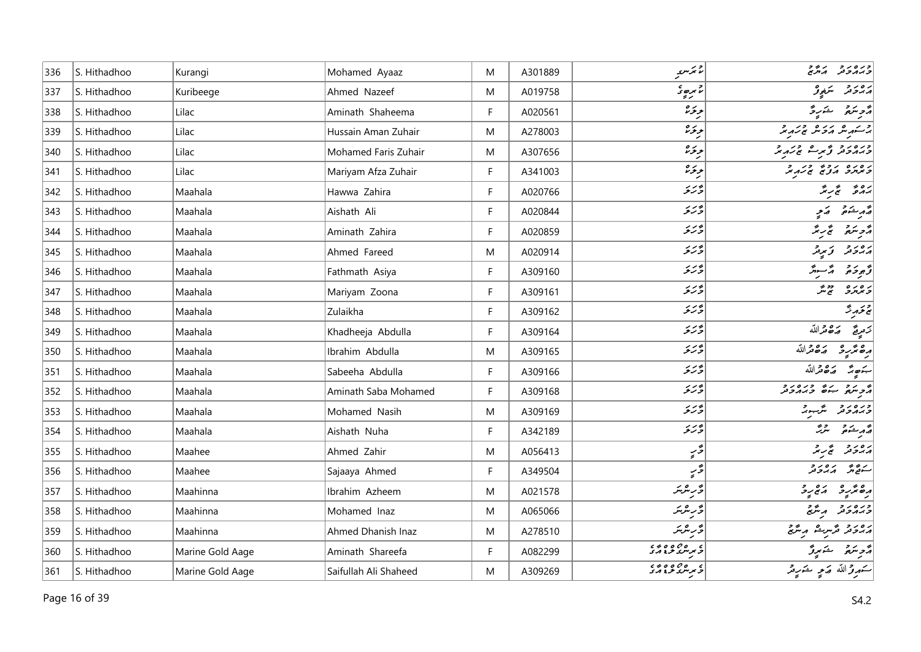| 336 | S. Hithadhoo | Kurangi | Mohamed Ayaaz | M | A301889 | ރުކަނގި | މުހައްމަދު އަޔާޒު |
|---|---|---|---|---|---|---|---|
| 337 | S. Hithadhoo | Kuribeege | Ahmed Nazeef | M | A019758 | ކުރިބީގެ | އަހުމަދު ނަޒީފު |
| 338 | S. Hithadhoo | Lilac | Aminath Shaheema | F | A020561 | ލިލަކް | އާމިނަތު ޝަހީމާ |
| 339 | S. Hithadhoo | Lilac | Hussain Aman Zuhair | M | A278003 | ލިލަކް | ހުސައިން އަމާން ޒުހައިރު |
| 340 | S. Hithadhoo | Lilac | Mohamed Faris Zuhair | M | A307656 | ލިލަކް | މުހައްމަދު ފާރިސް ޒުހައިރު |
| 341 | S. Hithadhoo | Lilac | Mariyam Afza Zuhair | F | A341003 | ލިލަކް | މަރިޔަމް އަފްޒާ ޒުހައިރު |
| 342 | S. Hithadhoo | Maahala | Hawwa Zahira | F | A020766 | މާހަލަ | ހައްވާ ޒާހިރާ |
| 343 | S. Hithadhoo | Maahala | Aishath Ali | F | A020844 | މާހަލަ | އާއިޝަތު އަލި |
| 344 | S. Hithadhoo | Maahala | Aminath Zahira | F | A020859 | މާހަލަ | އާމިނަތު ޒާހިރާ |
| 345 | S. Hithadhoo | Maahala | Ahmed Fareed | M | A020914 | މާހަލަ | އަހުމަދު ފަރީދު |
| 346 | S. Hithadhoo | Maahala | Fathmath Asiya | F | A309160 | މާހަލަ | ފާތިމަތު އާސިޔާ |
| 347 | S. Hithadhoo | Maahala | Mariyam Zoona | F | A309161 | މާހަލަ | މަރިޔަމް ޒޫނާ |
| 348 | S. Hithadhoo | Maahala | Zulaikha | F | A309162 | މާހަލަ | ޒުލައިހާ |
| 349 | S. Hithadhoo | Maahala | Khadheeja Abdulla | F | A309164 | މާހަލަ | ޚަދީޖާ އަބްދުﷲ |
| 350 | S. Hithadhoo | Maahala | Ibrahim Abdulla | M | A309165 | މާހަލަ | އިބްރާހީމް އަބްދުﷲ |
| 351 | S. Hithadhoo | Maahala | Sabeeha Abdulla | F | A309166 | މާހަލަ | ސަބީހާ އަބްދުﷲ |
| 352 | S. Hithadhoo | Maahala | Aminath Saba Mohamed | F | A309168 | މާހަލަ | އާމިނަތު ސަބާ މުހައްމަދު |
| 353 | S. Hithadhoo | Maahala | Mohamed Nasih | M | A309169 | މާހަލަ | މުހައްމަދު ނާސިހު |
| 354 | S. Hithadhoo | Maahala | Aishath Nuha | F | A342189 | މާހަލަ | އާއިޝަތު ނުހާ |
| 355 | S. Hithadhoo | Maahee | Ahmed Zahir | M | A056413 | މާހީ | އަހުމަދު ޒާހިރު |
| 356 | S. Hithadhoo | Maahee | Sajaaya Ahmed | F | A349504 | މާހީ | ސަޖާޔާ އަހުމަދު |
| 357 | S. Hithadhoo | Maahinna | Ibrahim Azheem | M | A021578 | މާހިންނަ | އިބްރާހީމް އަޒްހީމް |
| 358 | S. Hithadhoo | Maahinna | Mohamed Inaz | M | A065066 | މާހިންނަ | މުހައްމަދު އިނާޒު |
| 359 | S. Hithadhoo | Maahinna | Ahmed Dhanish Inaz | M | A278510 | މާހިންނަ | އަހުމަދު ދާނިޝް އިނާޒު |
| 360 | S. Hithadhoo | Marine Gold Aage | Aminath Shareefa | F | A082299 | މެރިންގޯލްޑްއާގެ | އާމިނަތު ޝަރީފާ |
| 361 | S. Hithadhoo | Marine Gold Aage | Saifullah Ali Shaheed | M | A309269 | މެރިންގޯލްޑްއާގެ | ސައިފުﷲ އަލި ޝަހީދު |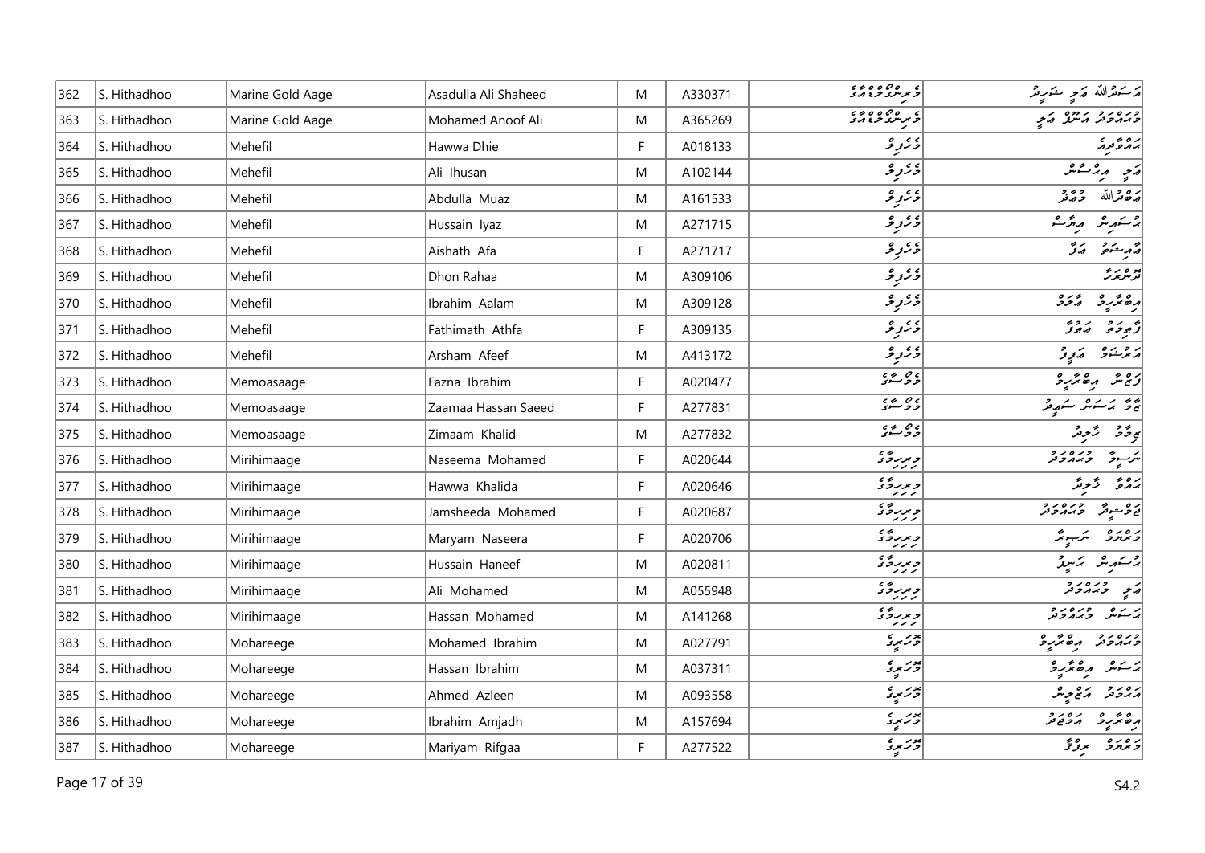| 362 | S. Hithadhoo | Marine Gold Aage | Asadulla Ali Shaheed | M | A330371 | ޑެރިންގޯލްޑްއާގެ | އަސަދުاللهް އަލި ޝަހީދު |
|---|---|---|---|---|---|---|---|
| 363 | S. Hithadhoo | Marine Gold Aage | Mohamed Anoof Ali | M | A365269 | ޑެރިންގޯލްޑްއާގެ | މުޙައްމަދު އަނޫފް އަލި |
| 364 | S. Hithadhoo | Mehefil | Hawwa Dhie | F | A018133 | މެހެފިލް | ހައްވާދިއެ |
| 365 | S. Hithadhoo | Mehefil | Ali Ihusan | M | A102144 | މެހެފިލް | އަލި އިހުސާން |
| 366 | S. Hithadhoo | Mehefil | Abdulla Muaz | M | A161533 | މެހެފިލް | އަބްދުاللهް މުއާޒު |
| 367 | S. Hithadhoo | Mehefil | Hussain Iyaz | M | A271715 | މެހެފިލް | ހުސައިން އިޔާޒު |
| 368 | S. Hithadhoo | Mehefil | Aishath Afa | F | A271717 | މެހެފިލް | އައިޝަތު އަފާ |
| 369 | S. Hithadhoo | Mehefil | Dhon Rahaa | M | A309106 | މެހެފިލް | ދޮންރަހާ |
| 370 | S. Hithadhoo | Mehefil | Ibrahim Aalam | M | A309128 | މެހެފިލް | އިބްރާހީމް އާލަމް |
| 371 | S. Hithadhoo | Mehefil | Fathimath Athfa | F | A309135 | މެހެފިލް | ފާތިމަތު އަތްފާ |
| 372 | S. Hithadhoo | Mehefil | Arsham Afeef | M | A413172 | މެހެފިލް | އަރުޝަމް އަފީފު |
| 373 | S. Hithadhoo | Memoasaage | Fazna Ibrahim | F | A020477 | މެމޯސާގެ | ފަޒްނާ އިބްރާހީމް |
| 374 | S. Hithadhoo | Memoasaage | Zaamaa Hassan Saeed | F | A277831 | މެމޯސާގެ | ޒާމާ ހަސަން ސައީދު |
| 375 | S. Hithadhoo | Memoasaage | Zimaam Khalid | M | A277832 | މެމޯސާގެ | ޒިމާމް ޚާލިދު |
| 376 | S. Hithadhoo | Mirihimaage | Naseema Mohamed | F | A020644 | މިރިހިމާގެ | ނަސީމާ މުޙައްމަދު |
| 377 | S. Hithadhoo | Mirihimaage | Hawwa Khalida | F | A020646 | މިރިހިމާގެ | ހައްވާ ޚާލިދާ |
| 378 | S. Hithadhoo | Mirihimaage | Jamsheeda Mohamed | F | A020687 | މިރިހިމާގެ | ޖަމްޝީދާ މުޙައްމަދު |
| 379 | S. Hithadhoo | Mirihimaage | Maryam Naseera | F | A020706 | މިރިހިމާގެ | މަރްޔަމް ނަސީރާ |
| 380 | S. Hithadhoo | Mirihimaage | Hussain Haneef | M | A020811 | މިރިހިމާގެ | ހުސައިން ހަނީފު |
| 381 | S. Hithadhoo | Mirihimaage | Ali Mohamed | M | A055948 | މިރިހިމާގެ | އަލި މުޙައްމަދު |
| 382 | S. Hithadhoo | Mirihimaage | Hassan Mohamed | M | A141268 | މިރިހިމާގެ | ހަސަން މުޙައްމަދު |
| 383 | S. Hithadhoo | Mohareege | Mohamed Ibrahim | M | A027791 | މޯހަރީގެ | މުޙައްމަދު އިބްރާހީމް |
| 384 | S. Hithadhoo | Mohareege | Hassan Ibrahim | M | A037311 | މޯހަރީގެ | ހަސަން އިބްރާހީމް |
| 385 | S. Hithadhoo | Mohareege | Ahmed Azleen | M | A093558 | މޯހަރީގެ | އަޙްމަދު އަޒްލީން |
| 386 | S. Hithadhoo | Mohareege | Ibrahim Amjadh | M | A157694 | މޯހަރީގެ | އިބްރާހީމް އަމްޖަދު |
| 387 | S. Hithadhoo | Mohareege | Mariyam Rifgaa | F | A277522 | މޯހަރީގެ | މަރިޔަމް ރިފްގާ |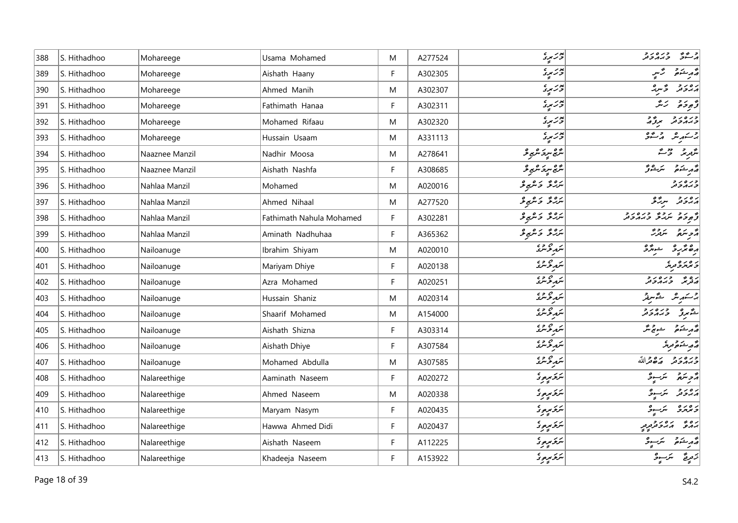| 388 | S. Hithadhoo | Mohareege | Usama Mohamed | M | A277524 | ތޮހަރީގެ | އުސާމާ މުހައްމަދު |
|---|---|---|---|---|---|---|---|
| 389 | S. Hithadhoo | Mohareege | Aishath Haany | F | A302305 | ތޮހަރީގެ | އައިשަތު ހާނީ |
| 390 | S. Hithadhoo | Mohareege | Ahmed Manih | M | A302307 | ތޮހަރީގެ | އަހުމަދު މާނިހް |
| 391 | S. Hithadhoo | Mohareege | Fathimath Hanaa | F | A302311 | ތޮހަރީގެ | ފާތިމަތު ހަނާ |
| 392 | S. Hithadhoo | Mohareege | Mohamed Rifaau | M | A302320 | ތޮހަރީގެ | މުހައްމަދު ރިފާއު |
| 393 | S. Hithadhoo | Mohareege | Hussain Usaam | M | A331113 | ތޮހަރީގެ | ހުސައިން އުސާމް |
| 394 | S. Hithadhoo | Naaznee Manzil | Nadhir Moosa | M | A278641 | ނާޒްނީމަންޒިލް | ނާދިރު މޫސާ |
| 395 | S. Hithadhoo | Naaznee Manzil | Aishath Nashfa | F | A308685 | ނާޒްނީމަންޒިލް | އައިشަތު ނަޝްފާ |
| 396 | S. Hithadhoo | Nahlaa Manzil | Mohamed | M | A020016 | ނަހްލާ މަންޒިލް | މުހައްމަދު |
| 397 | S. Hithadhoo | Nahlaa Manzil | Ahmed Nihaal | M | A277520 | ނަހްލާ މަންޒިލް | އަހުމަދު ނިހާލް |
| 398 | S. Hithadhoo | Nahlaa Manzil | Fathimath Nahula Mohamed | F | A302281 | ނަހްލާ މަންޒިލް | ފާތިމަތު ނަހުލާ މުހައްމަދު |
| 399 | S. Hithadhoo | Nahlaa Manzil | Aminath Nadhuhaa | F | A365362 | ނަހްލާ މަންޒިލް | އާމިނަތު ނަދުހާ |
| 400 | S. Hithadhoo | Nailoanuge | Ibrahim Shiyam | M | A020010 | ނައިލޯނުގެ | އިބްރާހީމް ޝިޔާމް |
| 401 | S. Hithadhoo | Nailoanuge | Mariyam Dhiye | F | A020138 | ނައިލޯނުގެ | މަރިޔަމްދިޔެ |
| 402 | S. Hithadhoo | Nailoanuge | Azra Mohamed | F | A020251 | ނައިލޯނުގެ | އަޒްރާ މުހައްމަދު |
| 403 | S. Hithadhoo | Nailoanuge | Hussain Shaniz | M | A020314 | ނައިލޯނުގެ | ހުސައިން ޝާނިޒް |
| 404 | S. Hithadhoo | Nailoanuge | Shaarif Mohamed | M | A154000 | ނައިލޯނުގެ | ޝާރިފް މުހައްމަދު |
| 405 | S. Hithadhoo | Nailoanuge | Aishath Shizna | F | A303314 | ނައިލޯނުގެ | އައިشަތު ޝިޒްނާ |
| 406 | S. Hithadhoo | Nailoanuge | Aishath Dhiye | F | A307584 | ނައިލޯނުގެ | އައިשަތުދިޔެ |
| 407 | S. Hithadhoo | Nailoanuge | Mohamed Abdulla | M | A307585 | ނައިލޯނުގެ | މުހައްމަދު އަބްދުﷲ |
| 408 | S. Hithadhoo | Nalareethige | Aaminath Naseem | F | A020272 | ނަލަރީތިގެ | އާމިނަތު ނަސީމް |
| 409 | S. Hithadhoo | Nalareethige | Ahmed Naseem | M | A020338 | ނަލަރީތިގެ | އަހުމަދު ނަސީމް |
| 410 | S. Hithadhoo | Nalareethige | Maryam Nasym | F | A020435 | ނަލަރީތިގެ | މަރްޔަމް ނަސީމް |
| 411 | S. Hithadhoo | Nalareethige | Hawwa Ahmed Didi | F | A020437 | ނަލަރީތިގެ | ހައްވާ އަހުމަދުދީދީ |
| 412 | S. Hithadhoo | Nalareethige | Aishath Naseem | F | A112225 | ނަލަރީތިގެ | އައިשަތު ނަސީމް |
| 413 | S. Hithadhoo | Nalareethige | Khadeeja Naseem | F | A153922 | ނަލަރީތިގެ | ޚަދީޖާ ނަސީމް |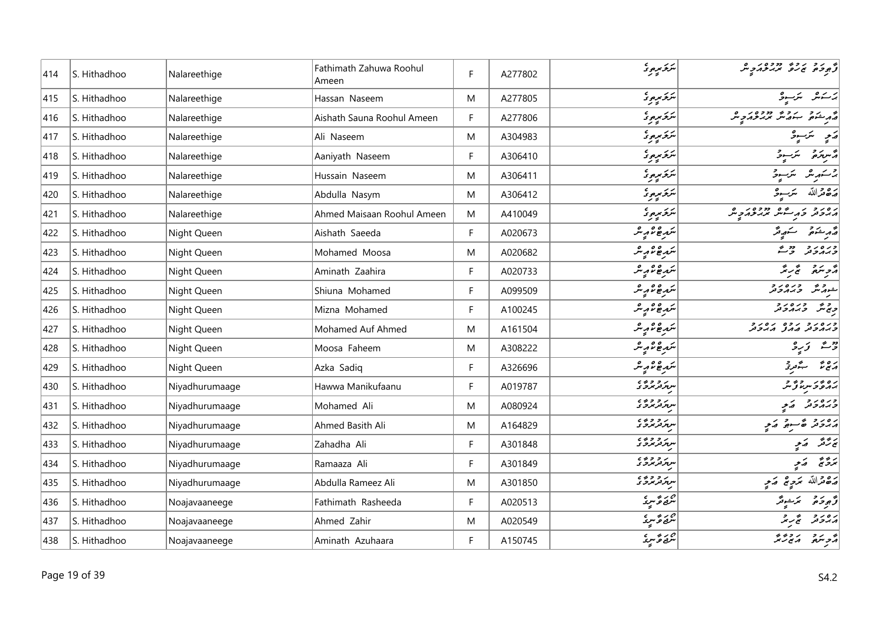| 414 | S. Hithadhoo | Nalareethige | Fathimath Zahuwa Roohul Ameen | F | A277802 | ސަލަރީތިގެ | ފާތިމަތު ޒަހުވާ ރޫހުލްއަމީން |
|---|---|---|---|---|---|---|---|
| 415 | S. Hithadhoo | Nalareethige | Hassan Naseem | M | A277805 | ނަލަރީތިގެ | ހަސަން ނަސީމް |
| 416 | S. Hithadhoo | Nalareethige | Aishath Sauna Roohul Ameen | F | A277806 | ނަލަރީތިގެ | އާއިޝަތު ސައުނާ ރޫހުލްއަމީން |
| 417 | S. Hithadhoo | Nalareethige | Ali Naseem | M | A304983 | ނަލަރީތިގެ | އަލި ނަސީމް |
| 418 | S. Hithadhoo | Nalareethige | Aaniyath Naseem | F | A306410 | ނަލަރީތިގެ | އާނިޔަތު ނަސީމް |
| 419 | S. Hithadhoo | Nalareethige | Hussain Naseem | M | A306411 | ނަލަރީތިގެ | ހުސައިން ނަސީމް |
| 420 | S. Hithadhoo | Nalareethige | Abdulla Nasym | M | A306412 | ނަލަރީތިގެ | އަބްދުﷲ ނަސީމް |
| 421 | S. Hithadhoo | Nalareethige | Ahmed Maisaan Roohul Ameen | M | A410049 | ނަލަރީތިގެ | އަޙްމަދު މައިސާން ރޫހުލްއަމީން |
| 422 | S. Hithadhoo | Night Queen | Aishath Saeeda | F | A020673 | ނައިޓްކުއީން | އާއިޝަތު ސަޢީދާ |
| 423 | S. Hithadhoo | Night Queen | Mohamed Moosa | M | A020682 | ނައިޓްކުއީން | މުޙައްމަދު މޫސާ |
| 424 | S. Hithadhoo | Night Queen | Aminath Zaahira | F | A020733 | ނައިޓްކުއީން | އާމިނަތު ޒާހިރާ |
| 425 | S. Hithadhoo | Night Queen | Shiuna Mohamed | F | A099509 | ނައިޓްކުއީން | ޝިއުނާ މުޙައްމަދު |
| 426 | S. Hithadhoo | Night Queen | Mizna Mohamed | F | A100245 | ނައިޓްކުއީން | މިޒްނާ މުޙައްމަދު |
| 427 | S. Hithadhoo | Night Queen | Mohamed Auf Ahmed | M | A161504 | ނައިޓްކުއީން | މުޙައްމަދު އައުފް އަޙްމަދު |
| 428 | S. Hithadhoo | Night Queen | Moosa Faheem | M | A308222 | ނައިޓްކުއީން | މޫސާ ފަހީމް |
| 429 | S. Hithadhoo | Night Queen | Azka Sadiq | F | A326696 | ނައިޓްކުއީން | އަޒްކާ ޞާދިޤު |
| 430 | S. Hithadhoo | Niyadhurumaage | Hawwa Manikufaanu | F | A019787 | ނިޔަދުރުމާގެ | ހައްވާ މަނިކުފާނު |
| 431 | S. Hithadhoo | Niyadhurumaage | Mohamed Ali | M | A080924 | ނިޔަދުރުމާގެ | މުޙައްމަދު އަލި |
| 432 | S. Hithadhoo | Niyadhurumaage | Ahmed Basith Ali | M | A164829 | ނިޔަދުރުމާގެ | އަޙްމަދު ބާސިތު އަލި |
| 433 | S. Hithadhoo | Niyadhurumaage | Zahadha Ali | F | A301848 | ނިޔަދުރުމާގެ | ޒަހާދާ އަލި |
| 434 | S. Hithadhoo | Niyadhurumaage | Ramaaza Ali | F | A301849 | ނިޔަދުރުމާގެ | ރަމާޒާ އަލި |
| 435 | S. Hithadhoo | Niyadhurumaage | Abdulla Rameez Ali | M | A301850 | ނިޔަދުރުމާގެ | އަބްދުﷲ ރަމީޒް އަލި |
| 436 | S. Hithadhoo | Noajavaaneege | Fathimath Rasheeda | F | A020513 | ނޯޖަވާނީގެ | ފާތިމަތު ރަޝީދާ |
| 437 | S. Hithadhoo | Noajavaaneege | Ahmed Zahir | M | A020549 | ނޯޖަވާނީގެ | އަޙްމަދު ޒާހިރު |
| 438 | S. Hithadhoo | Noajavaaneege | Aminath Azuhaara | F | A150745 | ނޯޖަވާނީގެ | އާމިނަތު އަޒުހާރާ |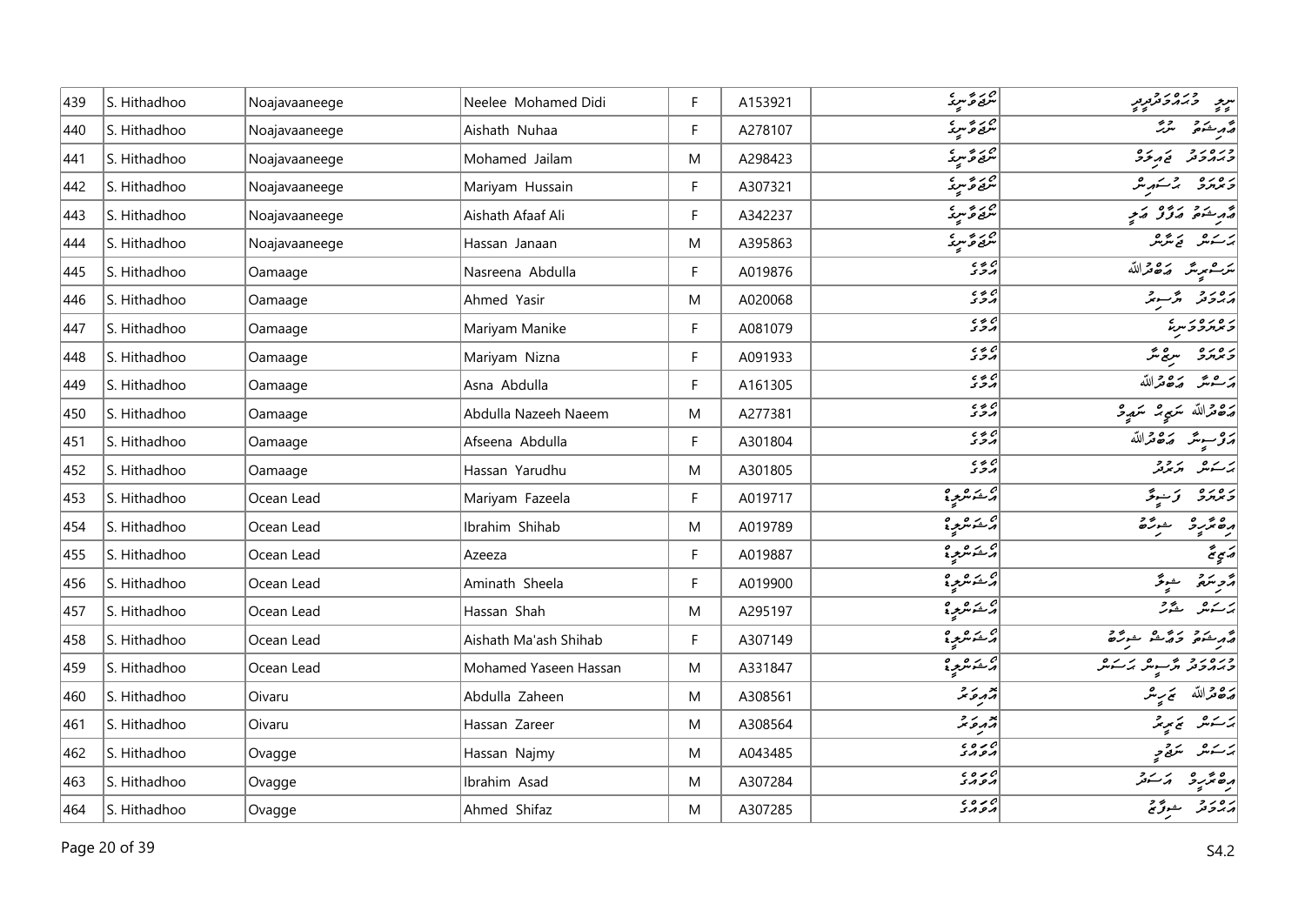| 439 | S. Hithadhoo | Noajavaaneege | Neelee Mohamed Didi | F | A153921 | ނޯޖަވާނީގެ | ނީލީ މުހައްމަދުދީދީ |
|---|---|---|---|---|---|---|---|
| 440 | S. Hithadhoo | Noajavaaneege | Aishath Nuhaa | F | A278107 | ނޯޖަވާނީގެ | އައިޝަތު ނުހާ |
| 441 | S. Hithadhoo | Noajavaaneege | Mohamed Jailam | M | A298423 | ނޯޖަވާނީގެ | މުހައްމަދު ޖައިލަމް |
| 442 | S. Hithadhoo | Noajavaaneege | Mariyam Hussain | F | A307321 | ނޯޖަވާނީގެ | މަރިޔަމް ހުސައިން |
| 443 | S. Hithadhoo | Noajavaaneege | Aishath Afaaf Ali | F | A342237 | ނޯޖަވާނީގެ | އައިޝަތު އަފާފް އަލި |
| 444 | S. Hithadhoo | Noajavaaneege | Hassan Janaan | M | A395863 | ނޯޖަވާނީގެ | ހަސަން ޖަނާން |
| 445 | S. Hithadhoo | Oamaage | Nasreena Abdulla | F | A019876 | އޯމާގެ | ނަސްރީނާ އަބްދުﷲ |
| 446 | S. Hithadhoo | Oamaage | Ahmed Yasir | M | A020068 | އޯމާގެ | އަހްމަދު ޔާސިރު |
| 447 | S. Hithadhoo | Oamaage | Mariyam Manike | F | A081079 | އޯމާގެ | މަރިޔަމްމަނިކެ |
| 448 | S. Hithadhoo | Oamaage | Mariyam Nizna | F | A091933 | އޯމާގެ | މަރިޔަމް ނިޒްނާ |
| 449 | S. Hithadhoo | Oamaage | Asna Abdulla | F | A161305 | އޯމާގެ | އަސްނާ އަބްދުﷲ |
| 450 | S. Hithadhoo | Oamaage | Abdulla Nazeeh Naeem | M | A277381 | އޯމާގެ | އަބްދުﷲ ނަޒީހް ނައީމް |
| 451 | S. Hithadhoo | Oamaage | Afseena Abdulla | F | A301804 | އޯމާގެ | އަފްސީނާ އަބްދުﷲ |
| 452 | S. Hithadhoo | Oamaage | Hassan Yarudhu | M | A301805 | އޯމާގެ | ހަސަން ޔަރުދު |
| 453 | S. Hithadhoo | Ocean Lead | Mariyam Fazeela | F | A019717 | އޯޝަންލީޑް | މަރިޔަމް ފަޒީލާ |
| 454 | S. Hithadhoo | Ocean Lead | Ibrahim Shihab | M | A019789 | އޯޝަންލީޑް | އިބްރާހިމް ޝިހާބު |
| 455 | S. Hithadhoo | Ocean Lead | Azeeza | F | A019887 | އޯޝަންލީޑް | އަޒީޒާ |
| 456 | S. Hithadhoo | Ocean Lead | Aminath Sheela | F | A019900 | އޯޝަންލީޑް | އާމިނަތު ޝީލާ |
| 457 | S. Hithadhoo | Ocean Lead | Hassan Shah | M | A295197 | އޯޝަންލީޑް | ހަސަން ޝާހު |
| 458 | S. Hithadhoo | Ocean Lead | Aishath Ma'ash Shihab | F | A307149 | އޯޝަންލީޑް | އައިޝަތު މައާޝް ޝިހާބު |
| 459 | S. Hithadhoo | Ocean Lead | Mohamed Yaseen Hassan | M | A331847 | އޯޝަންލީޑް | މުހައްމަދު ޔާސީން ހަސަން |
| 460 | S. Hithadhoo | Oivaru | Abdulla Zaheen | M | A308561 | އޮއިވަރު | އަބްދުﷲ ޒަހީން |
| 461 | S. Hithadhoo | Oivaru | Hassan Zareer | M | A308564 | އޮއިވަރު | ހަސަން ޒަރީރު |
| 462 | S. Hithadhoo | Ovagge | Hassan Najmy | M | A043485 | އޮވައްގެ | ހަސަން ނަޖްމީ |
| 463 | S. Hithadhoo | Ovagge | Ibrahim Asad | M | A307284 | އޮވައްގެ | އިބްރާހިމް އަސަދު |
| 464 | S. Hithadhoo | Ovagge | Ahmed Shifaz | M | A307285 | އޮވައްގެ | އަހްމަދު ޝިފާޒު |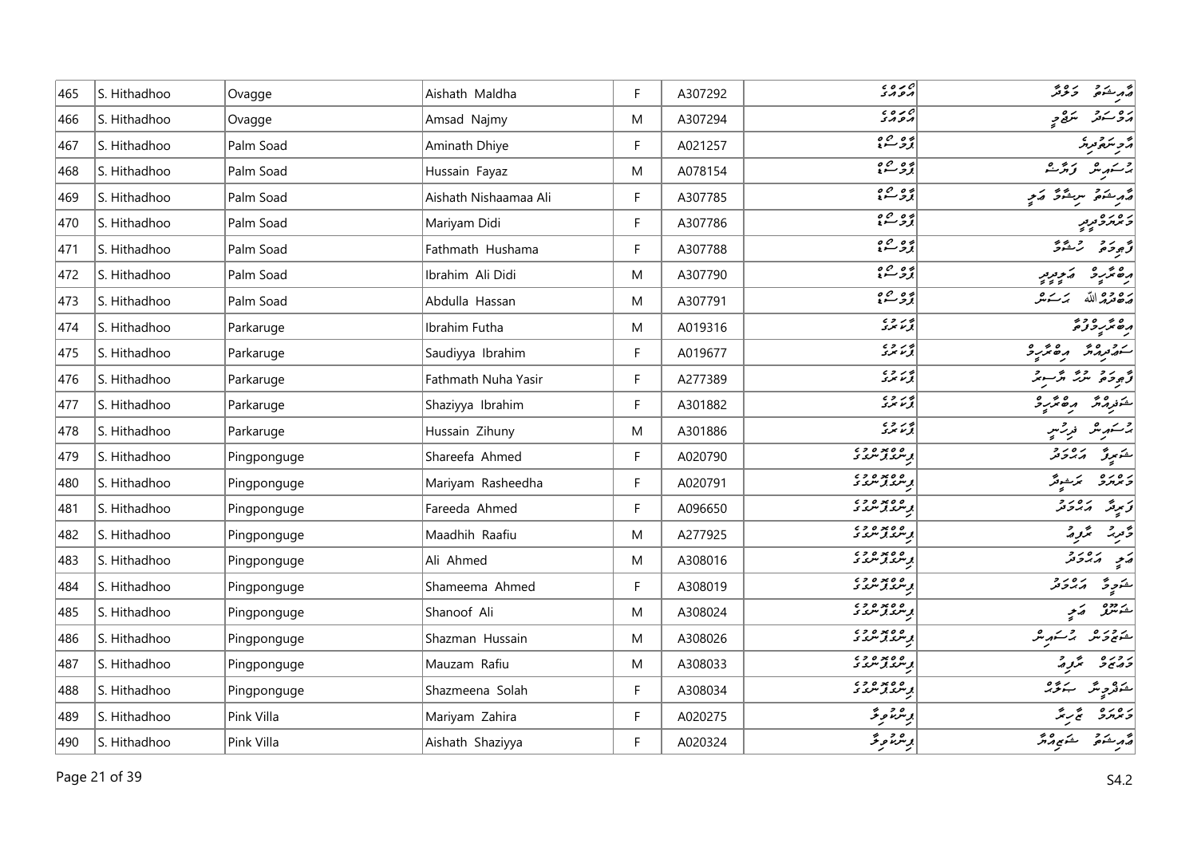| 465 | S. Hithadhoo | Ovagge | Aishath Maldha | F | A307292 | ރޯވައްގެ | އައިޝަތު މަލްދާ |
|---|---|---|---|---|---|---|---|
| 466 | S. Hithadhoo | Ovagge | Amsad Najmy | M | A307294 | ރޯވައްގެ | އަމްސަދު ނަޖްމީ |
| 467 | S. Hithadhoo | Palm Soad | Aminath Dhiye | F | A021257 | ޕާމްސޯޑް | އާމިނަތުދިޔެ |
| 468 | S. Hithadhoo | Palm Soad | Hussain Fayaz | M | A078154 | ޕާމްސޯޑް | ހުސައިން ފަޔާޒް |
| 469 | S. Hithadhoo | Palm Soad | Aishath Nishaamaa Ali | F | A307785 | ޕާމްސޯޑް | އައިޝަތު ނިޝާމާ އަލި |
| 470 | S. Hithadhoo | Palm Soad | Mariyam Didi | F | A307786 | ޕާމްސޯޑް | މަރިޔަމްދީދީ |
| 471 | S. Hithadhoo | Palm Soad | Fathmath Hushama | F | A307788 | ޕާމްސޯޑް | ފާތިމަތު ހުޝާމާ |
| 472 | S. Hithadhoo | Palm Soad | Ibrahim Ali Didi | M | A307790 | ޕާމްސޯޑް | އިބްރާހީމް އަލިދީދީ |
| 473 | S. Hithadhoo | Palm Soad | Abdulla Hassan | M | A307791 | ޕާމްސޯޑް | އަބްދުﷲ ހަސަން |
| 474 | S. Hithadhoo | Parkaruge | Ibrahim Futha | M | A019316 | ޕާކަރުގެ | އިބްރާހީމްފުތާ |
| 475 | S. Hithadhoo | Parkaruge | Saudiyya Ibrahim | F | A019677 | ޕާކަރުގެ | ސައުދިއްޔާ އިބްރާހީމް |
| 476 | S. Hithadhoo | Parkaruge | Fathmath Nuha Yasir | F | A277389 | ޕާކަރުގެ | ފާތިމަތު ނުހާ ޔާސިރު |
| 477 | S. Hithadhoo | Parkaruge | Shaziyya Ibrahim | F | A301882 | ޕާކަރުގެ | ޝާޒިއްޔާ އިބްރާހީމް |
| 478 | S. Hithadhoo | Parkaruge | Hussain Zihuny | M | A301886 | ޕާކަރުގެ | ހުސައިން ޒިހުނީ |
| 479 | S. Hithadhoo | Pingponguge | Shareefa Ahmed | F | A020790 | ޕިންގްޕޮންގުގެ | ޝަރީފާ އަހްމަދު |
| 480 | S. Hithadhoo | Pingponguge | Mariyam Rasheedha | F | A020791 | ޕިންގްޕޮންގުގެ | މަރިޔަމް ރަޝީދާ |
| 481 | S. Hithadhoo | Pingponguge | Fareeda Ahmed | F | A096650 | ޕިންގްޕޮންގުގެ | ފަރީދާ އަހްމަދު |
| 482 | S. Hithadhoo | Pingponguge | Maadhih Raafiu | M | A277925 | ޕިންގްޕޮންގުގެ | މާދިހް ރާފިޢު |
| 483 | S. Hithadhoo | Pingponguge | Ali Ahmed | M | A308016 | ޕިންގްޕޮންގުގެ | އަލި އަހްމަދު |
| 484 | S. Hithadhoo | Pingponguge | Shameema Ahmed | F | A308019 | ޕިންގްޕޮންގުގެ | ޝަމީމާ އަހްމަދު |
| 485 | S. Hithadhoo | Pingponguge | Shanoof Ali | M | A308024 | ޕިންގްޕޮންގުގެ | ޝަނޫފް އަލި |
| 486 | S. Hithadhoo | Pingponguge | Shazman Hussain | M | A308026 | ޕިންގްޕޮންގުގެ | ޝަޒްމަން ހުސައިން |
| 487 | S. Hithadhoo | Pingponguge | Mauzam Rafiu | M | A308033 | ޕިންގްޕޮންގުގެ | މައުޒަމް ރަފީޢު |
| 488 | S. Hithadhoo | Pingponguge | Shazmeena Solah | F | A308034 | ޕިންގްޕޮންގުގެ | ޝަޒްމީނާ ސަލާހް |
| 489 | S. Hithadhoo | Pink Villa | Mariyam Zahira | F | A020275 | ޕިންކްވިލާ | މަރިޔަމް ޒާހިރާ |
| 490 | S. Hithadhoo | Pink Villa | Aishath Shaziyya | F | A020324 | ޕިންކްވިލާ | އައިޝަތު ޝާޒިއްޔާ |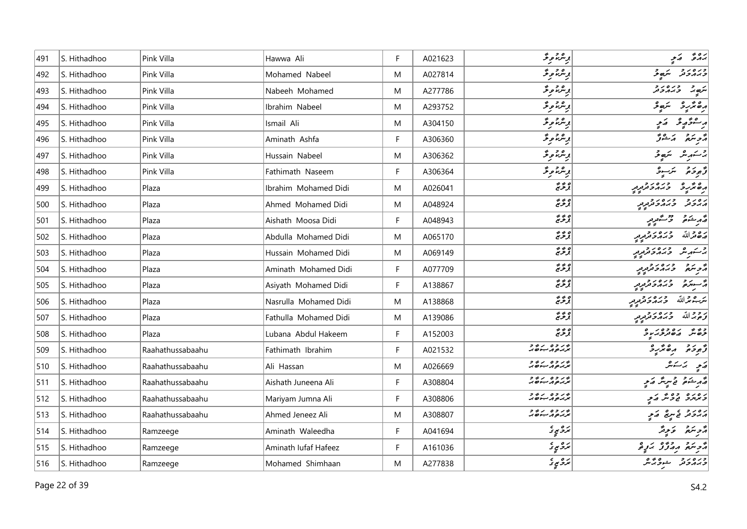| 491 | S. Hithadhoo | Pink Villa | Hawwa Ali | F | A021623 | ޕިންކްވިލާ | ހައްވާ އަލި |
|---|---|---|---|---|---|---|---|
| 492 | S. Hithadhoo | Pink Villa | Mohamed Nabeel | M | A027814 | ޕިންކްވިލާ | މުހައްމަދު ނަބީލް |
| 493 | S. Hithadhoo | Pink Villa | Nabeeh Mohamed | M | A277786 | ޕިންކްވިލާ | ނަބީހު މުހައްމަދު |
| 494 | S. Hithadhoo | Pink Villa | Ibrahim Nabeel | M | A293752 | ޕިންކްވިލާ | އިބްރާހީމް ނަބީލް |
| 495 | S. Hithadhoo | Pink Villa | Ismail Ali | M | A304150 | ޕިންކްވިލާ | އިސްމާއީލް އަލި |
| 496 | S. Hithadhoo | Pink Villa | Aminath Ashfa | F | A306360 | ޕިންކްވިލާ | އާމިނަތު އަށްފާ |
| 497 | S. Hithadhoo | Pink Villa | Hussain Nabeel | M | A306362 | ޕިންކްވިލާ | ހުސައިން ނަބީލް |
| 498 | S. Hithadhoo | Pink Villa | Fathimath Naseem | F | A306364 | ޕިންކްވިލާ | ފާތިމަތު ނަސީމް |
| 499 | S. Hithadhoo | Plaza | Ibrahim Mohamed Didi | M | A026041 | ޕްލާޒާ | އިބްރާހީމް މުހައްމަދުދީދީ |
| 500 | S. Hithadhoo | Plaza | Ahmed Mohamed Didi | M | A048924 | ޕްލާޒާ | އަހްމަދު މުހައްމަދުދީދީ |
| 501 | S. Hithadhoo | Plaza | Aishath Moosa Didi | F | A048943 | ޕްލާޒާ | އައިށަތު މޫސާދީދީ |
| 502 | S. Hithadhoo | Plaza | Abdulla Mohamed Didi | M | A065170 | ޕްލާޒާ | އަބްދުﷲ މުހައްމަދުދީދީ |
| 503 | S. Hithadhoo | Plaza | Hussain Mohamed Didi | M | A069149 | ޕްލާޒާ | ހުސައިން މުހައްމަދުދީދީ |
| 504 | S. Hithadhoo | Plaza | Aminath Mohamed Didi | F | A077709 | ޕްލާޒާ | އާމިނަތު މުހައްމަދުދީދީ |
| 505 | S. Hithadhoo | Plaza | Asiyath Mohamed Didi | F | A138867 | ޕްލާޒާ | އާސިޔަތު މުހައްމަދުދީދީ |
| 506 | S. Hithadhoo | Plaza | Nasrulla Mohamed Didi | M | A138868 | ޕްލާޒާ | ނަސްރުﷲ މުހައްމަދުދީދީ |
| 507 | S. Hithadhoo | Plaza | Fathulla Mohamed Didi | M | A139086 | ޕްލާޒާ | ފަތުﷲ މުހައްމަދުދީދީ |
| 508 | S. Hithadhoo | Plaza | Lubana Abdul Hakeem | F | A152003 | ޕްލާޒާ | ލުބާނާ އަބްދުލްހަކީމް |
| 509 | S. Hithadhoo | Raahathussabaahu | Fathimath Ibrahim | F | A021532 | ރާހަތުއްސަބާހު | ފާތިމަތު އިބްރާހީމް |
| 510 | S. Hithadhoo | Raahathussabaahu | Ali Hassan | M | A026669 | ރާހަތުއްސަބާހު | އަލި ހަސަން |
| 511 | S. Hithadhoo | Raahathussabaahu | Aishath Juneena Ali | F | A308804 | ރާހަތުއްސަބާހު | އައިށަތު ޖުނީނާ އަލި |
| 512 | S. Hithadhoo | Raahathussabaahu | Mariyam Jumna Ali | F | A308806 | ރާހަތުއްސަބާހު | މަރިޔަމް ޖުމްނާ އަލި |
| 513 | S. Hithadhoo | Raahathussabaahu | Ahmed Jeneez Ali | M | A308807 | ރާހަތުއްސަބާހު | އަހްމަދު ޖެނީޒް އަލި |
| 514 | S. Hithadhoo | Ramzeege | Aminath Waleedha | F | A041694 | ރަމްޒީގެ | އާމިނަތު ވަލީދާ |
| 515 | S. Hithadhoo | Ramzeege | Aminath Iufaf Hafeez | F | A161036 | ރަމްޒީގެ | އާމިނަތު އިއުފާފް ހަފީޒު |
| 516 | S. Hithadhoo | Ramzeege | Mohamed Shimhaan | M | A277838 | ރަމްޒީގެ | މުހައްމަދު ޝިމްހާން |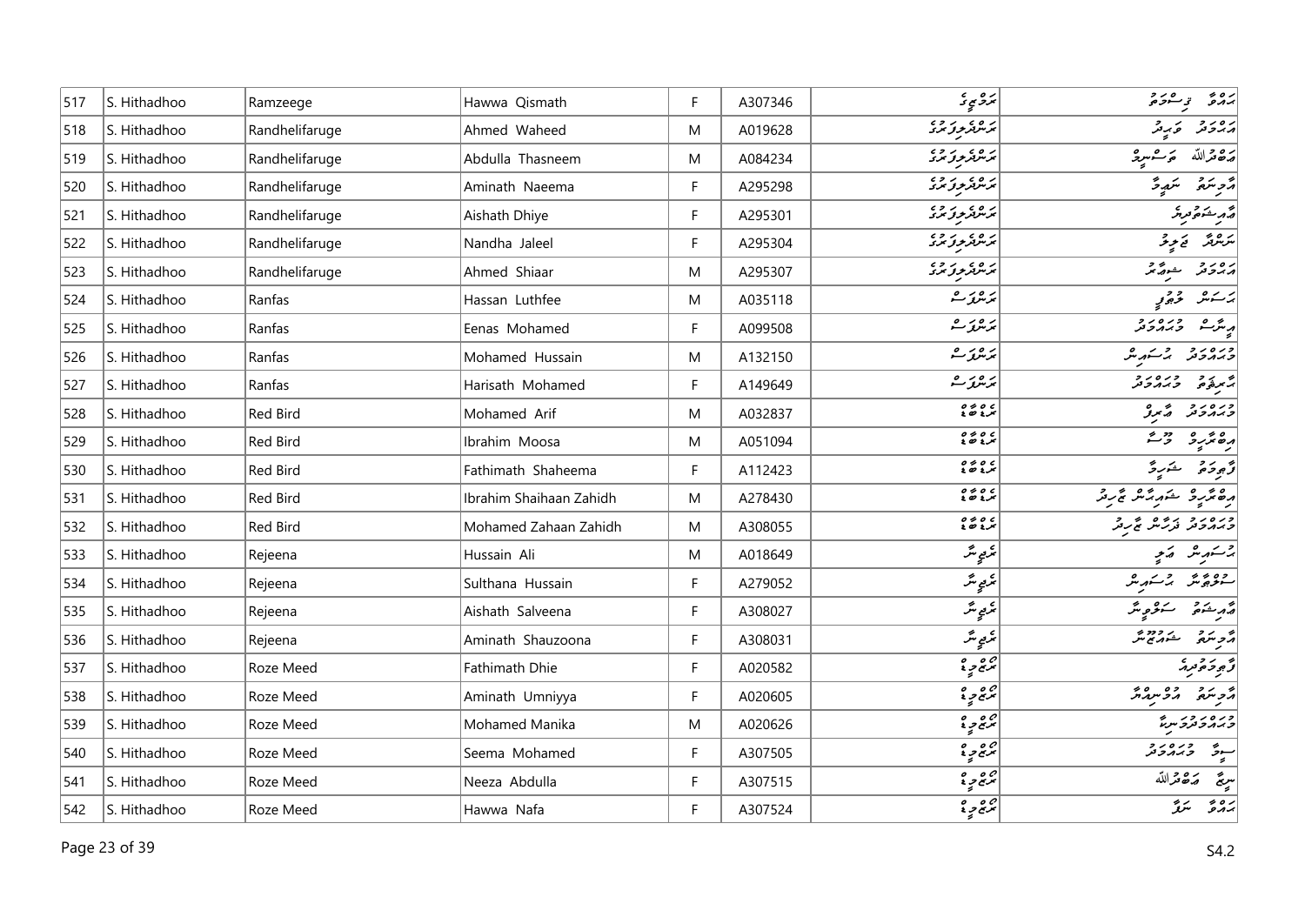| 517 | S. Hithadhoo | Ramzeege | Hawwa Qismath | F | A307346 | ރަމްޒީގެ | ހައްވާ ޤިސްމަތު |
|---|---|---|---|---|---|---|---|
| 518 | S. Hithadhoo | Randhelifaruge | Ahmed Waheed | M | A019628 | ރަންދެލިފަރުގެ | އަހުމަދު ވަޙީދު |
| 519 | S. Hithadhoo | Randhelifaruge | Abdulla Thasneem | M | A084234 | ރަންދެލިފަރުގެ | އަބްދުﷲ ތަސްނީމް |
| 520 | S. Hithadhoo | Randhelifaruge | Aminath Naeema | F | A295298 | ރަންދެލިފަރުގެ | އާމިނަތު ނައީމާ |
| 521 | S. Hithadhoo | Randhelifaruge | Aishath Dhiye | F | A295301 | ރަންދެލިފަރުގެ | އާއިޝަތުދިޔެ |
| 522 | S. Hithadhoo | Randhelifaruge | Nandha Jaleel | F | A295304 | ރަންދެލިފަރުގެ | ނަންދާ ޖަލީލް |
| 523 | S. Hithadhoo | Randhelifaruge | Ahmed Shiaar | M | A295307 | ރަންދެލިފަރުގެ | އަހުމަދު ޝިޢާރު |
| 524 | S. Hithadhoo | Ranfas | Hassan Luthfee | M | A035118 | ރަންފަސް | ހަސަން ލުތުފީ |
| 525 | S. Hithadhoo | Ranfas | Eenas Mohamed | F | A099508 | ރަންފަސް | އީނާސް މުހައްމަދު |
| 526 | S. Hithadhoo | Ranfas | Mohamed Hussain | M | A132150 | ރަންފަސް | މުހައްމަދު ހުސައިން |
| 527 | S. Hithadhoo | Ranfas | Harisath Mohamed | F | A149649 | ރަންފަސް | ހާރިޞަތު މުހައްމަދު |
| 528 | S. Hithadhoo | Red Bird | Mohamed Arif | M | A032837 | ރެޑްބާޑް | މުހައްމަދު އާރިފް |
| 529 | S. Hithadhoo | Red Bird | Ibrahim Moosa | M | A051094 | ރެޑްބާޑް | އިބްރާހިމް މޫސާ |
| 530 | S. Hithadhoo | Red Bird | Fathimath Shaheema | F | A112423 | ރެޑްބާޑް | ފާތިމަތު ޝަހީމާ |
| 531 | S. Hithadhoo | Red Bird | Ibrahim Shaihaan Zahidh | M | A278430 | ރެޑްބާޑް | އިބްރާހިމް ޝައިހާން ޒާހިދު |
| 532 | S. Hithadhoo | Red Bird | Mohamed Zahaan Zahidh | M | A308055 | ރެޑްބާޑް | މުހައްމަދު ޒަހާން ޒާހިދު |
| 533 | S. Hithadhoo | Rejeena | Hussain Ali | M | A018649 | ރެޖީނާ | ހުސައިން ޢަލީ |
| 534 | S. Hithadhoo | Rejeena | Sulthana Hussain | F | A279052 | ރެޖީނާ | ސުލްޠާނާ ހުސައިން |
| 535 | S. Hithadhoo | Rejeena | Aishath Salveena | F | A308027 | ރެޖީނާ | އާއިޝަތު ސަލްވީނާ |
| 536 | S. Hithadhoo | Rejeena | Aminath Shauzoona | F | A308031 | ރެޖީނާ | އާމިނަތު ޝައުޒޫނާ |
| 537 | S. Hithadhoo | Roze Meed | Fathimath Dhie | F | A020582 | ރޯޒްމީޑް | ފާތިމަތުދިއެ |
| 538 | S. Hithadhoo | Roze Meed | Aminath Umniyya | F | A020605 | ރޯޒްމީޑް | އާމިނަތު އުމްނިއްޔާ |
| 539 | S. Hithadhoo | Roze Meed | Mohamed Manika | M | A020626 | ރޯޒްމީޑް | މުހައްމަދުމަނިކު |
| 540 | S. Hithadhoo | Roze Meed | Seema Mohamed | F | A307505 | ރޯޒްމީޑް | ސީމާ މުހައްމަދު |
| 541 | S. Hithadhoo | Roze Meed | Neeza Abdulla | F | A307515 | ރޯޒްމީޑް | ނީޒާ އަބްދުﷲ |
| 542 | S. Hithadhoo | Roze Meed | Hawwa Nafa | F | A307524 | ރޯޒްމީޑް | ހައްވާ ނަފާ |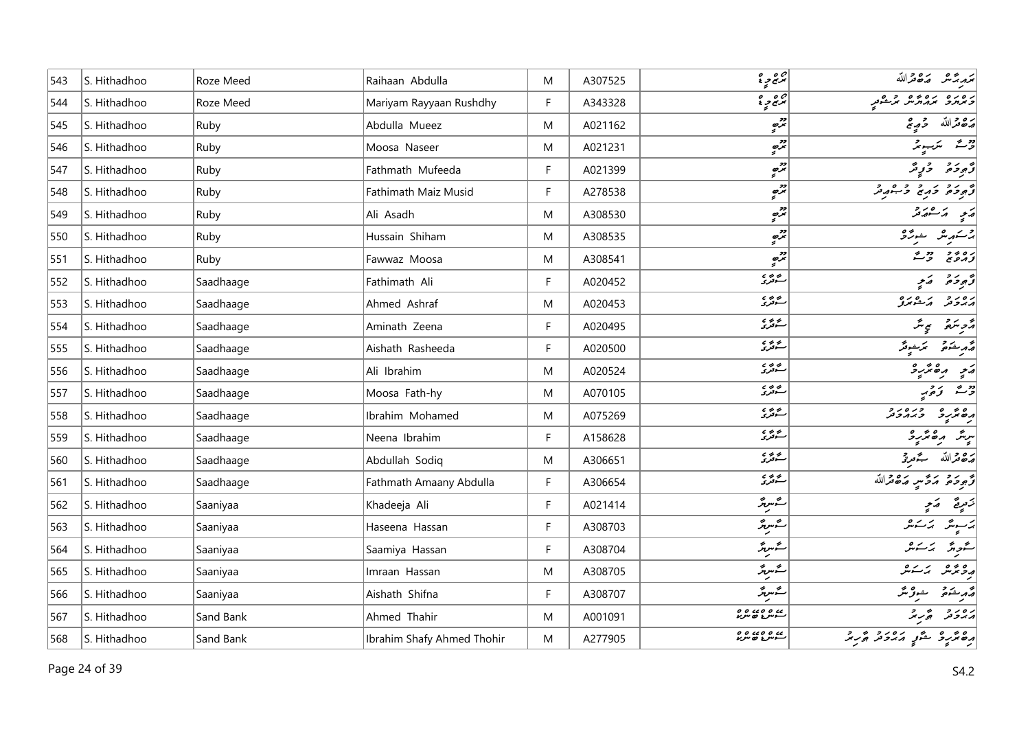| 543 | S. Hithadhoo | Roze Meed | Raihaan Abdulla | M | A307525 | ޕޮޒްމީޑް | ރައިހާން ޢަބްދުﷲ |
|---|---|---|---|---|---|---|---|
| 544 | S. Hithadhoo | Roze Meed | Mariyam Rayyaan Rushdhy | F | A343328 | ޕޮޒްމީޑް | މަރިޔަމް ރައްޔާން ރުޝްދީ |
| 545 | S. Hithadhoo | Ruby | Abdulla Mueez | M | A021162 | ރޫބީ | ޢަބްދުﷲ މުޢިއްޒު |
| 546 | S. Hithadhoo | Ruby | Moosa Naseer | M | A021231 | ރޫބީ | މޫސާ ނަސީރު |
| 547 | S. Hithadhoo | Ruby | Fathmath Mufeeda | F | A021399 | ރޫބީ | ފާތިމަތު މުފީދާ |
| 548 | S. Hithadhoo | Ruby | Fathimath Maiz Musid | F | A278538 | ރޫބީ | ފާތިމަތު މާއިޒު މުސްއިދު |
| 549 | S. Hithadhoo | Ruby | Ali Asadh | M | A308530 | ރޫބީ | ޢަލީ އަސްޢަދު |
| 550 | S. Hithadhoo | Ruby | Hussain Shiham | M | A308535 | ރޫބީ | ހުސައިން ޝިހާމް |
| 551 | S. Hithadhoo | Ruby | Fawwaz Moosa | M | A308541 | ރޫބީ | ފައްވާޒު މޫސާ |
| 552 | S. Hithadhoo | Saadhaage | Fathimath Ali | F | A020452 | ސާދާގެ | ފާތިމަތު ޢަލީ |
| 553 | S. Hithadhoo | Saadhaage | Ahmed Ashraf | M | A020453 | ސާދާގެ | އަޙްމަދު އަޝްރަފް |
| 554 | S. Hithadhoo | Saadhaage | Aminath Zeena | F | A020495 | ސާދާގެ | އާމިނަތު ޒީނާ |
| 555 | S. Hithadhoo | Saadhaage | Aishath Rasheeda | F | A020500 | ސާދާގެ | ޢާއިޝަތު ރަޝީދާ |
| 556 | S. Hithadhoo | Saadhaage | Ali Ibrahim | M | A020524 | ސާދާގެ | ޢަލީ އިބްރާހީމް |
| 557 | S. Hithadhoo | Saadhaage | Moosa Fath-hy | M | A070105 | ސާދާގެ | މޫސާ ފަތުހީ |
| 558 | S. Hithadhoo | Saadhaage | Ibrahim Mohamed | M | A075269 | ސާދާގެ | އިބްރާހީމް މުޙައްމަދު |
| 559 | S. Hithadhoo | Saadhaage | Neena Ibrahim | F | A158628 | ސާދާގެ | ނީނާ އިބްރާހީމް |
| 560 | S. Hithadhoo | Saadhaage | Abdullah Sodiq | M | A306651 | ސާދާގެ | ޢަބްދުﷲ ޞާދިޤު |
| 561 | S. Hithadhoo | Saadhaage | Fathmath Amaany Abdulla | F | A306654 | ސާދާގެ | ފާތިމަތު އަމާނީ ޢަބްދުﷲ |
| 562 | S. Hithadhoo | Saaniyaa | Khadeeja Ali | F | A021414 | ސާނިޔާ | ޚަދީޖާ ޢަލީ |
| 563 | S. Hithadhoo | Saaniyaa | Haseena Hassan | F | A308703 | ސާނިޔާ | ހަސީނާ ހަސަން |
| 564 | S. Hithadhoo | Saaniyaa | Saamiya Hassan | F | A308704 | ސާނިޔާ | ސާމިޔާ ހަސަން |
| 565 | S. Hithadhoo | Saaniyaa | Imraan Hassan | M | A308705 | ސާނިޔާ | އިމްރާން ހަސަން |
| 566 | S. Hithadhoo | Saaniyaa | Aishath Shifna | F | A308707 | ސާނިޔާ | ޢާއިޝަތު ޝިފްނާ |
| 567 | S. Hithadhoo | Sand Bank | Ahmed Thahir | M | A001091 | ސޭންޑްބޭންކް | އަޙްމަދު ޠާހިރު |
| 568 | S. Hithadhoo | Sand Bank | Ibrahim Shafy Ahmed Thohir | M | A277905 | ސޭންޑްބޭންކް | އިބްރާހީމް ޝާފީ އަޙްމަދު ޠާހިރު |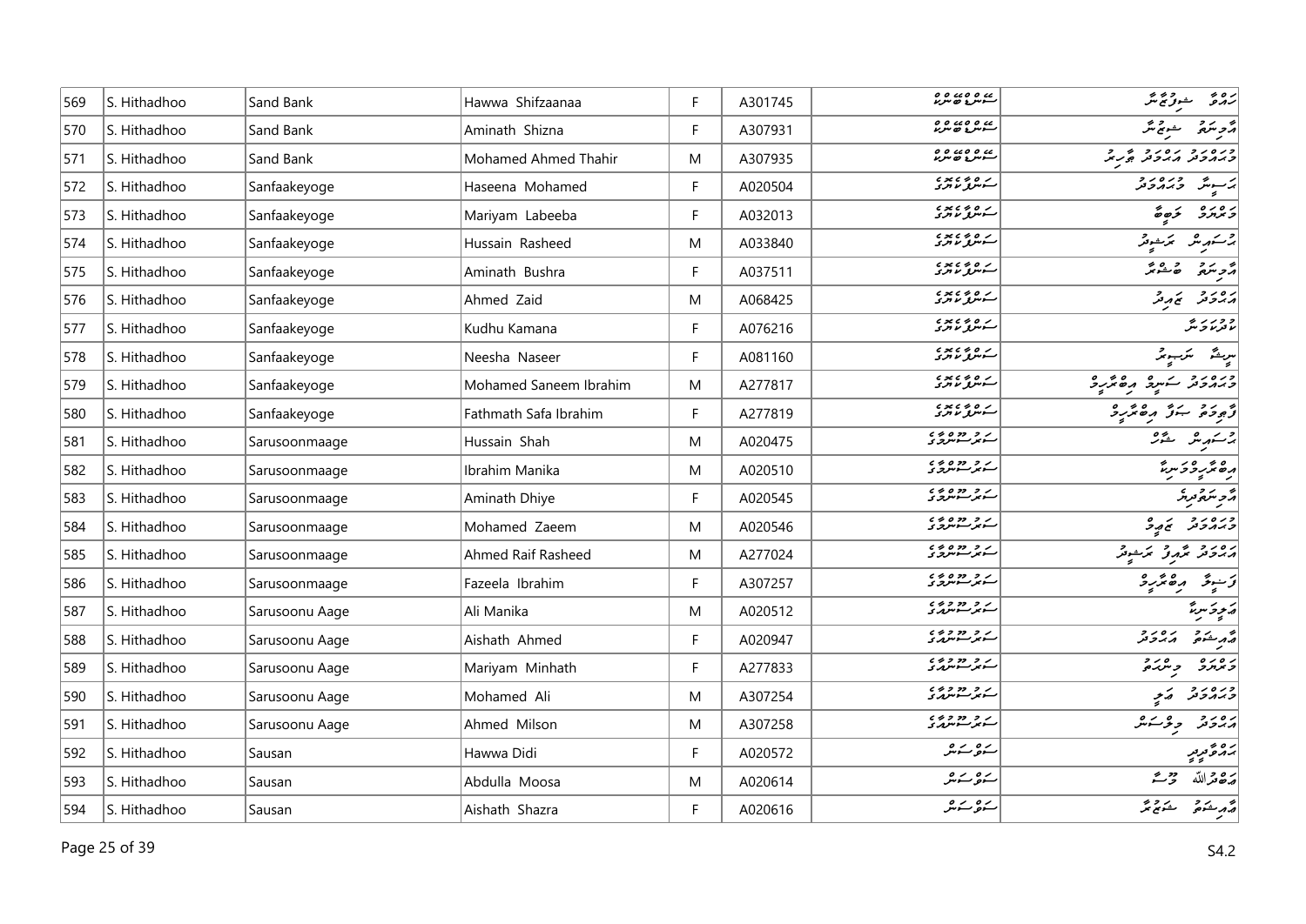| 569 | S. Hithadhoo | Sand Bank | Hawwa Shifzaanaa | F | A301745 | ސެންޑްބޭންކް | ހައްވާ ޝިފްޒާނާ |
|---|---|---|---|---|---|---|---|
| 570 | S. Hithadhoo | Sand Bank | Aminath Shizna | F | A307931 | ސެންޑްބޭންކް | އާމިނަތު ޝިޒްނާ |
| 571 | S. Hithadhoo | Sand Bank | Mohamed Ahmed Thahir | M | A307935 | ސެންޑްބޭންކް | މުހައްމަދު އަހުމަދު ތާހިރު |
| 572 | S. Hithadhoo | Sanfaakeyoge | Haseena Mohamed | F | A020504 | ސަންފާކެޔޮގެ | ހަސީނާ މުހައްމަދު |
| 573 | S. Hithadhoo | Sanfaakeyoge | Mariyam Labeeba | F | A032013 | ސަންފާކެޔޮގެ | މަރިޔަމް ލަބީބާ |
| 574 | S. Hithadhoo | Sanfaakeyoge | Hussain Rasheed | M | A033840 | ސަންފާކެޔޮގެ | ހުސައިން ރަޝީދު |
| 575 | S. Hithadhoo | Sanfaakeyoge | Aminath Bushra | F | A037511 | ސަންފާކެޔޮގެ | އާމިނަތު ބުޝްރާ |
| 576 | S. Hithadhoo | Sanfaakeyoge | Ahmed Zaid | M | A068425 | ސަންފާކެޔޮގެ | އަހުމަދު ޒައިދު |
| 577 | S. Hithadhoo | Sanfaakeyoge | Kudhu Kamana | F | A076216 | ސަންފާކެޔޮގެ | ކުދުކަމަނާ |
| 578 | S. Hithadhoo | Sanfaakeyoge | Neesha Naseer | F | A081160 | ސަންފާކެޔޮގެ | ނީޝާ ނަސީރު |
| 579 | S. Hithadhoo | Sanfaakeyoge | Mohamed Saneem Ibrahim | M | A277817 | ސަންފާކެޔޮގެ | މުހައްމަދު ސަނީމް އިބްރާހީމް |
| 580 | S. Hithadhoo | Sanfaakeyoge | Fathmath Safa Ibrahim | F | A277819 | ސަންފާކެޔޮގެ | ފާތިމަތު ސަފާ އިބްރާހީމް |
| 581 | S. Hithadhoo | Sarusoonmaage | Hussain Shah | M | A020475 | ސަރުސޫންމާގެ | ހުސައިން ޝާހް |
| 582 | S. Hithadhoo | Sarusoonmaage | Ibrahim Manika | M | A020510 | ސަރުސޫންމާގެ | އިބްރާހީމްމަނިކަ |
| 583 | S. Hithadhoo | Sarusoonmaage | Aminath Dhiye | F | A020545 | ސަރުސޫންމާގެ | އާމިނަތުދިޔެ |
| 584 | S. Hithadhoo | Sarusoonmaage | Mohamed Zaeem | M | A020546 | ސަރުސޫންމާގެ | މުހައްމަދު ޒަޢީމް |
| 585 | S. Hithadhoo | Sarusoonmaage | Ahmed Raif Rasheed | M | A277024 | ސަރުސޫންމާގެ | އަހުމަދު ރާއިފް ރަޝީދު |
| 586 | S. Hithadhoo | Sarusoonmaage | Fazeela Ibrahim | F | A307257 | ސަރުސޫންމާގެ | ފަޒީލާ އިބްރާހީމް |
| 587 | S. Hithadhoo | Sarusoonu Aage | Ali Manika | M | A020512 | ސަރުސޫނުއާގެ | އަލިމަނިކަ |
| 588 | S. Hithadhoo | Sarusoonu Aage | Aishath Ahmed | F | A020947 | ސަރުސޫނުއާގެ | އައިޝަތު އަހުމަދު |
| 589 | S. Hithadhoo | Sarusoonu Aage | Mariyam Minhath | F | A277833 | ސަރުސޫނުއާގެ | މަރިޔަމް މިންހަތު |
| 590 | S. Hithadhoo | Sarusoonu Aage | Mohamed Ali | M | A307254 | ސަރުސޫނުއާގެ | މުހައްމަދު އަލި |
| 591 | S. Hithadhoo | Sarusoonu Aage | Ahmed Milson | M | A307258 | ސަރުސޫނުއާގެ | އަހުމަދު މިލްސަން |
| 592 | S. Hithadhoo | Sausan | Hawwa Didi | F | A020572 | ސައުސަން | ހައްވާދީދީ |
| 593 | S. Hithadhoo | Sausan | Abdulla Moosa | M | A020614 | ސައުސަން | އަބްދުﷲ މޫސާ |
| 594 | S. Hithadhoo | Sausan | Aishath Shazra | F | A020616 | ސައުސަން | އައިޝަތު ޝަޒްރާ |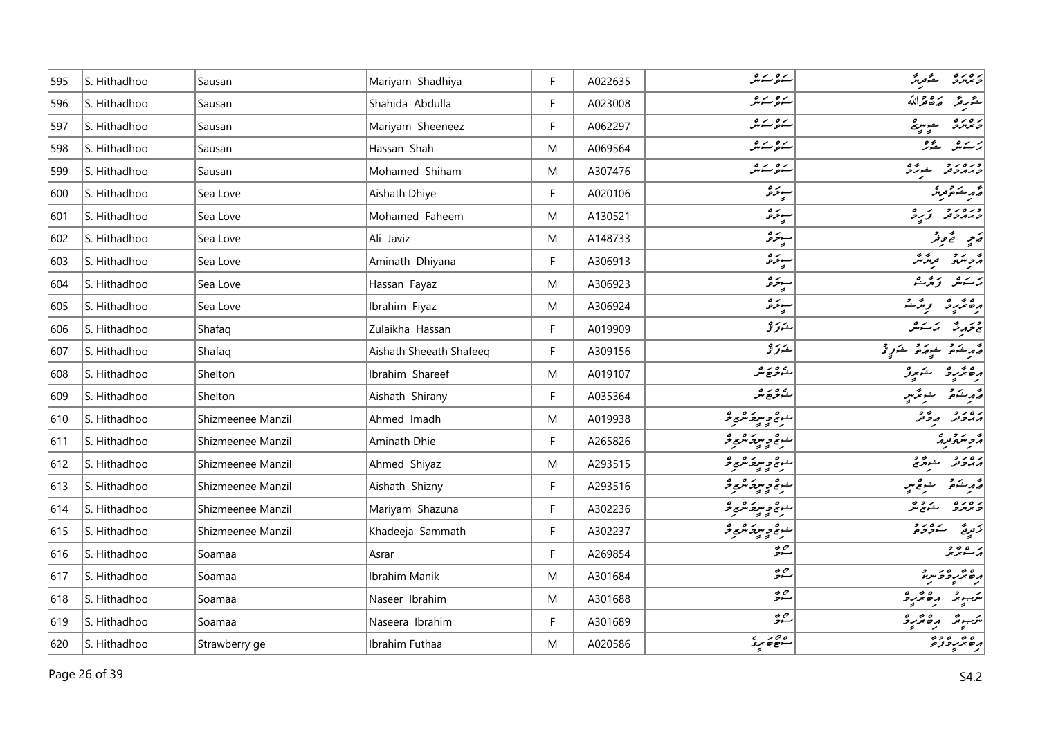| 595 | S. Hithadhoo | Sausan | Mariyam Shadhiya | F | A022635 | ސައުސަން | މަރިޔަމް ޝާދިޔާ |
|---|---|---|---|---|---|---|---|
| 596 | S. Hithadhoo | Sausan | Shahida Abdulla | F | A023008 | ސައުސަން | ޝާހިދާ ޢަބްދުﷲ |
| 597 | S. Hithadhoo | Sausan | Mariyam Sheeneez | F | A062297 | ސައުސަން | މަރިޔަމް ޝީނީޒް |
| 598 | S. Hithadhoo | Sausan | Hassan Shah | M | A069564 | ސައުސަން | ހަސަން ޝާހް |
| 599 | S. Hithadhoo | Sausan | Mohamed Shiham | M | A307476 | ސައުސަން | މުޙައްމަދު ޝިހާމް |
| 600 | S. Hithadhoo | Sea Love | Aishath Dhiye | F | A020106 | ސީލަވް | ޢާއިޝަތު ދިޔެ |
| 601 | S. Hithadhoo | Sea Love | Mohamed Faheem | M | A130521 | ސީލަވް | މުޙައްމަދު ފަހީމް |
| 602 | S. Hithadhoo | Sea Love | Ali Javiz | M | A148733 | ސީލަވް | ޢަލީ ޖާވިޒް |
| 603 | S. Hithadhoo | Sea Love | Aminath Dhiyana | F | A306913 | ސީލަވް | އާމިނަތު ދިޔާނާ |
| 604 | S. Hithadhoo | Sea Love | Hassan Fayaz | M | A306923 | ސީލަވް | ހަސަން ފަޔާޒް |
| 605 | S. Hithadhoo | Sea Love | Ibrahim Fiyaz | M | A306924 | ސީލަވް | އިބްރާހީމް ފިޔާޒް |
| 606 | S. Hithadhoo | Shafaq | Zulaikha Hassan | F | A019909 | ޝަފަގު | ޒުލައިޚާ ހަސަން |
| 607 | S. Hithadhoo | Shafaq | Aishath Sheeath Shafeeq | F | A309156 | ޝަފަގު | ޢާއިޝަތު ޝީޢަތު ޝަފީޤު |
| 608 | S. Hithadhoo | Shelton | Ibrahim Shareef | M | A019107 | ޝެލްޓަން | އިބްރާހީމް ޝަރީފު |
| 609 | S. Hithadhoo | Shelton | Aishath Shirany | F | A035364 | ޝެލްޓަން | ޢާއިޝަތު ޝިރާނީ |
| 610 | S. Hithadhoo | Shizmeenee Manzil | Ahmed Imadh | M | A019938 | ޝިޒްމީނީމަންޒިލް | އަޙްމަދު އިމާދު |
| 611 | S. Hithadhoo | Shizmeenee Manzil | Aminath Dhie | F | A265826 | ޝިޒްމީނީމަންޒިލް | އާމިނަތު ދިއް |
| 612 | S. Hithadhoo | Shizmeenee Manzil | Ahmed Shiyaz | M | A293515 | ޝިޒްމީނީމަންޒިލް | އަޙްމަދު ޝިޔާޒް |
| 613 | S. Hithadhoo | Shizmeenee Manzil | Aishath Shizny | F | A293516 | ޝިޒްމީނީމަންޒިލް | ޢާއިޝަތު ޝިޒްނީ |
| 614 | S. Hithadhoo | Shizmeenee Manzil | Mariyam Shazuna | F | A302236 | ޝިޒްމީނީމަންޒިލް | މަރިޔަމް ޝަޒުނާ |
| 615 | S. Hithadhoo | Shizmeenee Manzil | Khadeeja Sammath | F | A302237 | ޝިޒްމީނީމަންޒިލް | ޚަދީޖާ ސައްމަތު |
| 616 | S. Hithadhoo | Soamaa | Asrar | F | A269854 | ސޯމާ | އަސްރާރު |
| 617 | S. Hithadhoo | Soamaa | Ibrahim Manik | M | A301684 | ސޯމާ | އިބްރާހީމްމަނިކު |
| 618 | S. Hithadhoo | Soamaa | Naseer Ibrahim | M | A301688 | ސޯމާ | ނަސީރު އިބްރާހީމް |
| 619 | S. Hithadhoo | Soamaa | Naseera Ibrahim | F | A301689 | ސޯމާ | ނަސީރާ އިބްރާހީމް |
| 620 | S. Hithadhoo | Strawberry ge | Ibrahim Futhaa | M | A020586 | ސްޓޯބެރީގެ | އިބްރާހީމްފުތާ |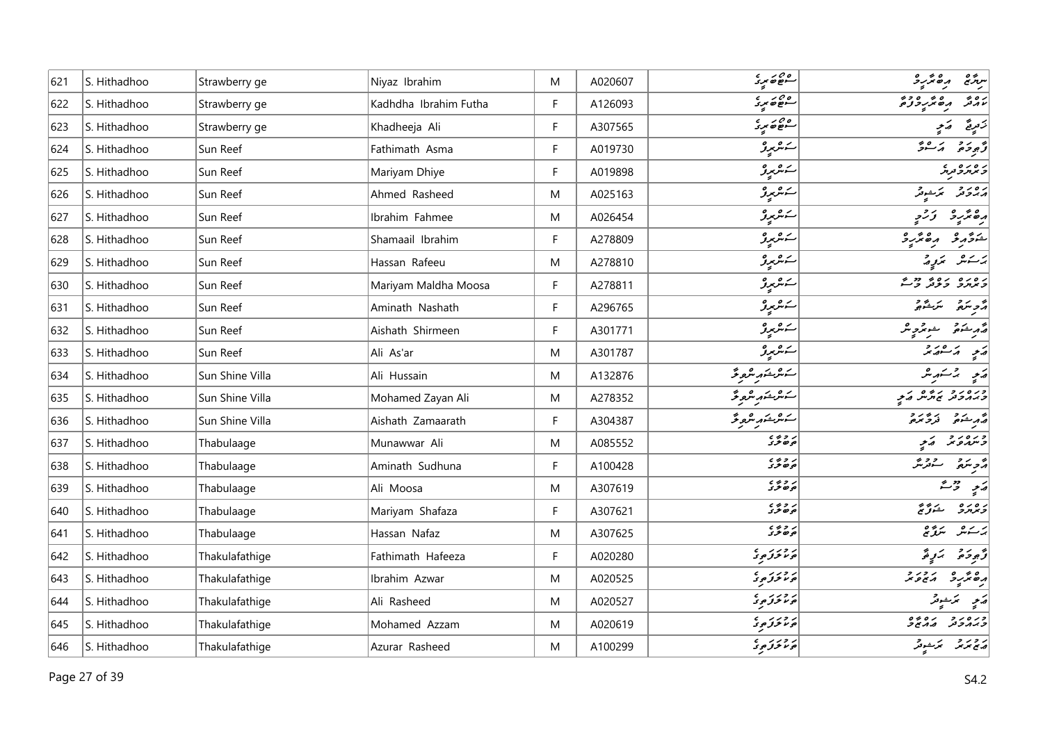| 621 | S. Hithadhoo | Strawberry ge | Niyaz Ibrahim | M | A020607 | ސްޓްރޯބެރީގެ | ނިޔާޒް އިބްރާހީމް |
|---|---|---|---|---|---|---|---|
| 622 | S. Hithadhoo | Strawberry ge | Kadhdha Ibrahim Futha | F | A126093 | ސްޓްރޯބެރީގެ | ކައްދާ އިބްރާހީމްފުތާ |
| 623 | S. Hithadhoo | Strawberry ge | Khadheeja Ali | F | A307565 | ސްޓްރޯބެރީގެ | ޚަދީޖާ އަލި |
| 624 | S. Hithadhoo | Sun Reef | Fathimath Asma | F | A019730 | ސަންރީފް | ފާތިމަތު އަސްމާ |
| 625 | S. Hithadhoo | Sun Reef | Mariyam Dhiye | F | A019898 | ސަންރީފް | މަރިޔަމްދިޔެ |
| 626 | S. Hithadhoo | Sun Reef | Ahmed Rasheed | M | A025163 | ސަންރީފް | އަހުމަދު ރަޝީދު |
| 627 | S. Hithadhoo | Sun Reef | Ibrahim Fahmee | M | A026454 | ސަންރީފް | އިބްރާހީމް ފަހުމީ |
| 628 | S. Hithadhoo | Sun Reef | Shamaail Ibrahim | F | A278809 | ސަންރީފް | ޝަމާއިލް އިބްރާހީމް |
| 629 | S. Hithadhoo | Sun Reef | Hassan Rafeeu | M | A278810 | ސަންރީފް | ހަސަން ރަފީޢު |
| 630 | S. Hithadhoo | Sun Reef | Mariyam Maldha Moosa | F | A278811 | ސަންރީފް | މަރިޔަމް މަލްދާ މޫސާ |
| 631 | S. Hithadhoo | Sun Reef | Aminath Nashath | F | A296765 | ސަންރީފް | އާމިނަތު ނަޝާތު |
| 632 | S. Hithadhoo | Sun Reef | Aishath Shirmeen | F | A301771 | ސަންރީފް | އާއިޝަތު ޝިރްމީން |
| 633 | S. Hithadhoo | Sun Reef | Ali As'ar | M | A301787 | ސަންރީފް | އަލި އަސްޢަރު |
| 634 | S. Hithadhoo | Sun Shine Villa | Ali Hussain | M | A132876 | ސަންޝައިންވިލާ | އަލި ހުސައިން |
| 635 | S. Hithadhoo | Sun Shine Villa | Mohamed Zayan Ali | M | A278352 | ސަންޝައިންވިލާ | މުހައްމަދު ޒަޔާން އަލި |
| 636 | S. Hithadhoo | Sun Shine Villa | Aishath Zamaarath | F | A304387 | ސަންޝައިންވިލާ | އާއިޝަތު ޒަމާރަތު |
| 637 | S. Hithadhoo | Thabulaage | Munawwar Ali | M | A085552 | ތަބުލާގެ | މުނައްވަރު އަލި |
| 638 | S. Hithadhoo | Thabulaage | Aminath Sudhuna | F | A100428 | ތަބުލާގެ | އާމިނަތު ސުދޫނާ |
| 639 | S. Hithadhoo | Thabulaage | Ali Moosa | M | A307619 | ތަބުލާގެ | އަލި މޫސާ |
| 640 | S. Hithadhoo | Thabulaage | Mariyam Shafaza | F | A307621 | ތަބުލާގެ | މަރިޔަމް ޝަފާޒާ |
| 641 | S. Hithadhoo | Thabulaage | Hassan Nafaz | M | A307625 | ތަބުލާގެ | ހަސަން ނަފާޒް |
| 642 | S. Hithadhoo | Thakulafathige | Fathimath Hafeeza | F | A020280 | ތަކުލަފަތިގެ | ފާތިމަތު ހަފީޒާ |
| 643 | S. Hithadhoo | Thakulafathige | Ibrahim Azwar | M | A020525 | ތަކުލަފަތިގެ | އިބްރާހީމް އަޒްވަރު |
| 644 | S. Hithadhoo | Thakulafathige | Ali Rasheed | M | A020527 | ތަކުލަފަތިގެ | އަލި ރަޝީދު |
| 645 | S. Hithadhoo | Thakulafathige | Mohamed Azzam | M | A020619 | ތަކުލަފަތިގެ | މުހައްމަދު އައްޒާމް |
| 646 | S. Hithadhoo | Thakulafathige | Azurar Rasheed | M | A100299 | ތަކުލަފަތިގެ | އަޒުރަރު ރަޝީދު |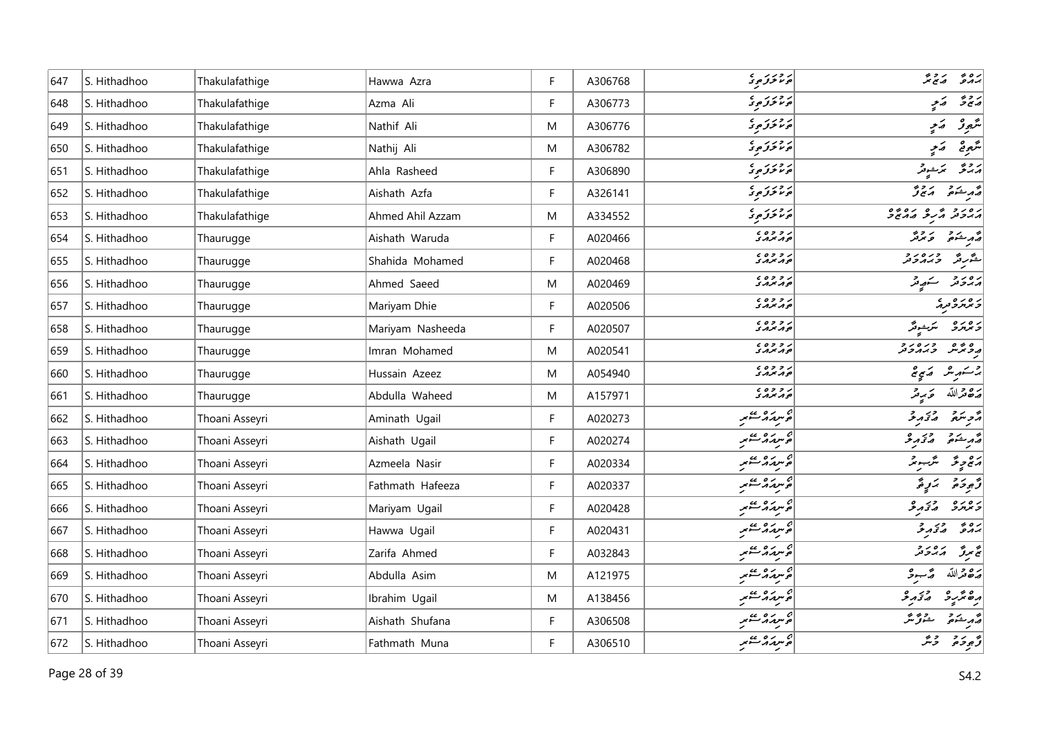| 647 | S. Hithadhoo | Thakulafathige | Hawwa Azra | F | A306768 | ތަކުލަފަތިގެ | ހައްވާ އަޒްރާ |
|---|---|---|---|---|---|---|---|
| 648 | S. Hithadhoo | Thakulafathige | Azma Ali | F | A306773 | ތަކުލަފަތިގެ | އަޒްމާ އަލީ |
| 649 | S. Hithadhoo | Thakulafathige | Nathif Ali | M | A306776 | ތަކުލަފަތިގެ | ނާތިފް އަލީ |
| 650 | S. Hithadhoo | Thakulafathige | Nathij Ali | M | A306782 | ތަކުލަފަތިގެ | ނާތިޖް އަލީ |
| 651 | S. Hithadhoo | Thakulafathige | Ahla Rasheed | F | A306890 | ތަކުލަފަތިގެ | އަހްލާ ރަޝީދު |
| 652 | S. Hithadhoo | Thakulafathige | Aishath Azfa | F | A326141 | ތަކުލަފަތިގެ | އާއިށަތު އަޒްފާ |
| 653 | S. Hithadhoo | Thakulafathige | Ahmed Ahil Azzam | M | A334552 | ތަކުލަފަތިގެ | އަހްމަދު އާހިލް އައްޒާމް |
| 654 | S. Hithadhoo | Thaurugge | Aishath Waruda | F | A020466 | ތައުރުގޭ | އާއިށަތު ވަރުދާ |
| 655 | S. Hithadhoo | Thaurugge | Shahida Mohamed | F | A020468 | ތައުރުގޭ | ޝާހިދާ މުހައްމަދު |
| 656 | S. Hithadhoo | Thaurugge | Ahmed Saeed | M | A020469 | ތައުރުގޭ | އަހްމަދު ސަޢީދު |
| 657 | S. Hithadhoo | Thaurugge | Mariyam Dhie | F | A020506 | ތައުރުގޭ | މަރިޔަމްދިއެ |
| 658 | S. Hithadhoo | Thaurugge | Mariyam Nasheeda | F | A020507 | ތައުރުގޭ | މަރިޔަމް ނަޝީދާ |
| 659 | S. Hithadhoo | Thaurugge | Imran Mohamed | M | A020541 | ތައުރުގޭ | އިމްރާން މުހައްމަދު |
| 660 | S. Hithadhoo | Thaurugge | Hussain Azeez | M | A054940 | ތައުރުގޭ | ހުސައިން އަޒީޒް |
| 661 | S. Hithadhoo | Thaurugge | Abdulla Waheed | M | A157971 | ތައުރުގޭ | އަބްދުﷲ ވަހީދު |
| 662 | S. Hithadhoo | Thoani Asseyri | Aminath Ugail | F | A020273 | ތޯނި އައްސޭރި | އާމިނަތު އުގައިލް |
| 663 | S. Hithadhoo | Thoani Asseyri | Aishath Ugail | F | A020274 | ތޯނި އައްސޭރި | އާއިށަތު އުގައިލް |
| 664 | S. Hithadhoo | Thoani Asseyri | Azmeela Nasir | F | A020334 | ތޯނި އައްސޭރި | އަޒްމީލާ ނާސިރު |
| 665 | S. Hithadhoo | Thoani Asseyri | Fathmath Hafeeza | F | A020337 | ތޯނި އައްސޭރި | ފާތިމަތު ހަފީޒާ |
| 666 | S. Hithadhoo | Thoani Asseyri | Mariyam Ugail | F | A020428 | ތޯނި އައްސޭރި | މަރިޔަމް އުގައިލް |
| 667 | S. Hithadhoo | Thoani Asseyri | Hawwa Ugail | F | A020431 | ތޯނި އައްސޭރި | ހައްވާ އުގައިލް |
| 668 | S. Hithadhoo | Thoani Asseyri | Zarifa Ahmed | F | A032843 | ތޯނި އައްސޭރި | ޒާރިފާ އަހްމަދު |
| 669 | S. Hithadhoo | Thoani Asseyri | Abdulla Asim | M | A121975 | ތޯނި އައްސޭރި | އަބްދުﷲ އާސިމް |
| 670 | S. Hithadhoo | Thoani Asseyri | Ibrahim Ugail | M | A138456 | ތޯނި އައްސޭރި | އިބްރާހިމް އުގައިލް |
| 671 | S. Hithadhoo | Thoani Asseyri | Aishath Shufana | F | A306508 | ތޯނި އައްސޭރި | އާއިށަތު ޝުފާނާ |
| 672 | S. Hithadhoo | Thoani Asseyri | Fathmath Muna | F | A306510 | ތޯނި އައްސޭރި | ފާތިމަތު މުނާ |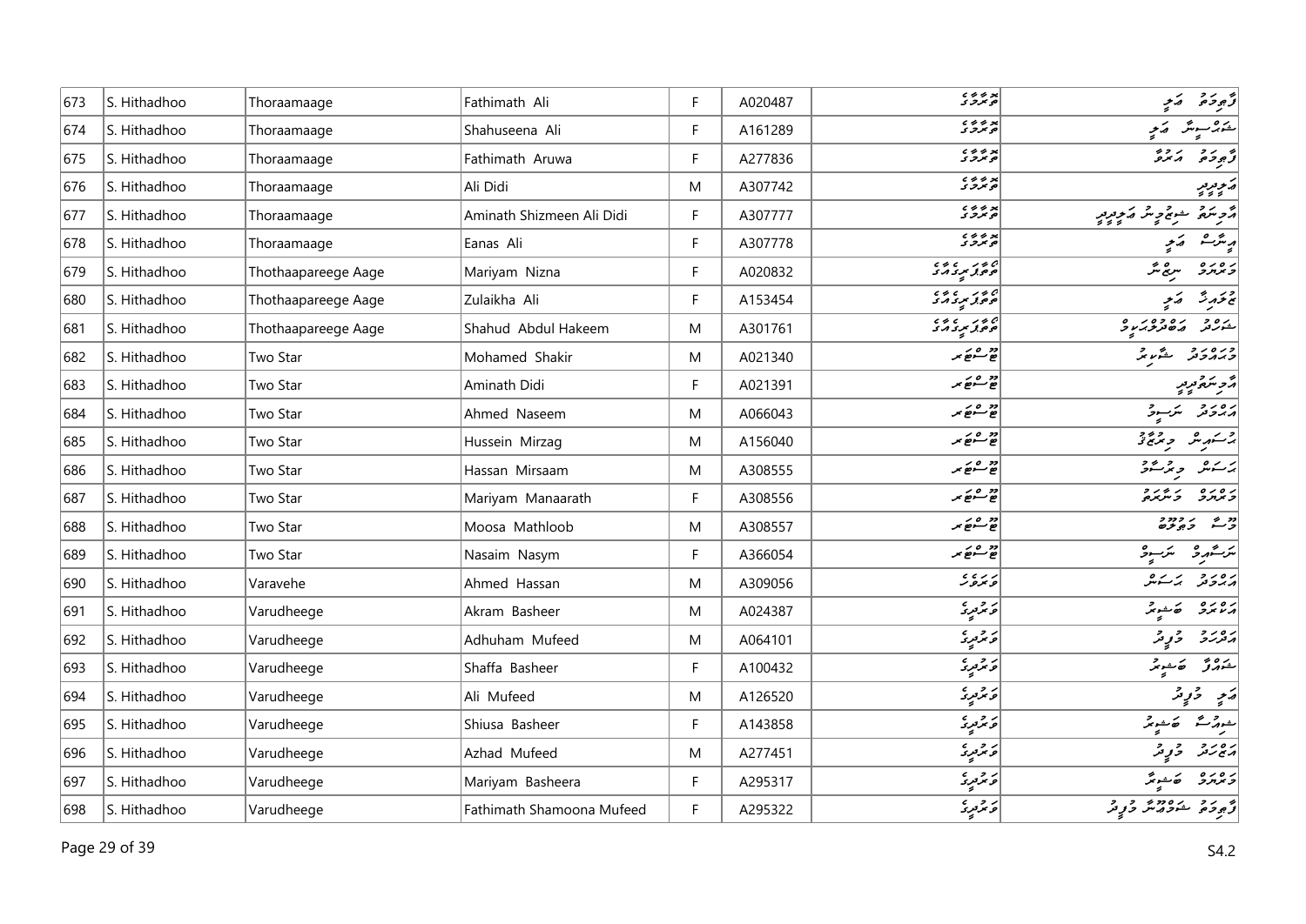| 673 | S. Hithadhoo | Thoraamaage | Fathimath Ali | F | A020487 | ތޯރާމާގެ | ފާތިމަތު އަލި |
|---|---|---|---|---|---|---|---|
| 674 | S. Hithadhoo | Thoraamaage | Shahuseena Ali | F | A161289 | ތޯރާމާގެ | ޝަހުސީނާ އަލި |
| 675 | S. Hithadhoo | Thoraamaage | Fathimath Aruwa | F | A277836 | ތޯރާމާގެ | ފާތިމަތު އަރުވާ |
| 676 | S. Hithadhoo | Thoraamaage | Ali Didi | M | A307742 | ތޯރާމާގެ | އަލިދީދީ |
| 677 | S. Hithadhoo | Thoraamaage | Aminath Shizmeen Ali Didi | F | A307777 | ތޯރާމާގެ | އާމިނަތު ޝިޒްމީން އަލިދީދީ |
| 678 | S. Hithadhoo | Thoraamaage | Eanas Ali | F | A307778 | ތޯރާމާގެ | އީނާސް އަލި |
| 679 | S. Hithadhoo | Thothaapareege Aage | Mariyam Nizna | F | A020832 | ތޯތާޕަރީގެއާގެ | މަރިޔަމް ނިޒްނާ |
| 680 | S. Hithadhoo | Thothaapareege Aage | Zulaikha Ali | F | A153454 | ތޯތާޕަރީގެއާގެ | ޒުލައިޚާ އަލި |
| 681 | S. Hithadhoo | Thothaapareege Aage | Shahud Abdul Hakeem | M | A301761 | ތޯތާޕަރީގެއާގެ | ޝަހުދު އަބްދުލްހަކީމް |
| 682 | S. Hithadhoo | Two Star | Mohamed Shakir | M | A021340 | ޓޫސްޓަރ | މުހައްމަދު ޝާކިރު |
| 683 | S. Hithadhoo | Two Star | Aminath Didi | F | A021391 | ޓޫސްޓަރ | އާމިނަތުދީދީ |
| 684 | S. Hithadhoo | Two Star | Ahmed Naseem | M | A066043 | ޓޫސްޓަރ | އަހްމަދު ނަސީމް |
| 685 | S. Hithadhoo | Two Star | Hussein Mirzag | M | A156040 | ޓޫސްޓަރ | ހުސައިން މިރްޒާގް |
| 686 | S. Hithadhoo | Two Star | Hassan Mirsaam | M | A308555 | ޓޫސްޓަރ | ހަސަން މިރްސާމް |
| 687 | S. Hithadhoo | Two Star | Mariyam Manaarath | F | A308556 | ޓޫސްޓަރ | މަރިޔަމް މަނާރަތު |
| 688 | S. Hithadhoo | Two Star | Moosa Mathloob | M | A308557 | ޓޫސްޓަރ | މޫސާ މަތުލޫބު |
| 689 | S. Hithadhoo | Two Star | Nasaim Nasym | F | A366054 | ޓޫސްޓަރ | ނަސާއިމް ނަސީމް |
| 690 | S. Hithadhoo | Varavehe | Ahmed Hassan | M | A309056 | ވަރަވެހެ | އަހްމަދު ހަސަން |
| 691 | S. Hithadhoo | Varudheege | Akram Basheer | M | A024387 | ވަރުދީގެ | އަކްރަމް ބަޝީރު |
| 692 | S. Hithadhoo | Varudheege | Adhuham Mufeed | M | A064101 | ވަރުދީގެ | އަދުހަމް މުފީދު |
| 693 | S. Hithadhoo | Varudheege | Shaffa Basheer | F | A100432 | ވަރުދީގެ | ޝައްފާ ބަޝީރު |
| 694 | S. Hithadhoo | Varudheege | Ali Mufeed | M | A126520 | ވަރުދީގެ | އަލި މުފީދު |
| 695 | S. Hithadhoo | Varudheege | Shiusa Basheer | F | A143858 | ވަރުދީގެ | ޝިއުސާ ބަޝީރު |
| 696 | S. Hithadhoo | Varudheege | Azhad Mufeed | M | A277451 | ވަރުދީގެ | އަޒްހަދު މުފީދު |
| 697 | S. Hithadhoo | Varudheege | Mariyam Basheera | F | A295317 | ވަރުދީގެ | މަރިޔަމް ބަޝީރާ |
| 698 | S. Hithadhoo | Varudheege | Fathimath Shamoona Mufeed | F | A295322 | ވަރުދީގެ | ފާތިމަތު ޝަމޫނާ މުފީދު |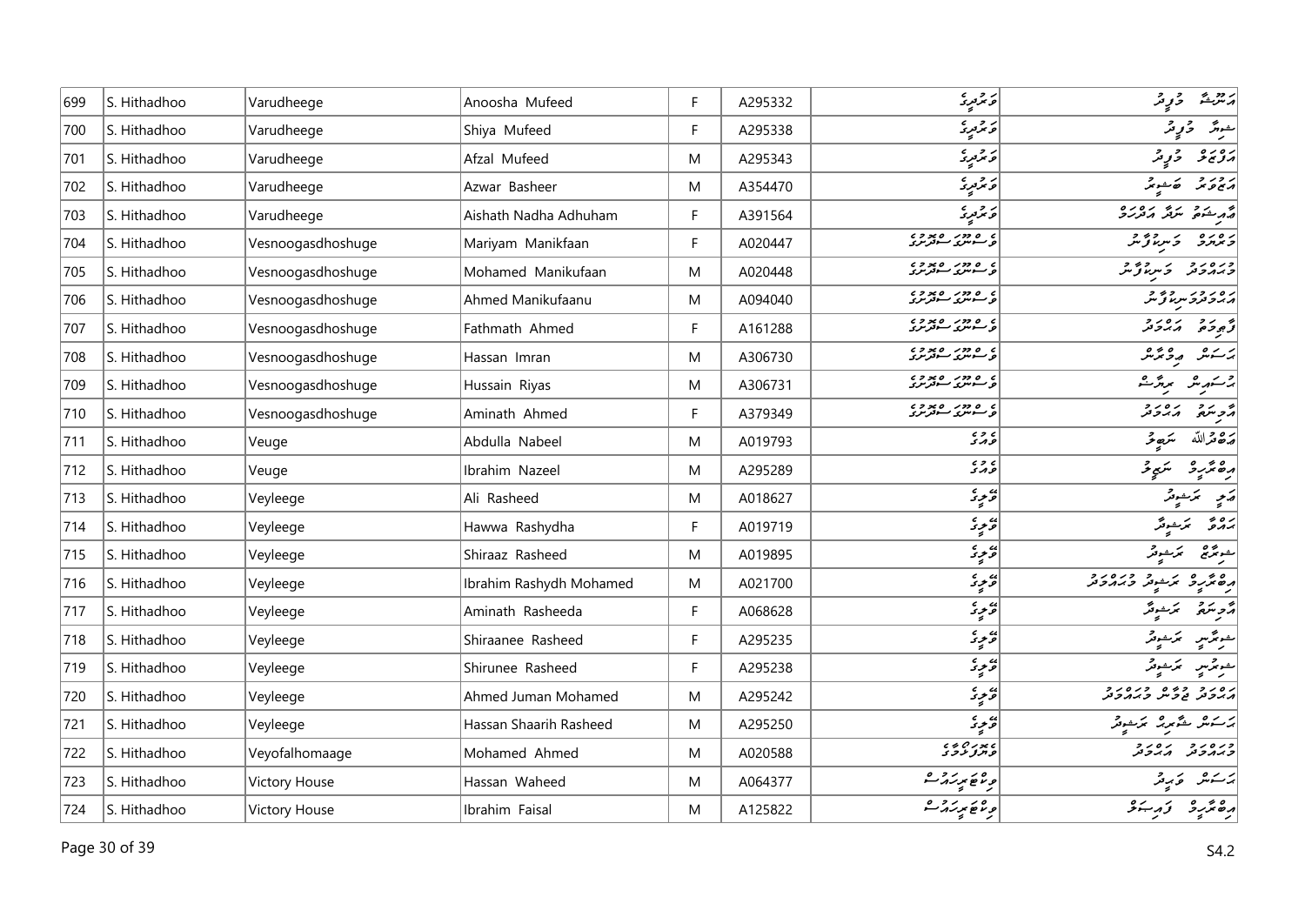| 699 | S. Hithadhoo | Varudheege | Anoosha Mufeed | F | A295332 | وَبُرُدِيْ | އަނޫޝާ މުފީދު |
|---|---|---|---|---|---|---|---|
| 700 | S. Hithadhoo | Varudheege | Shiya Mufeed | F | A295338 | وَبُرُدِيْ | ޝިޔާ މުފީދު |
| 701 | S. Hithadhoo | Varudheege | Afzal Mufeed | M | A295343 | وَبُرُدِيْ | އަފްޒަލް މުފީދު |
| 702 | S. Hithadhoo | Varudheege | Azwar Basheer | M | A354470 | وَبُرُدِيْ | އަޒްވަރު ބަޝީރު |
| 703 | S. Hithadhoo | Varudheege | Aishath Nadha Adhuham | F | A391564 | وَبُرُدِيْ | އައިޝަތު ނަދާ އަދުހަމް |
| 704 | S. Hithadhoo | Vesnoogasdhoshuge | Mariyam Manikfaan | F | A020447 | ވެސްނޫގަސްދޮށުގެ | މަރިޔަމް މަނިކުފާން |
| 705 | S. Hithadhoo | Vesnoogasdhoshuge | Mohamed Manikufaan | M | A020448 | ވެސްނޫގަސްދޮށުގެ | މުޙައްމަދު މަނިކުފާން |
| 706 | S. Hithadhoo | Vesnoogasdhoshuge | Ahmed Manikufaanu | M | A094040 | ވެސްނޫގަސްދޮށުގެ | އަޙްމަދުމަނިކުފާނު |
| 707 | S. Hithadhoo | Vesnoogasdhoshuge | Fathmath Ahmed | F | A161288 | ވެސްނޫގަސްދޮށުގެ | ފާތިމަތު އަޙްމަދު |
| 708 | S. Hithadhoo | Vesnoogasdhoshuge | Hassan Imran | M | A306730 | ވެސްނޫގަސްދޮށުގެ | ޙަސަން އިމްރާން |
| 709 | S. Hithadhoo | Vesnoogasdhoshuge | Hussain Riyas | M | A306731 | ވެސްނޫގަސްދޮށުގެ | ޙުސައިން ރިޔާސް |
| 710 | S. Hithadhoo | Vesnoogasdhoshuge | Aminath Ahmed | F | A379349 | ވެސްނޫގަސްދޮށުގެ | އާމިނަތު އަޙްމަދު |
| 711 | S. Hithadhoo | Veuge | Abdulla Nabeel | M | A019793 | ވެއުގެ | އަބްދުﷲ ނަބީލު |
| 712 | S. Hithadhoo | Veuge | Ibrahim Nazeel | M | A295289 | ވެއުގެ | އިބްރާހީމް ނަޒީލު |
| 713 | S. Hithadhoo | Veyleege | Ali Rasheed | M | A018627 | ވޭލީގެ | އަލި ރަޝީދު |
| 714 | S. Hithadhoo | Veyleege | Hawwa Rashydha | F | A019719 | ވޭލީގެ | ޙައްވާ ރަޝީދާ |
| 715 | S. Hithadhoo | Veyleege | Shiraaz Rasheed | M | A019895 | ވޭލީގެ | ޝިރާޒް ރަޝީދު |
| 716 | S. Hithadhoo | Veyleege | Ibrahim Rashydh Mohamed | M | A021700 | ވޭލީގެ | އިބްރާހީމް ރަޝީދު މުޙައްމަދު |
| 717 | S. Hithadhoo | Veyleege | Aminath Rasheeda | F | A068628 | ވޭލީގެ | އާމިނަތު ރަޝީދާ |
| 718 | S. Hithadhoo | Veyleege | Shiraanee Rasheed | F | A295235 | ވޭލީގެ | ޝިރާނީ ރަޝީދު |
| 719 | S. Hithadhoo | Veyleege | Shirunee Rasheed | F | A295238 | ވޭލީގެ | ޝިރުނީ ރަޝީދު |
| 720 | S. Hithadhoo | Veyleege | Ahmed Juman Mohamed | M | A295242 | ވޭލީގެ | އަޙްމަދު ޖުމާން މުޙައްމަދު |
| 721 | S. Hithadhoo | Veyleege | Hassan Shaarih Rasheed | M | A295250 | ވޭލީގެ | ޙަސަން ޝާރިހު ރަޝީދު |
| 722 | S. Hithadhoo | Veyofalhomaage | Mohamed Ahmed | M | A020588 | ވޭޔޮފަޅޮމާގެ | މުޙައްމަދު އަޙްމަދު |
| 723 | S. Hithadhoo | Victory House | Hassan Waheed | M | A064377 | ވިކްޓަރީހައުސް | ޙަސަން ވަޙީދު |
| 724 | S. Hithadhoo | Victory House | Ibrahim Faisal | M | A125822 | ވިކްޓަރީހައުސް | އިބްރާހީމް ފައިސަލް |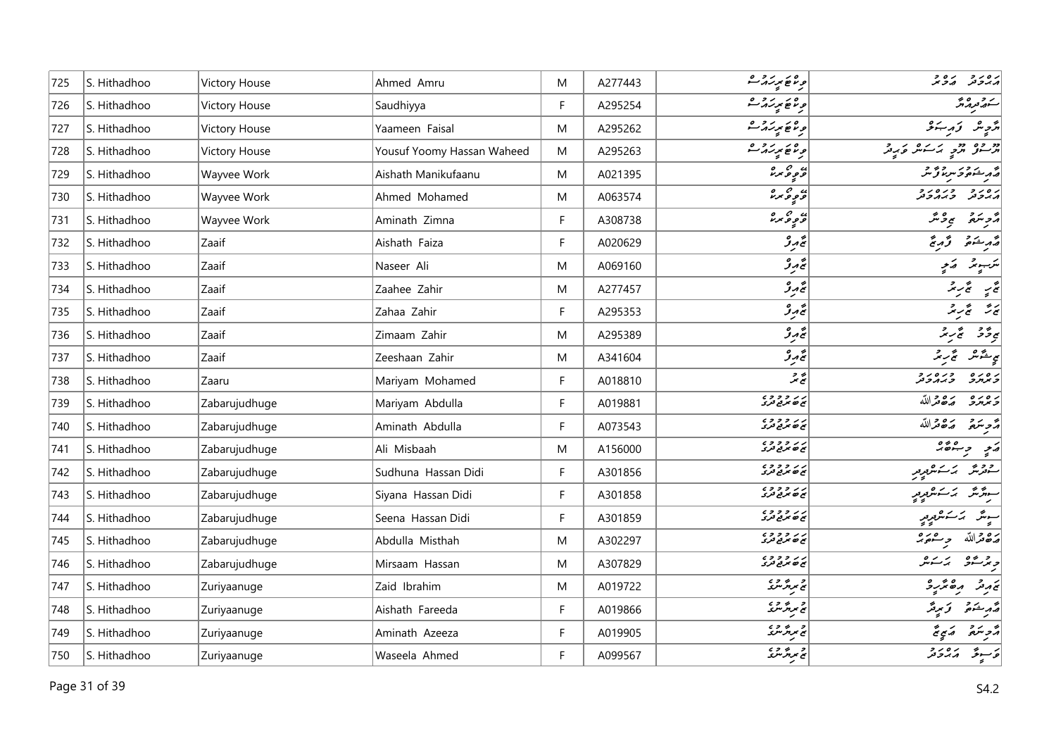| 725 | S. Hithadhoo | Victory House | Ahmed Amru | M | A277443 | وِڪْޓަރީހައުސް | އަޙްމަދު އަމްރު |
|---|---|---|---|---|---|---|---|
| 726 | S. Hithadhoo | Victory House | Saudhiyya | F | A295254 | وِڪْޓަރީހައުސް | ސައުދިއްޔާ |
| 727 | S. Hithadhoo | Victory House | Yaameen Faisal | M | A295262 | وِڪْޓަރީހައުސް | ޔާމީން ފައިސަލް |
| 728 | S. Hithadhoo | Victory House | Yousuf Yoomy Hassan Waheed | M | A295263 | وِڪْޓަރީހައުސް | ޔޫސުފް ޔޫމީ ޙަސަން ވަޙީދު |
| 729 | S. Hithadhoo | Wayvee Work | Aishath Manikufaanu | M | A021395 | ވޭވީވޯކް | އައިশަތު މަނިކުފާނު |
| 730 | S. Hithadhoo | Wayvee Work | Ahmed Mohamed | M | A063574 | ވޭވީވޯކް | އަޙްމަދު މުޙައްމަދު |
| 731 | S. Hithadhoo | Wayvee Work | Aminath Zimna | F | A308738 | ވޭވީވޯކް | އާމިނަތު ޒިމްނާ |
| 732 | S. Hithadhoo | Zaaif | Aishath Faiza | F | A020629 | ޒާއިފް | އައިশަތު ފާއިޒާ |
| 733 | S. Hithadhoo | Zaaif | Naseer Ali | M | A069160 | ޒާއިފް | ނަސީރު އަލި |
| 734 | S. Hithadhoo | Zaaif | Zaahee Zahir | M | A277457 | ޒާއިފް | ޒާހީ ޒާހިރު |
| 735 | S. Hithadhoo | Zaaif | Zahaa Zahir | F | A295353 | ޒާއިފް | ޒަހާ ޒާހިރު |
| 736 | S. Hithadhoo | Zaaif | Zimaam Zahir | M | A295389 | ޒާއިފް | ޒިމާމް ޒާހިރު |
| 737 | S. Hithadhoo | Zaaif | Zeeshaan Zahir | M | A341604 | ޒާއިފް | ޒީޝާން ޒާހިރު |
| 738 | S. Hithadhoo | Zaaru | Mariyam Mohamed | F | A018810 | ޒާރު | މަރިޔަމް މުޙައްމަދު |
| 739 | S. Hithadhoo | Zabarujudhuge | Mariyam Abdulla | F | A019881 | ޒަބަރުޖުދުގެ | މަރިޔަމް އަބްދުﷲ |
| 740 | S. Hithadhoo | Zabarujudhuge | Aminath Abdulla | F | A073543 | ޒަބަރުޖުދުގެ | އާމިނަތު އަބްދުﷲ |
| 741 | S. Hithadhoo | Zabarujudhuge | Ali Misbaah | M | A156000 | ޒަބަރުޖުދުގެ | އަލި މިސްބާހް |
| 742 | S. Hithadhoo | Zabarujudhuge | Sudhuna Hassan Didi | F | A301856 | ޒަބަރުޖުދުގެ | ސުދުނާ ހަސަންދީދީ |
| 743 | S. Hithadhoo | Zabarujudhuge | Siyana Hassan Didi | F | A301858 | ޒަބަރުޖުދުގެ | ސިޔާނާ ހަސަންދީދީ |
| 744 | S. Hithadhoo | Zabarujudhuge | Seena Hassan Didi | F | A301859 | ޒަބަރުޖުދުގެ | ސީނާ ހަސަންދީދީ |
| 745 | S. Hithadhoo | Zabarujudhuge | Abdulla Misthah | M | A302297 | ޒަބަރުޖުދުގެ | އަބްދުﷲ މިސްތާހް |
| 746 | S. Hithadhoo | Zabarujudhuge | Mirsaam Hassan | M | A307829 | ޒަބަރުޖުދުގެ | މިރްސާމް ހަސަން |
| 747 | S. Hithadhoo | Zuriyaanuge | Zaid Ibrahim | M | A019722 | ޒުރިޔާނުގެ | ޒައިދު އިބްރާހީމް |
| 748 | S. Hithadhoo | Zuriyaanuge | Aishath Fareeda | F | A019866 | ޒުރިޔާނުގެ | އައިশަތު ފަރީދާ |
| 749 | S. Hithadhoo | Zuriyaanuge | Aminath Azeeza | F | A019905 | ޒުރިޔާނުގެ | އާމިނަތު އަޒީޒާ |
| 750 | S. Hithadhoo | Zuriyaanuge | Waseela Ahmed | F | A099567 | ޒުރިޔާނުގެ | ވަސީލާ އަޙްމަދު |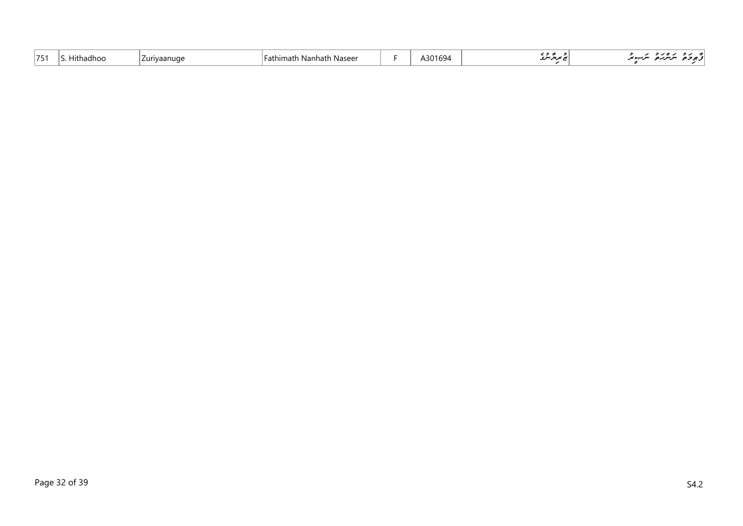| 751 | S. Hithadhoo | Zuriyaanuge | Fathimath Nanhath Naseer | F | A301694 | ޒުރިޔާނުގެ | ފާތިމަތު ނަންހަތު ނަސީރު |
|---|---|---|---|---|---|---|---|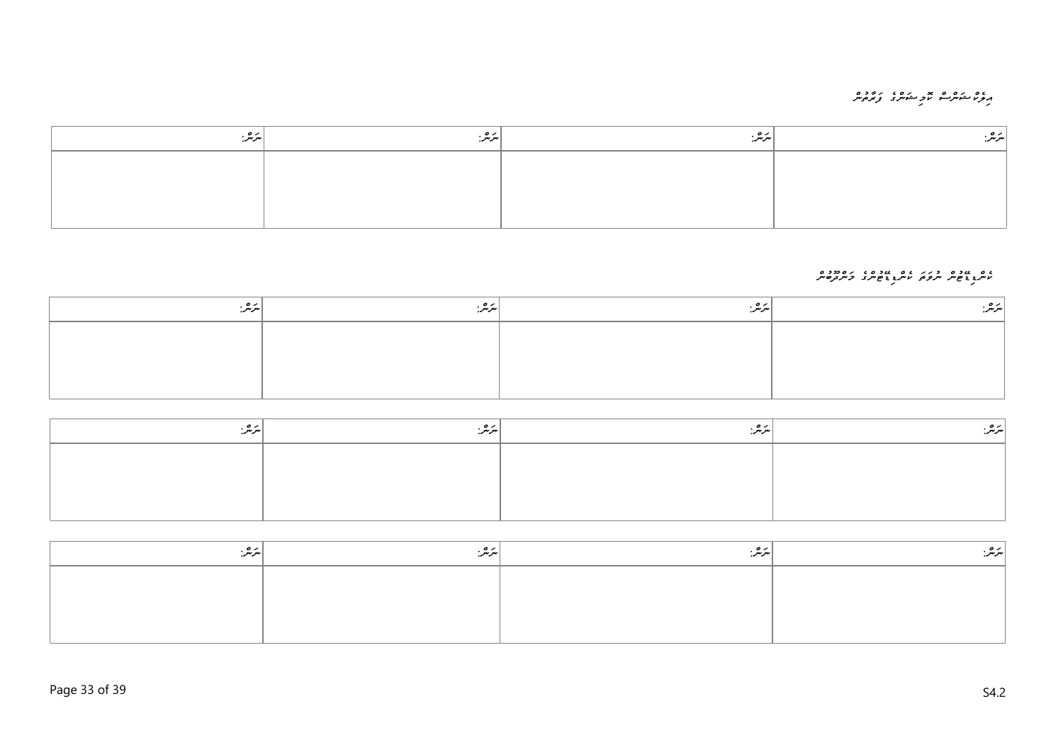# އިލެކްޝަންސް ކޮމިޝަންގެ ފަރާތުން

| ނަން: | ނަން: | ނަން: | ނަން: |
|---|---|---|---|
| | | | |

# ކެންޑިޑޭޓުން ނުވަތަ ކެންޑިޑޭޓުންގެ މަންދޫބުން

| ނަން: | ނަން: | ނަން: | ނަން: |
|---|---|---|---|
| | | | |

| ނަން: | ނަން: | ނަން: | ނަން: |
|---|---|---|---|
| | | | |

| ނަން: | ނަން: | ނަން: | ނަން: |
|---|---|---|---|
| | | | |

S4.2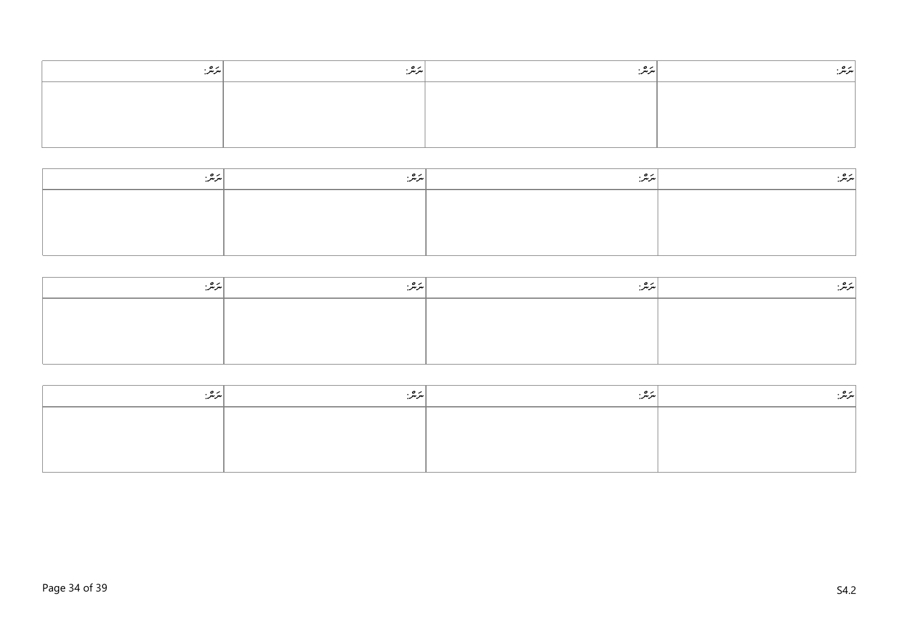| ނަންބަރު: | ނަންބަރު: | ނަންބަރު: | ނަންބަރު: |
|---|---|---|---|
| | | | |

| ނަންބަރު: | ނަންބަރު: | ނަންބަރު: | ނަންބަރު: |
|---|---|---|---|
| | | | |

| ނަންބަރު: | ނަންބަރު: | ނަންބަރު: | ނަންބަރު: |
|---|---|---|---|
| | | | |

| ނަންބަރު: | ނަންބަރު: | ނަންބަރު: | ނަންބަރު: |
|---|---|---|---|
| | | | |

S4.2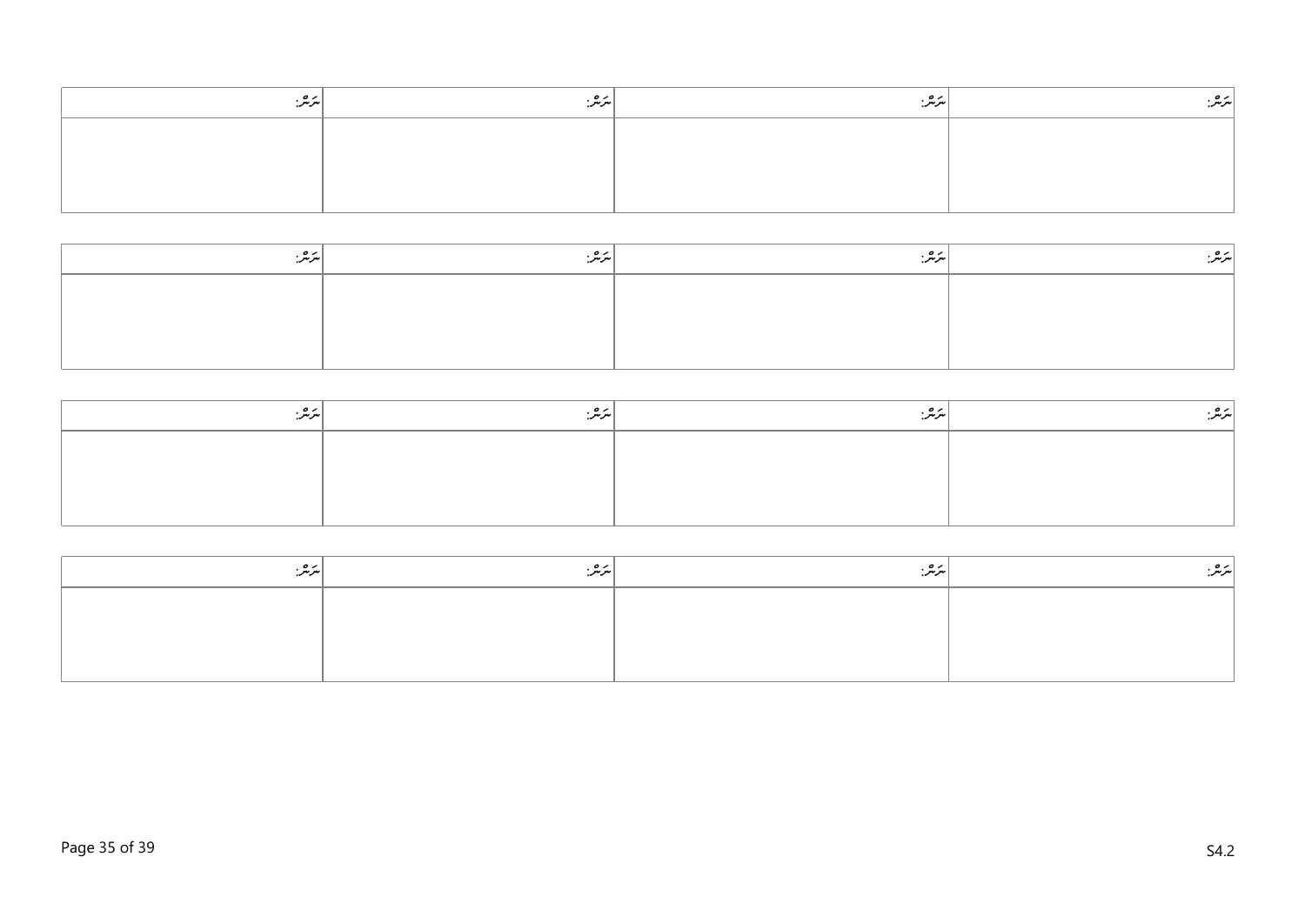| ނަރަދ: | ނަރަދ: | ނަރަދ: | ނަރަދ: |
| --- | --- | --- | --- |
| | | | |

| ނަރަދ: | ނަރަދ: | ނަރަދ: | ނަރަދ: |
| --- | --- | --- | --- |
| | | | |

| ނަރަދ: | ނަރަދ: | ނަރަދ: | ނަރަދ: |
| --- | --- | --- | --- |
| | | | |

| ނަރަދ: | ނަރަދ: | ނަރަދ: | ނަރަދ: |
| --- | --- | --- | --- |
| | | | |

S4.2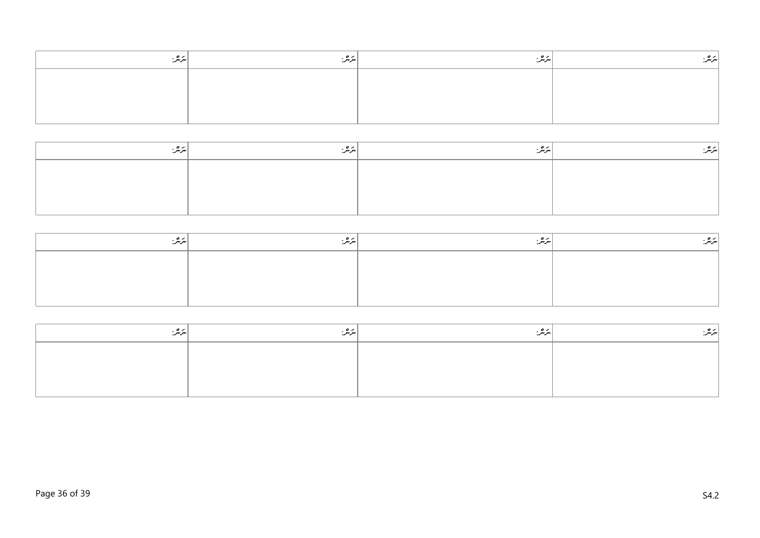| ނަންބަރ: | ނަންބަރ: | ނަންބަރ: | ނަންބަރ: |
| --- | --- | --- | --- |
| | | | |

| ނަންބަރ: | ނަންބަރ: | ނަންބަރ: | ނަންބަރ: |
| --- | --- | --- | --- |
| | | | |

| ނަންބަރ: | ނަންބަރ: | ނަންބަރ: | ނަންބަރ: |
| --- | --- | --- | --- |
| | | | |

| ނަންބަރ: | ނަންބަރ: | ނަންބަރ: | ނަންބަރ: |
| --- | --- | --- | --- |
| | | | |

S4.2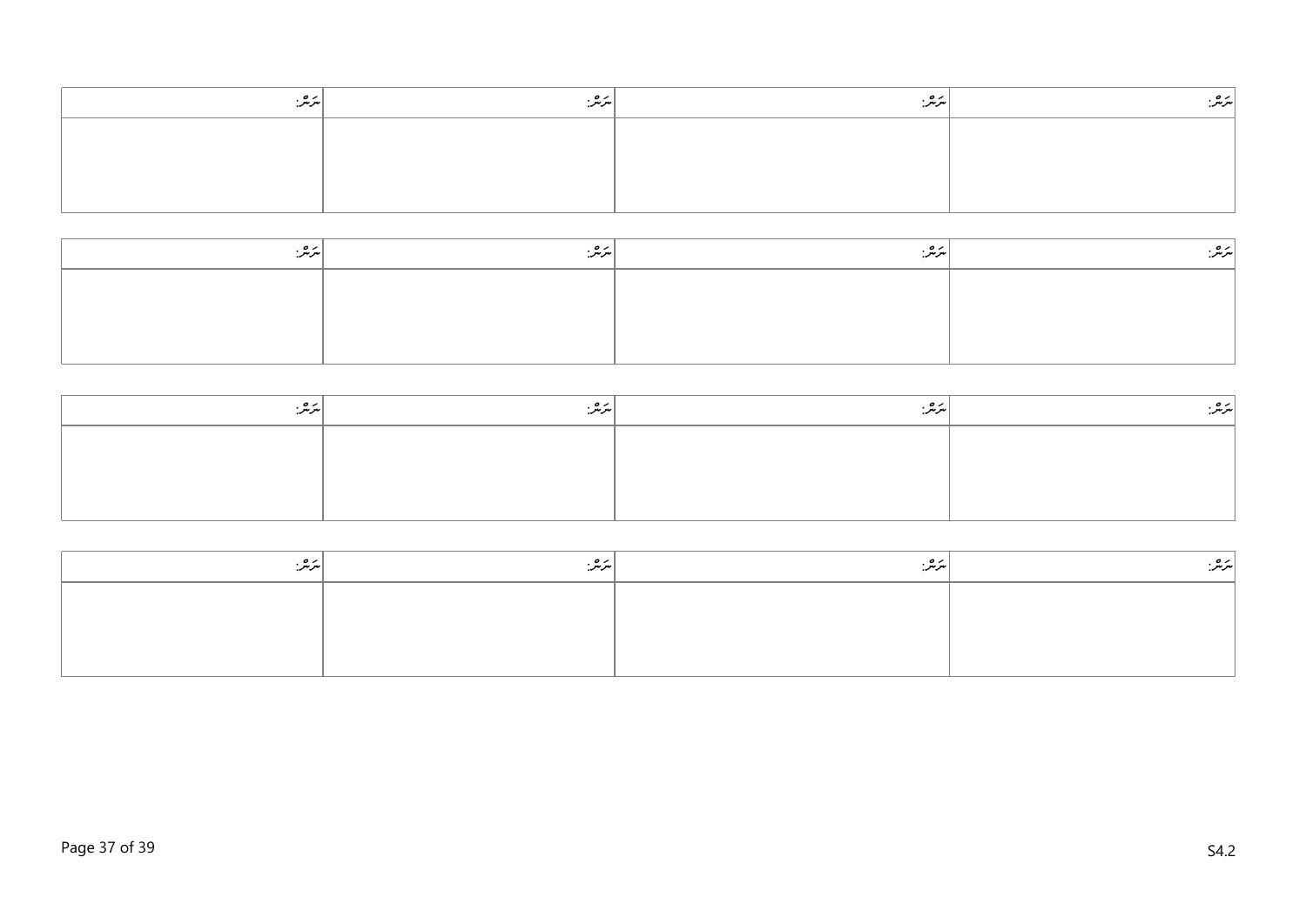| ނަރާ: | ނަރާ: | ނަރާ: | ނަރާ: |
| --- | --- | --- | --- |
| | | | |

| ނަރާ: | ނަރާ: | ނަރާ: | ނަރާ: |
| --- | --- | --- | --- |
| | | | |

| ނަރާ: | ނަރާ: | ނަރާ: | ނަރާ: |
| --- | --- | --- | --- |
| | | | |

| ނަރާ: | ނަރާ: | ނަރާ: | ނަރާ: |
| --- | --- | --- | --- |
| | | | |

S4.2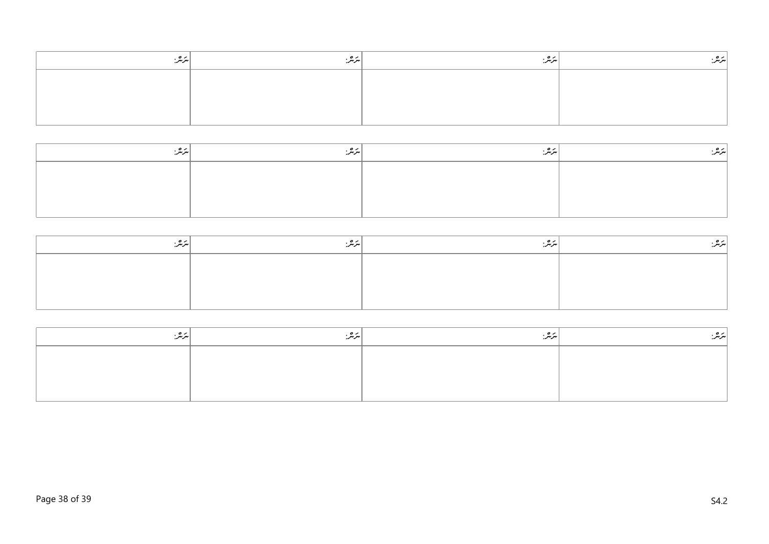| ىَرَىْر: | ىَرَىْر: | ىَرَىْر: | ىَرَىْر: |
| --- | --- | --- | --- |
| | | | |

| ىَرَىْر: | ىَرَىْر: | ىَرَىْر: | ىَرَىْر: |
| --- | --- | --- | --- |
| | | | |

| ىَرَىْر: | ىَرَىْر: | ىَرَىْر: | ىَرَىْر: |
| --- | --- | --- | --- |
| | | | |

| ىَرَىْر: | ىَرَىْر: | ىَرَىْر: | ىَرَىْر: |
| --- | --- | --- | --- |
| | | | |

S4.2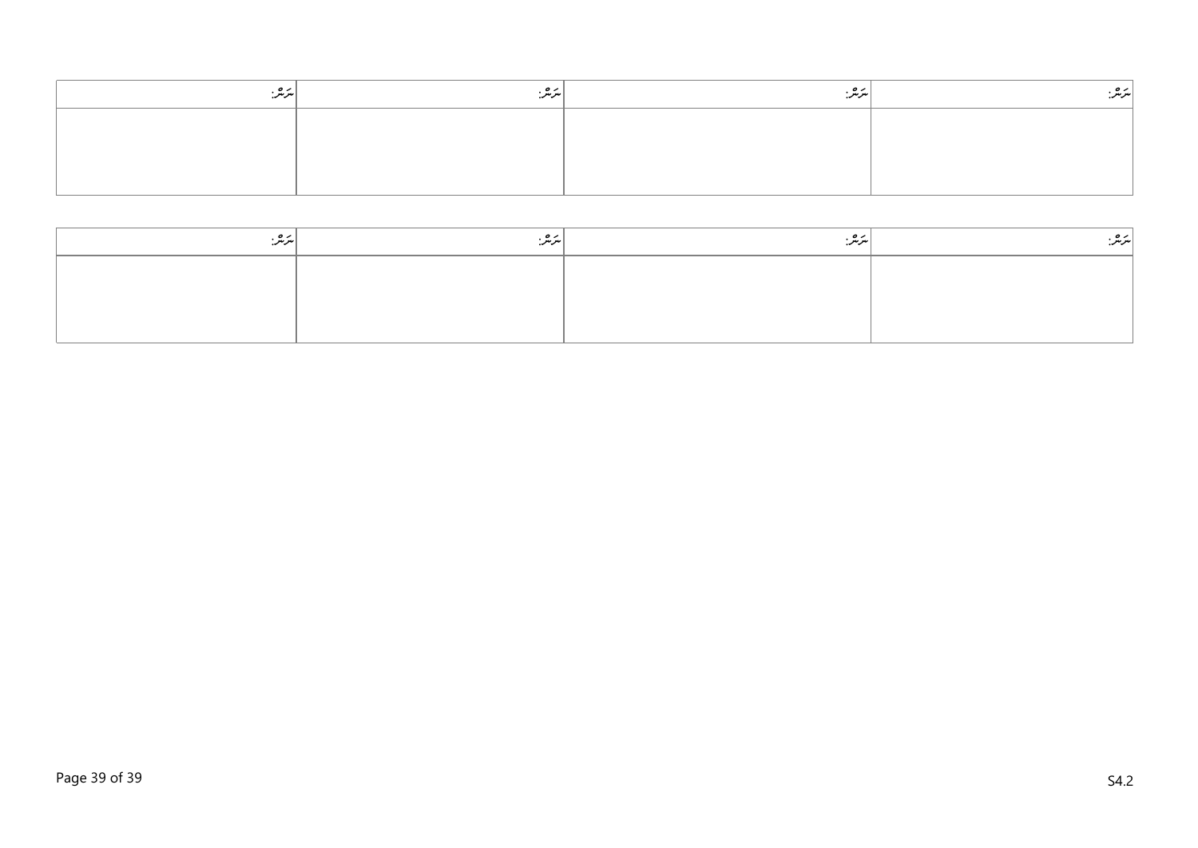| ﻿ނަރަތް: | ﻿ނަރަތް: | ﻿ނަރަތް: | ﻿ނަރަތް: |
| --- | --- | --- | --- |
| | | | |

| ﻿ނަރަތް: | ﻿ނަރަތް: | ﻿ނަރަތް: | ﻿ނަރަތް: |
| --- | --- | --- | --- |
| | | | |

S4.2